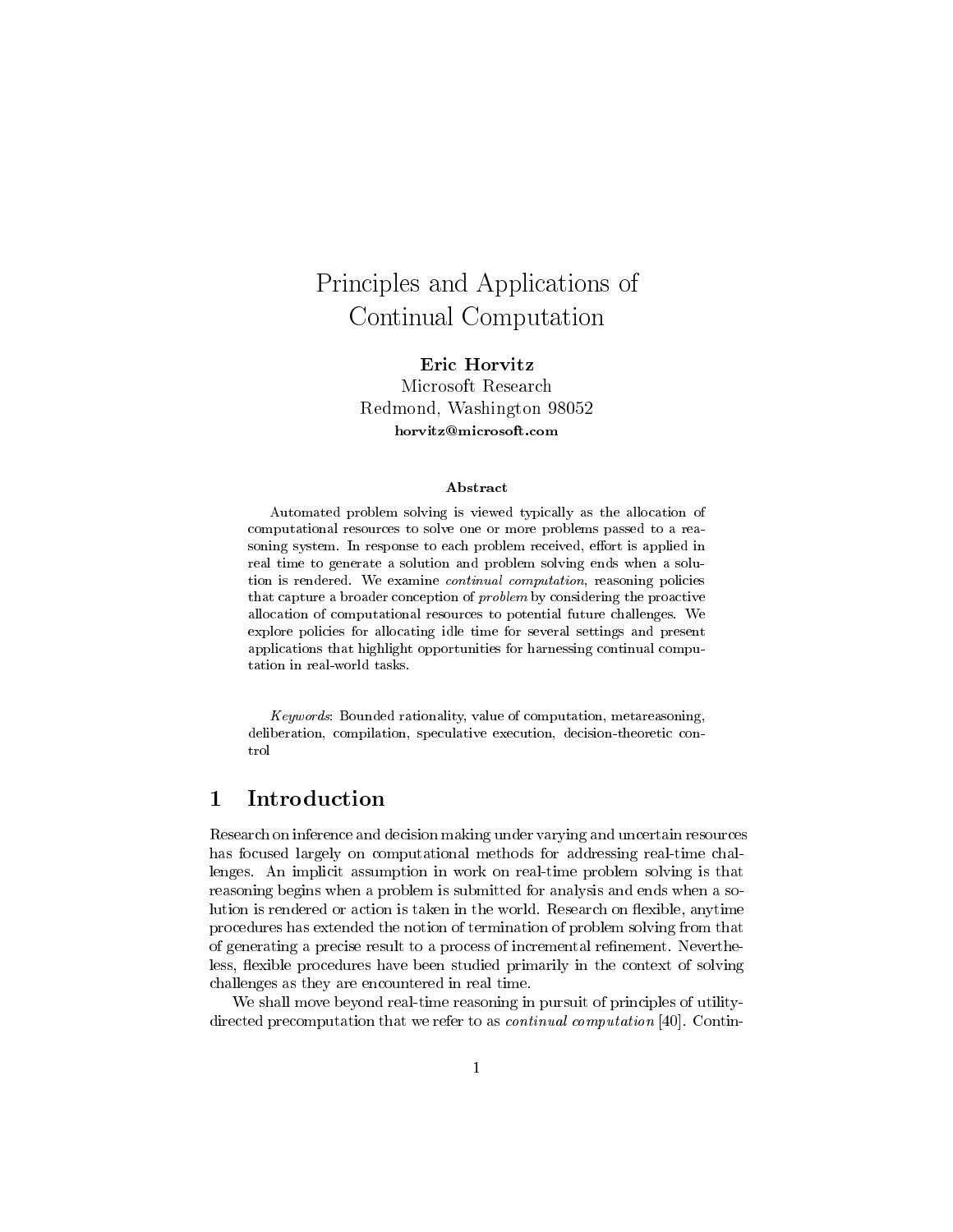# Principles and Applications of Continual Computation

**Eric Horvitz**
Microsoft Research
Redmond, Washington 98052
**horvitz@microsoft.com**

### Abstract

Automated problem solving is viewed typically as the allocation of computational resources to solve one or more problems passed to a reasoning system. In response to each problem received, effort is applied in real time to generate a solution and problem solving ends when a solution is rendered. We examine *continual computation*, reasoning policies that capture a broader conception of *problem* by considering the proactive allocation of computational resources to potential future challenges. We explore policies for allocating idle time for several settings and present applications that highlight opportunities for harnessing continual computation in real-world tasks.

*Keywords*: Bounded rationality, value of computation, metareasoning, deliberation, compilation, speculative execution, decision-theoretic control

## 1 Introduction

Research on inference and decision making under varying and uncertain resources has focused largely on computational methods for addressing real-time challenges. An implicit assumption in work on real-time problem solving is that reasoning begins when a problem is submitted for analysis and ends when a solution is rendered or action is taken in the world. Research on flexible, anytime procedures has extended the notion of termination of problem solving from that of generating a precise result to a process of incremental refinement. Nevertheless, flexible procedures have been studied primarily in the context of solving challenges as they are encountered in real time.

We shall move beyond real-time reasoning in pursuit of principles of utility-directed precomputation that we refer to as *continual computation* [40]. Contin-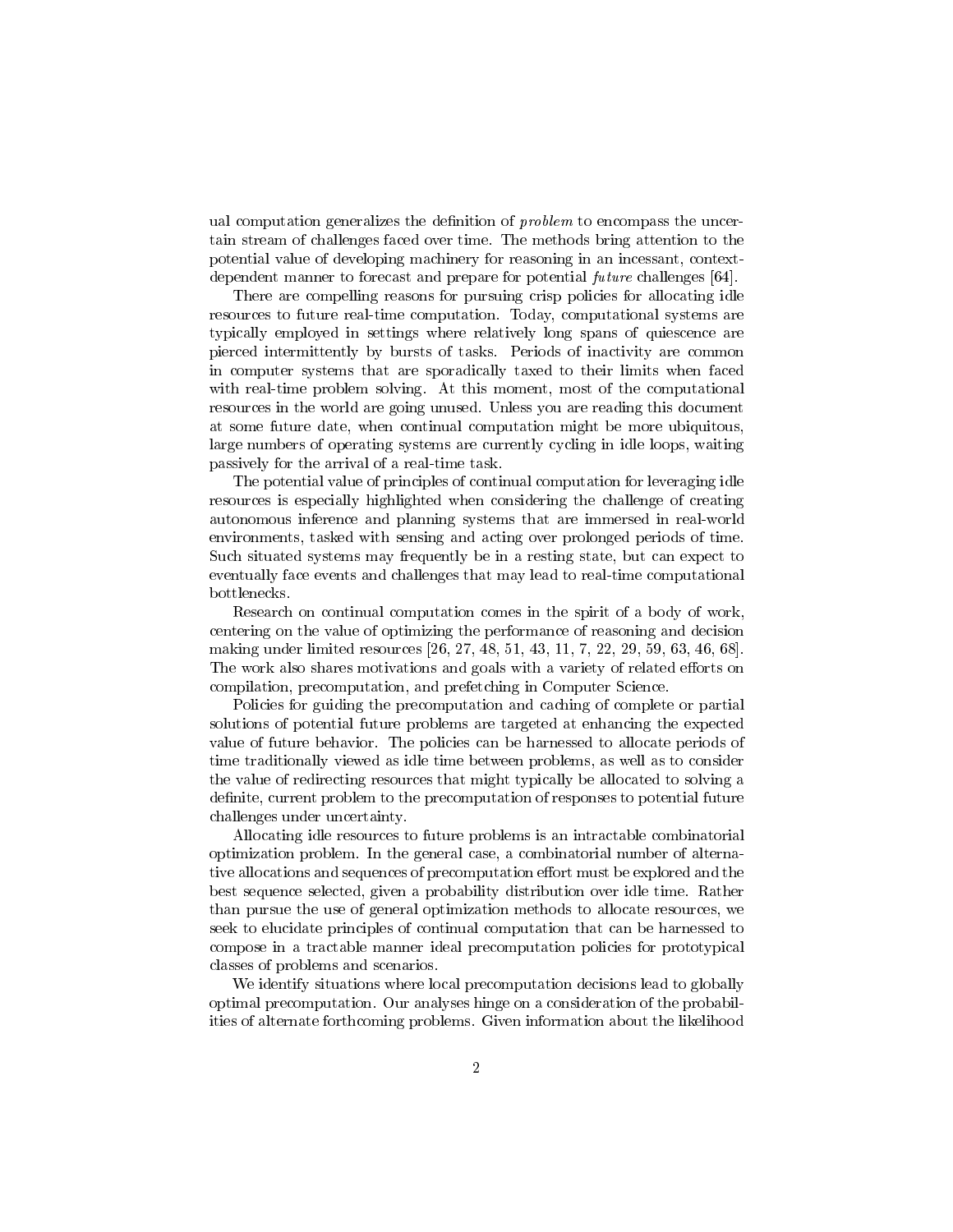ual computation generalizes the definition of *problem* to encompass the uncertain stream of challenges faced over time. The methods bring attention to the potential value of developing machinery for reasoning in an incessant, context-dependent manner to forecast and prepare for potential *future* challenges [64].

There are compelling reasons for pursuing crisp policies for allocating idle resources to future real-time computation. Today, computational systems are typically employed in settings where relatively long spans of quiescence are pierced intermittently by bursts of tasks. Periods of inactivity are common in computer systems that are sporadically taxed to their limits when faced with real-time problem solving. At this moment, most of the computational resources in the world are going unused. Unless you are reading this document at some future date, when continual computation might be more ubiquitous, large numbers of operating systems are currently cycling in idle loops, waiting passively for the arrival of a real-time task.

The potential value of principles of continual computation for leveraging idle resources is especially highlighted when considering the challenge of creating autonomous inference and planning systems that are immersed in real-world environments, tasked with sensing and acting over prolonged periods of time. Such situated systems may frequently be in a resting state, but can expect to eventually face events and challenges that may lead to real-time computational bottlenecks.

Research on continual computation comes in the spirit of a body of work, centering on the value of optimizing the performance of reasoning and decision making under limited resources [26, 27, 48, 51, 43, 11, 7, 22, 29, 59, 63, 46, 68]. The work also shares motivations and goals with a variety of related efforts on compilation, precomputation, and prefetching in Computer Science.

Policies for guiding the precomputation and caching of complete or partial solutions of potential future problems are targeted at enhancing the expected value of future behavior. The policies can be harnessed to allocate periods of time traditionally viewed as idle time between problems, as well as to consider the value of redirecting resources that might typically be allocated to solving a definite, current problem to the precomputation of responses to potential future challenges under uncertainty.

Allocating idle resources to future problems is an intractable combinatorial optimization problem. In the general case, a combinatorial number of alternative allocations and sequences of precomputation effort must be explored and the best sequence selected, given a probability distribution over idle time. Rather than pursue the use of general optimization methods to allocate resources, we seek to elucidate principles of continual computation that can be harnessed to compose in a tractable manner ideal precomputation policies for prototypical classes of problems and scenarios.

We identify situations where local precomputation decisions lead to globally optimal precomputation. Our analyses hinge on a consideration of the probabilities of alternate forthcoming problems. Given information about the likelihood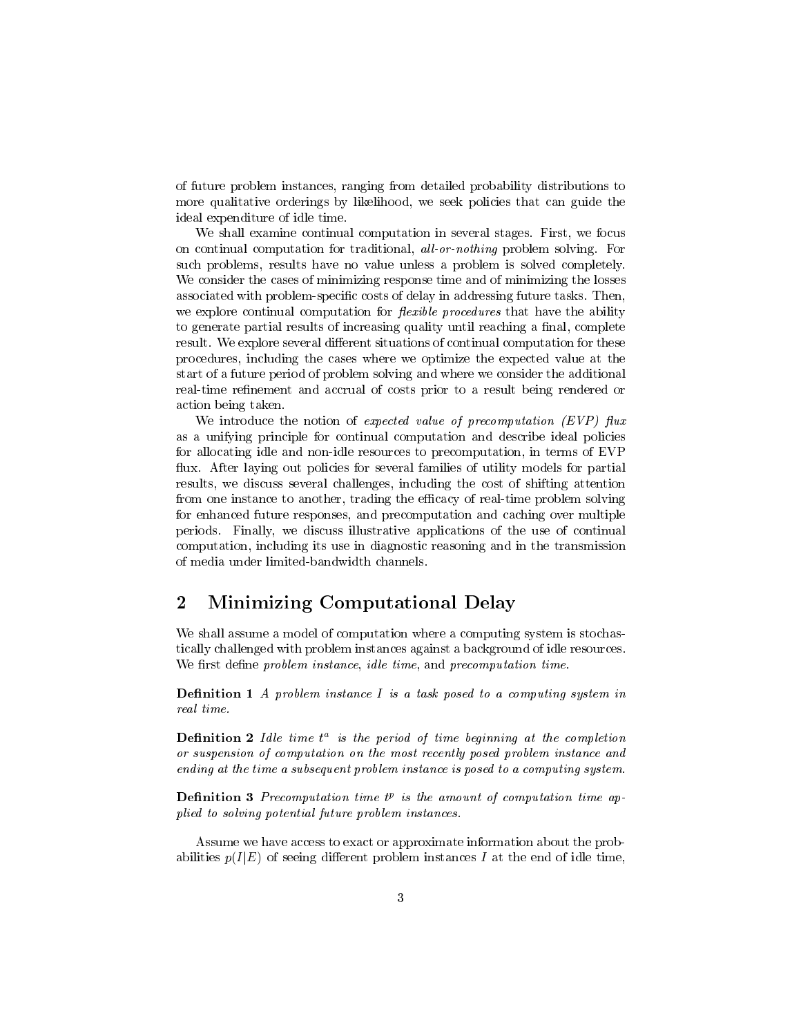of future problem instances, ranging from detailed probability distributions to more qualitative orderings by likelihood, we seek policies that can guide the ideal expenditure of idle time.

We shall examine continual computation in several stages. First, we focus on continual computation for traditional, *all-or-nothing* problem solving. For such problems, results have no value unless a problem is solved completely. We consider the cases of minimizing response time and of minimizing the losses associated with problem-specific costs of delay in addressing future tasks. Then, we explore continual computation for *flexible procedures* that have the ability to generate partial results of increasing quality until reaching a final, complete result. We explore several different situations of continual computation for these procedures, including the cases where we optimize the expected value at the start of a future period of problem solving and where we consider the additional real-time refinement and accrual of costs prior to a result being rendered or action being taken.

We introduce the notion of *expected value of precomputation (EVP) flux* as a unifying principle for continual computation and describe ideal policies for allocating idle and non-idle resources to precomputation, in terms of EVP flux. After laying out policies for several families of utility models for partial results, we discuss several challenges, including the cost of shifting attention from one instance to another, trading the efficacy of real-time problem solving for enhanced future responses, and precomputation and caching over multiple periods. Finally, we discuss illustrative applications of the use of continual computation, including its use in diagnostic reasoning and in the transmission of media under limited-bandwidth channels.

## 2 Minimizing Computational Delay

We shall assume a model of computation where a computing system is stochastically challenged with problem instances against a background of idle resources. We first define *problem instance*, *idle time*, and *precomputation time*.

**Definition 1** *A problem instance $I$ is a task posed to a computing system in real time.*

**Definition 2** *Idle time $t^a$ is the period of time beginning at the completion or suspension of computation on the most recently posed problem instance and ending at the time a subsequent problem instance is posed to a computing system.*

**Definition 3** *Precomputation time $t^p$ is the amount of computation time applied to solving potential future problem instances.*

Assume we have access to exact or approximate information about the probabilities $p(I|E)$ of seeing different problem instances $I$ at the end of idle time,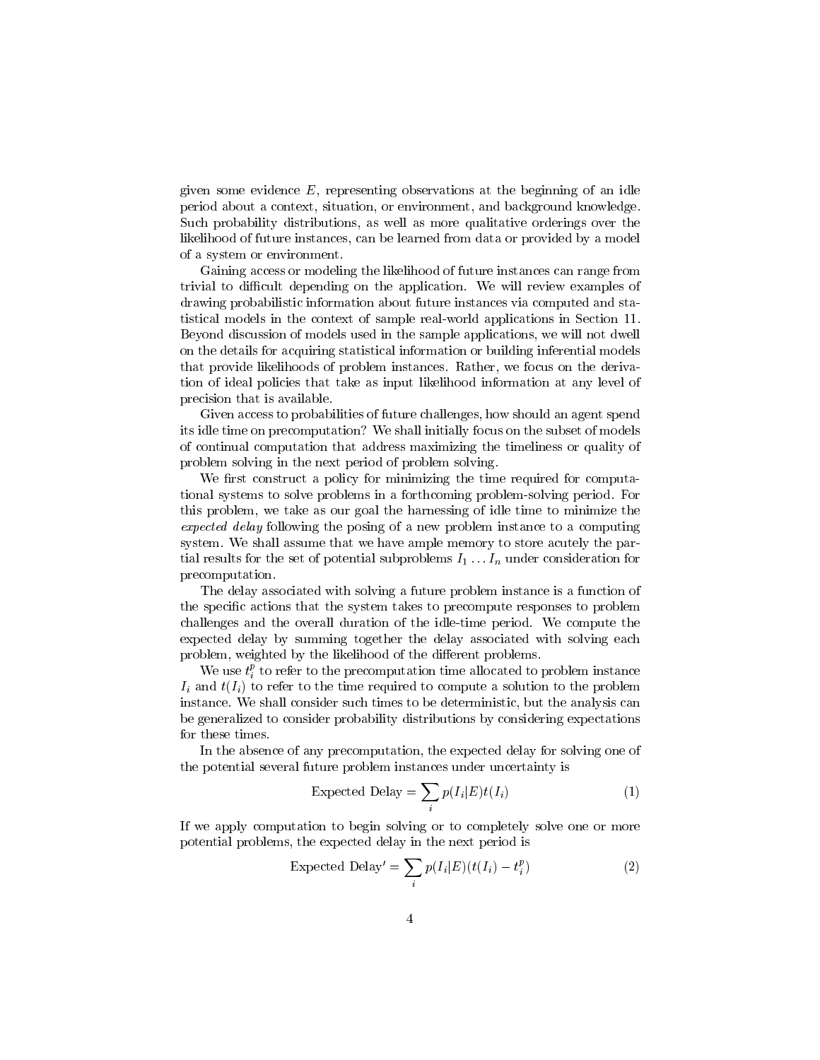given some evidence $E$, representing observations at the beginning of an idle period about a context, situation, or environment, and background knowledge. Such probability distributions, as well as more qualitative orderings over the likelihood of future instances, can be learned from data or provided by a model of a system or environment.

Gaining access or modeling the likelihood of future instances can range from trivial to difficult depending on the application. We will review examples of drawing probabilistic information about future instances via computed and statistical models in the context of sample real-world applications in Section 11. Beyond discussion of models used in the sample applications, we will not dwell on the details for acquiring statistical information or building inferential models that provide likelihoods of problem instances. Rather, we focus on the derivation of ideal policies that take as input likelihood information at any level of precision that is available.

Given access to probabilities of future challenges, how should an agent spend its idle time on precomputation? We shall initially focus on the subset of models of continual computation that address maximizing the timeliness or quality of problem solving in the next period of problem solving.

We first construct a policy for minimizing the time required for computational systems to solve problems in a forthcoming problem-solving period. For this problem, we take as our goal the harnessing of idle time to minimize the *expected delay* following the posing of a new problem instance to a computing system. We shall assume that we have ample memory to store acutely the partial results for the set of potential subproblems $I_1 \ldots I_n$ under consideration for precomputation.

The delay associated with solving a future problem instance is a function of the specific actions that the system takes to precompute responses to problem challenges and the overall duration of the idle-time period. We compute the expected delay by summing together the delay associated with solving each problem, weighted by the likelihood of the different problems.

We use $t_i^p$ to refer to the precomputation time allocated to problem instance $I_i$ and $t(I_i)$ to refer to the time required to compute a solution to the problem instance. We shall consider such times to be deterministic, but the analysis can be generalized to consider probability distributions by considering expectations for these times.

In the absence of any precomputation, the expected delay for solving one of the potential several future problem instances under uncertainty is

$$\text{Expected Delay} = \sum_i p(I_i|E)t(I_i) \tag{1}$$

If we apply computation to begin solving or to completely solve one or more potential problems, the expected delay in the next period is

$$\text{Expected Delay}' = \sum_i p(I_i|E)(t(I_i) - t_i^p) \tag{2}$$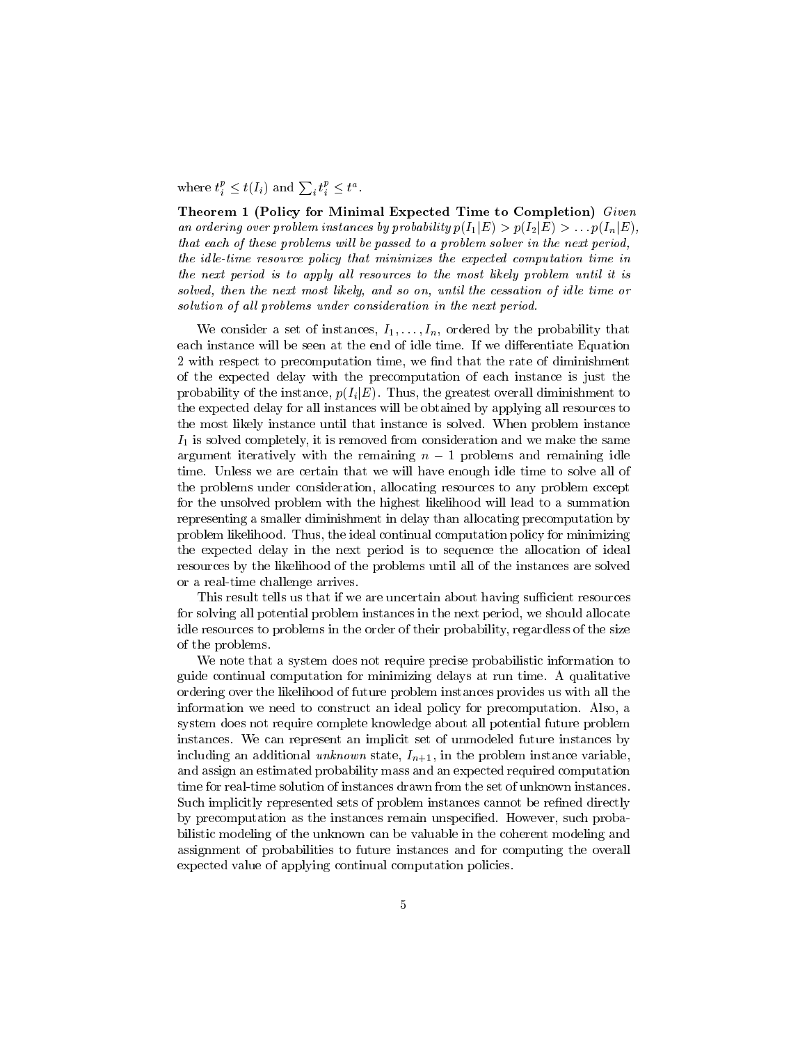where $t_i^p \leq t(I_i)$ and $\sum_i t_i^p \leq t^a$.

**Theorem 1 (Policy for Minimal Expected Time to Completion)** *Given an ordering over problem instances by probability $p(I_1|E) > p(I_2|E) > \ldots p(I_n|E)$, that each of these problems will be passed to a problem solver in the next period, the idle-time resource policy that minimizes the expected computation time in the next period is to apply all resources to the most likely problem until it is solved, then the next most likely, and so on, until the cessation of idle time or solution of all problems under consideration in the next period.*

We consider a set of instances, $I_1, \ldots, I_n$, ordered by the probability that each instance will be seen at the end of idle time. If we differentiate Equation 2 with respect to precomputation time, we find that the rate of diminishment of the expected delay with the precomputation of each instance is just the probability of the instance, $p(I_i|E)$. Thus, the greatest overall diminishment to the expected delay for all instances will be obtained by applying all resources to the most likely instance until that instance is solved. When problem instance $I_1$ is solved completely, it is removed from consideration and we make the same argument iteratively with the remaining $n-1$ problems and remaining idle time. Unless we are certain that we will have enough idle time to solve all of the problems under consideration, allocating resources to any problem except for the unsolved problem with the highest likelihood will lead to a summation representing a smaller diminishment in delay than allocating precomputation by problem likelihood. Thus, the ideal continual computation policy for minimizing the expected delay in the next period is to sequence the allocation of ideal resources by the likelihood of the problems until all of the instances are solved or a real-time challenge arrives.

This result tells us that if we are uncertain about having sufficient resources for solving all potential problem instances in the next period, we should allocate idle resources to problems in the order of their probability, regardless of the size of the problems.

We note that a system does not require precise probabilistic information to guide continual computation for minimizing delays at run time. A qualitative ordering over the likelihood of future problem instances provides us with all the information we need to construct an ideal policy for precomputation. Also, a system does not require complete knowledge about all potential future problem instances. We can represent an implicit set of unmodeled future instances by including an additional *unknown* state, $I_{n+1}$, in the problem instance variable, and assign an estimated probability mass and an expected required computation time for real-time solution of instances drawn from the set of unknown instances. Such implicitly represented sets of problem instances cannot be refined directly by precomputation as the instances remain unspecified. However, such probabilistic modeling of the unknown can be valuable in the coherent modeling and assignment of probabilities to future instances and for computing the overall expected value of applying continual computation policies.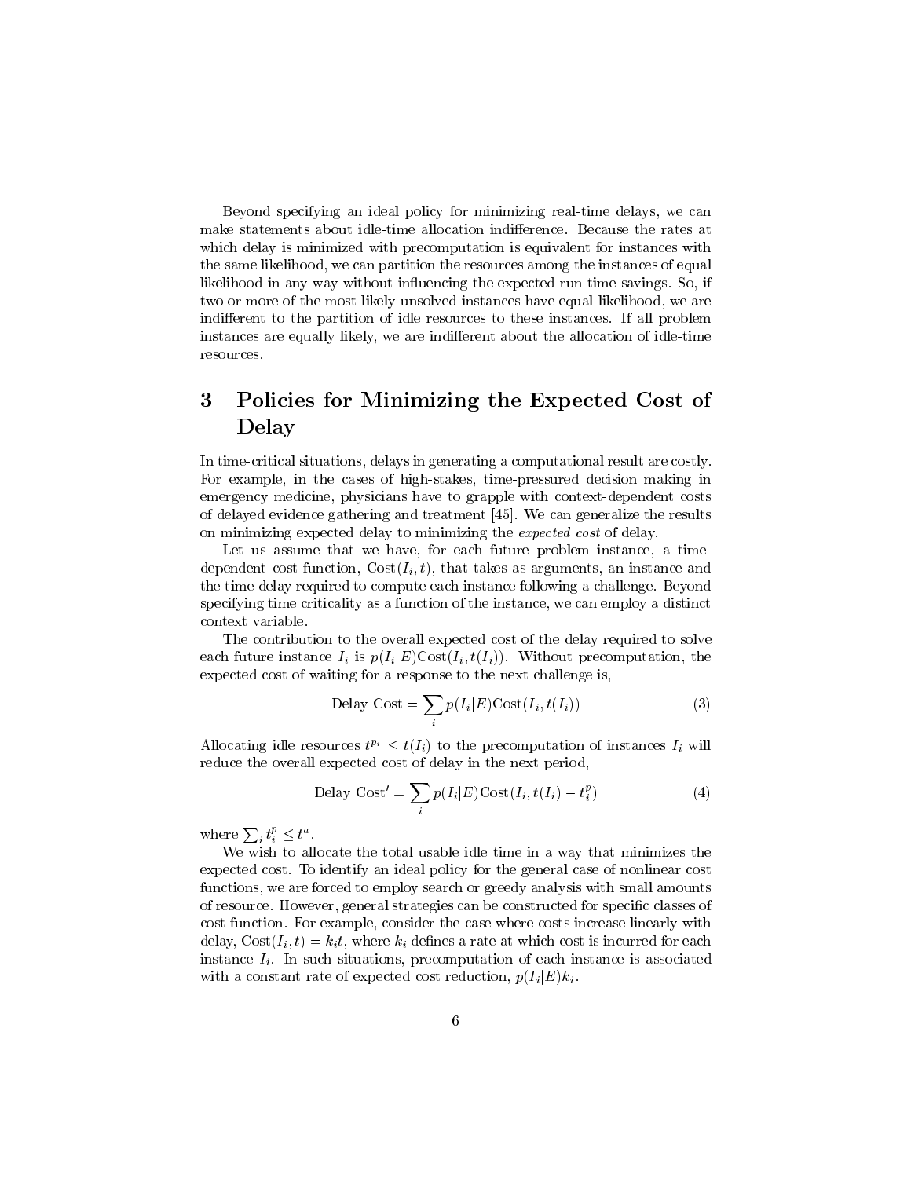Beyond specifying an ideal policy for minimizing real-time delays, we can make statements about idle-time allocation indifference. Because the rates at which delay is minimized with precomputation is equivalent for instances with the same likelihood, we can partition the resources among the instances of equal likelihood in any way without influencing the expected run-time savings. So, if two or more of the most likely unsolved instances have equal likelihood, we are indifferent to the partition of idle resources to these instances. If all problem instances are equally likely, we are indifferent about the allocation of idle-time resources.

# 3 Policies for Minimizing the Expected Cost of Delay

In time-critical situations, delays in generating a computational result are costly. For example, in the cases of high-stakes, time-pressured decision making in emergency medicine, physicians have to grapple with context-dependent costs of delayed evidence gathering and treatment [45]. We can generalize the results on minimizing expected delay to minimizing the *expected cost* of delay.

Let us assume that we have, for each future problem instance, a time-dependent cost function, $\text{Cost}(I_i, t)$, that takes as arguments, an instance and the time delay required to compute each instance following a challenge. Beyond specifying time criticality as a function of the instance, we can employ a distinct context variable.

The contribution to the overall expected cost of the delay required to solve each future instance $I_i$ is $p(I_i|E)\text{Cost}(I_i, t(I_i))$. Without precomputation, the expected cost of waiting for a response to the next challenge is,

$$\text{Delay Cost} = \sum_i p(I_i|E)\text{Cost}(I_i, t(I_i)) \tag{3}$$

Allocating idle resources $t^{p_i} \leq t(I_i)$ to the precomputation of instances $I_i$ will reduce the overall expected cost of delay in the next period,

$$\text{Delay Cost}' = \sum_i p(I_i|E)\text{Cost}(I_i, t(I_i) - t_i^p) \tag{4}$$

where $\sum_i t_i^p \leq t^a$.

We wish to allocate the total usable idle time in a way that minimizes the expected cost. To identify an ideal policy for the general case of nonlinear cost functions, we are forced to employ search or greedy analysis with small amounts of resource. However, general strategies can be constructed for specific classes of cost function. For example, consider the case where costs increase linearly with delay, $\text{Cost}(I_i, t) = k_i t$, where $k_i$ defines a rate at which cost is incurred for each instance $I_i$. In such situations, precomputation of each instance is associated with a constant rate of expected cost reduction, $p(I_i|E)k_i$.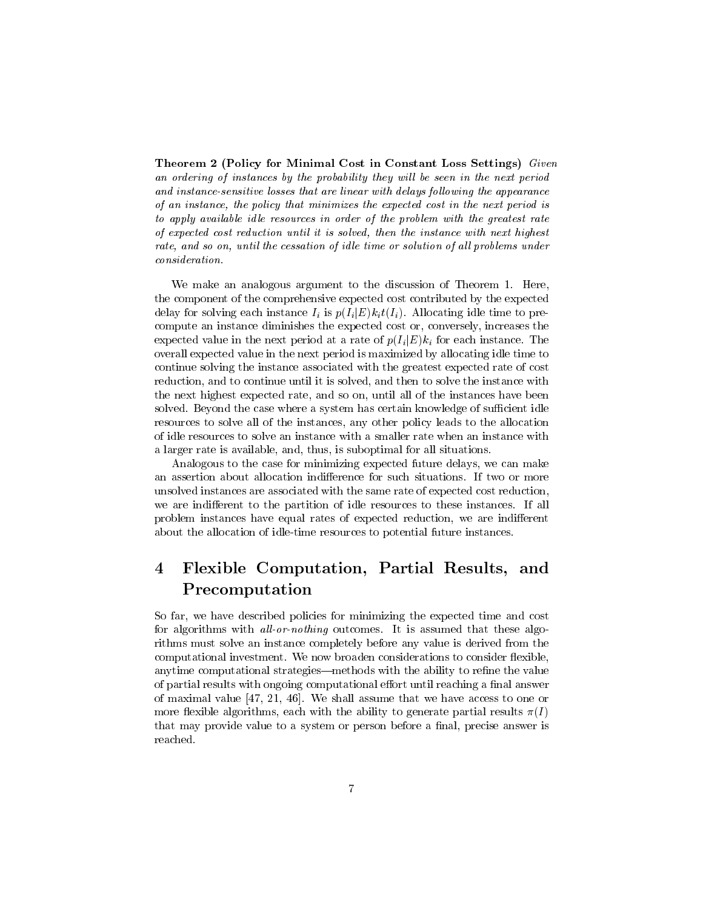**Theorem 2 (Policy for Minimal Cost in Constant Loss Settings)** *Given an ordering of instances by the probability they will be seen in the next period and instance-sensitive losses that are linear with delays following the appearance of an instance, the policy that minimizes the expected cost in the next period is to apply available idle resources in order of the problem with the greatest rate of expected cost reduction until it is solved, then the instance with next highest rate, and so on, until the cessation of idle time or solution of all problems under consideration.*

We make an analogous argument to the discussion of Theorem 1. Here, the component of the comprehensive expected cost contributed by the expected delay for solving each instance $I_i$ is $p(I_i|E)k_it(I_i)$. Allocating idle time to precompute an instance diminishes the expected cost or, conversely, increases the expected value in the next period at a rate of $p(I_i|E)k_i$ for each instance. The overall expected value in the next period is maximized by allocating idle time to continue solving the instance associated with the greatest expected rate of cost reduction, and to continue until it is solved, and then to solve the instance with the next highest expected rate, and so on, until all of the instances have been solved. Beyond the case where a system has certain knowledge of sufficient idle resources to solve all of the instances, any other policy leads to the allocation of idle resources to solve an instance with a smaller rate when an instance with a larger rate is available, and, thus, is suboptimal for all situations.

Analogous to the case for minimizing expected future delays, we can make an assertion about allocation indifference for such situations. If two or more unsolved instances are associated with the same rate of expected cost reduction, we are indifferent to the partition of idle resources to these instances. If all problem instances have equal rates of expected reduction, we are indifferent about the allocation of idle-time resources to potential future instances.

# 4 Flexible Computation, Partial Results, and Precomputation

So far, we have described policies for minimizing the expected time and cost for algorithms with *all-or-nothing* outcomes. It is assumed that these algorithms must solve an instance completely before any value is derived from the computational investment. We now broaden considerations to consider flexible, anytime computational strategies—methods with the ability to refine the value of partial results with ongoing computational effort until reaching a final answer of maximal value [47, 21, 46]. We shall assume that we have access to one or more flexible algorithms, each with the ability to generate partial results $\pi(I)$ that may provide value to a system or person before a final, precise answer is reached.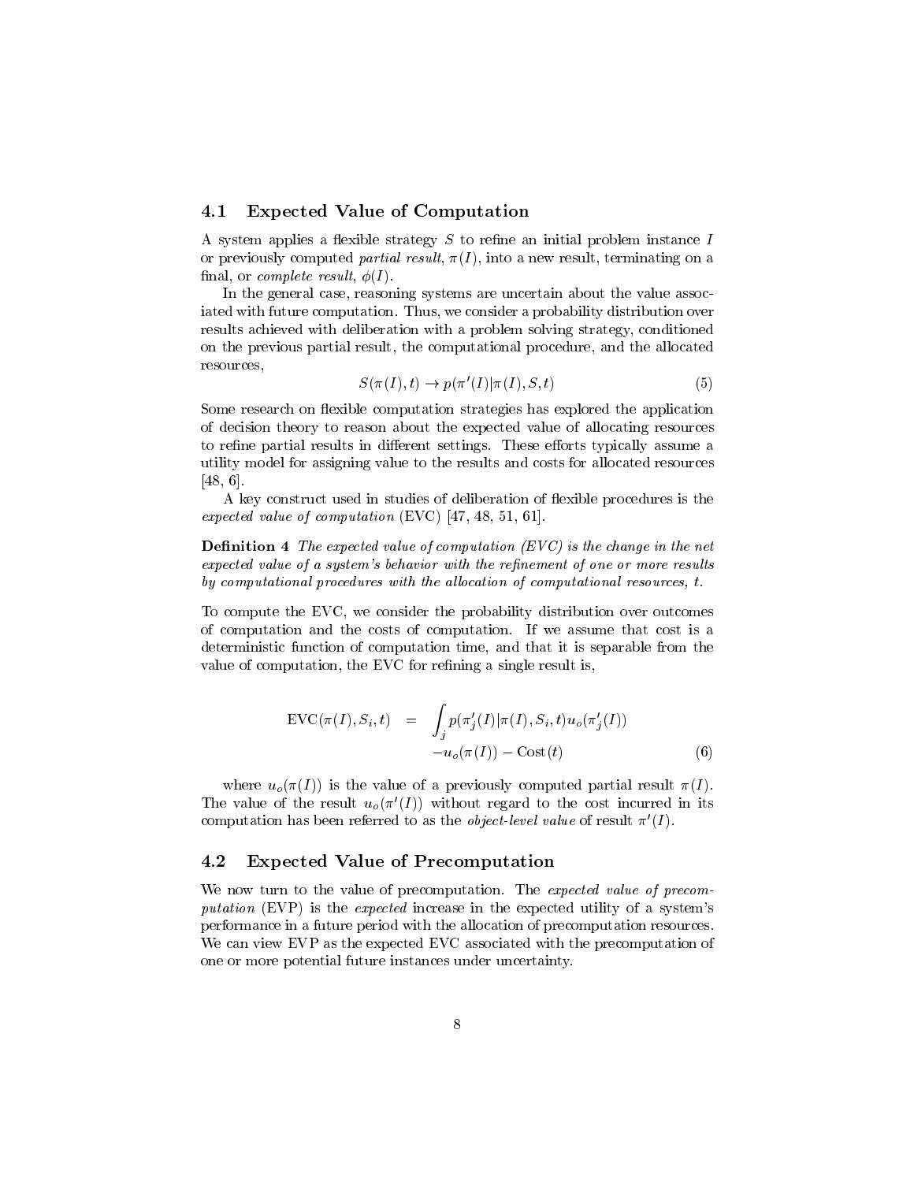### 4.1 Expected Value of Computation

A system applies a flexible strategy $S$ to refine an initial problem instance $I$ or previously computed *partial result*, $\pi(I)$, into a new result, terminating on a final, or *complete result*, $\phi(I)$.

In the general case, reasoning systems are uncertain about the value associated with future computation. Thus, we consider a probability distribution over results achieved with deliberation with a problem solving strategy, conditioned on the previous partial result, the computational procedure, and the allocated resources,

$$S(\pi(I), t) \rightarrow p(\pi'(I)|\pi(I), S, t) \tag{5}$$

Some research on flexible computation strategies has explored the application of decision theory to reason about the expected value of allocating resources to refine partial results in different settings. These efforts typically assume a utility model for assigning value to the results and costs for allocated resources [48, 6].

A key construct used in studies of deliberation of flexible procedures is the *expected value of computation* (EVC) [47, 48, 51, 61].

**Definition 4** *The expected value of computation (EVC) is the change in the net expected value of a system's behavior with the refinement of one or more results by computational procedures with the allocation of computational resources, t.*

To compute the EVC, we consider the probability distribution over outcomes of computation and the costs of computation. If we assume that cost is a deterministic function of computation time, and that it is separable from the value of computation, the EVC for refining a single result is,

$$\begin{aligned} \mathrm{EVC}(\pi(I), S_i, t) \quad = \quad & \int_j p(\pi'_j(I)|\pi(I), S_i, t) u_o(\pi'_j(I)) \\ & -u_o(\pi(I)) - \mathrm{Cost}(t) \end{aligned} \tag{6}$$

where $u_o(\pi(I))$ is the value of a previously computed partial result $\pi(I)$. The value of the result $u_o(\pi'(I))$ without regard to the cost incurred in its computation has been referred to as the *object-level value* of result $\pi'(I)$.

### 4.2 Expected Value of Precomputation

We now turn to the value of precomputation. The *expected value of precomputation* (EVP) is the *expected* increase in the expected utility of a system's performance in a future period with the allocation of precomputation resources. We can view EVP as the expected EVC associated with the precomputation of one or more potential future instances under uncertainty.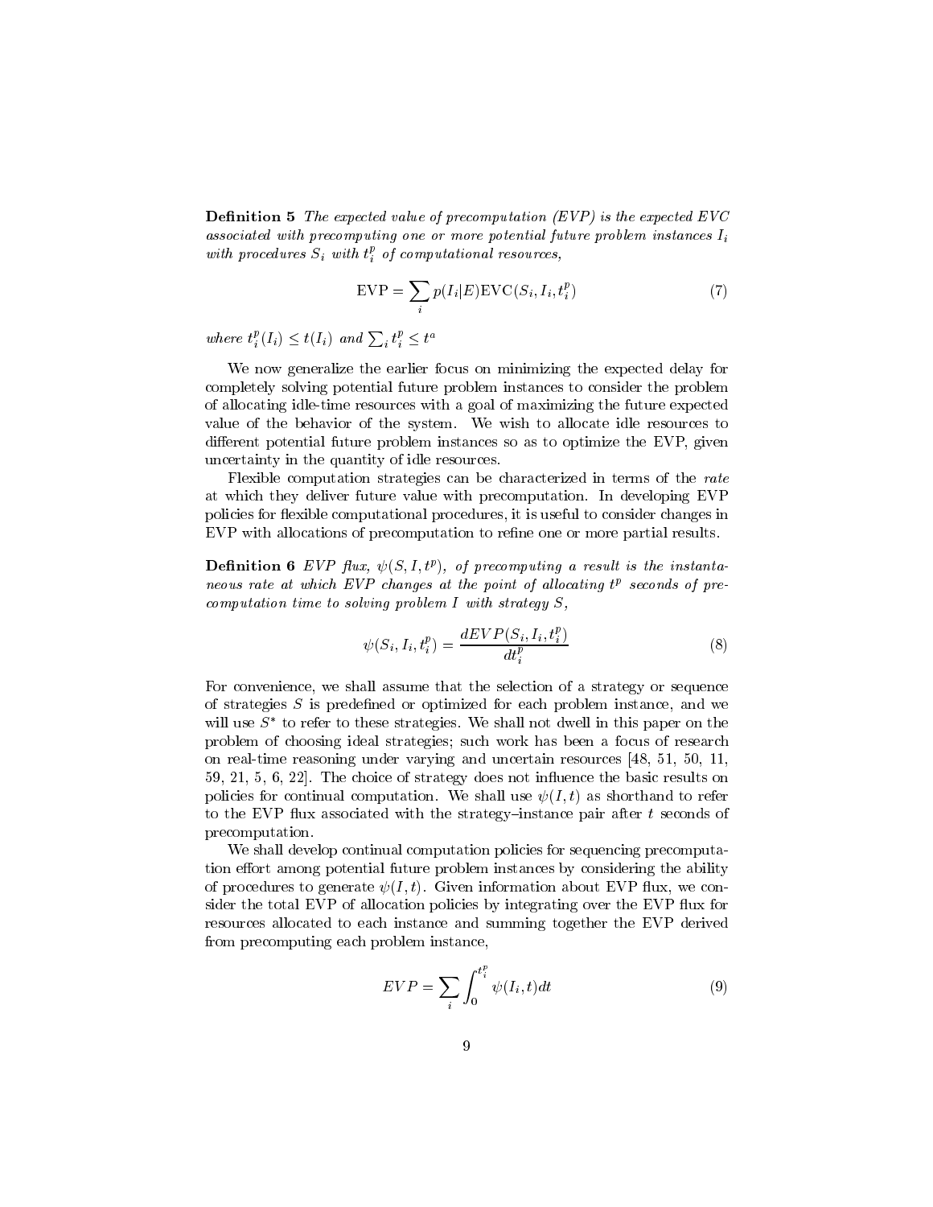**Definition 5** *The expected value of precomputation (EVP) is the expected EVC associated with precomputing one or more potential future problem instances $I_i$ with procedures $S_i$ with $t_i^p$ of computational resources,*

$$\mathrm{EVP} = \sum_i p(I_i|E)\mathrm{EVC}(S_i, I_i, t_i^p) \tag{7}$$

*where $t_i^p(I_i) \leq t(I_i)$ and $\sum_i t_i^p \leq t^a$*

We now generalize the earlier focus on minimizing the expected delay for completely solving potential future problem instances to consider the problem of allocating idle-time resources with a goal of maximizing the future expected value of the behavior of the system. We wish to allocate idle resources to different potential future problem instances so as to optimize the EVP, given uncertainty in the quantity of idle resources.

Flexible computation strategies can be characterized in terms of the *rate* at which they deliver future value with precomputation. In developing EVP policies for flexible computational procedures, it is useful to consider changes in EVP with allocations of precomputation to refine one or more partial results.

**Definition 6** *EVP flux, $\psi(S, I, t^p)$, of precomputing a result is the instantaneous rate at which EVP changes at the point of allocating $t^p$ seconds of precomputation time to solving problem $I$ with strategy $S$,*

$$\psi(S_i, I_i, t_i^p) = \frac{dEVP(S_i, I_i, t_i^p)}{dt_i^p} \tag{8}$$

For convenience, we shall assume that the selection of a strategy or sequence of strategies $S$ is predefined or optimized for each problem instance, and we will use $S^*$ to refer to these strategies. We shall not dwell in this paper on the problem of choosing ideal strategies; such work has been a focus of research on real-time reasoning under varying and uncertain resources [48, 51, 50, 11, 59, 21, 5, 6, 22]. The choice of strategy does not influence the basic results on policies for continual computation. We shall use $\psi(I, t)$ as shorthand to refer to the EVP flux associated with the strategy–instance pair after $t$ seconds of precomputation.

We shall develop continual computation policies for sequencing precomputation effort among potential future problem instances by considering the ability of procedures to generate $\psi(I, t)$. Given information about EVP flux, we consider the total EVP of allocation policies by integrating over the EVP flux for resources allocated to each instance and summing together the EVP derived from precomputing each problem instance,

$$EVP = \sum_i \int_0^{t_i^p} \psi(I_i, t)dt \tag{9}$$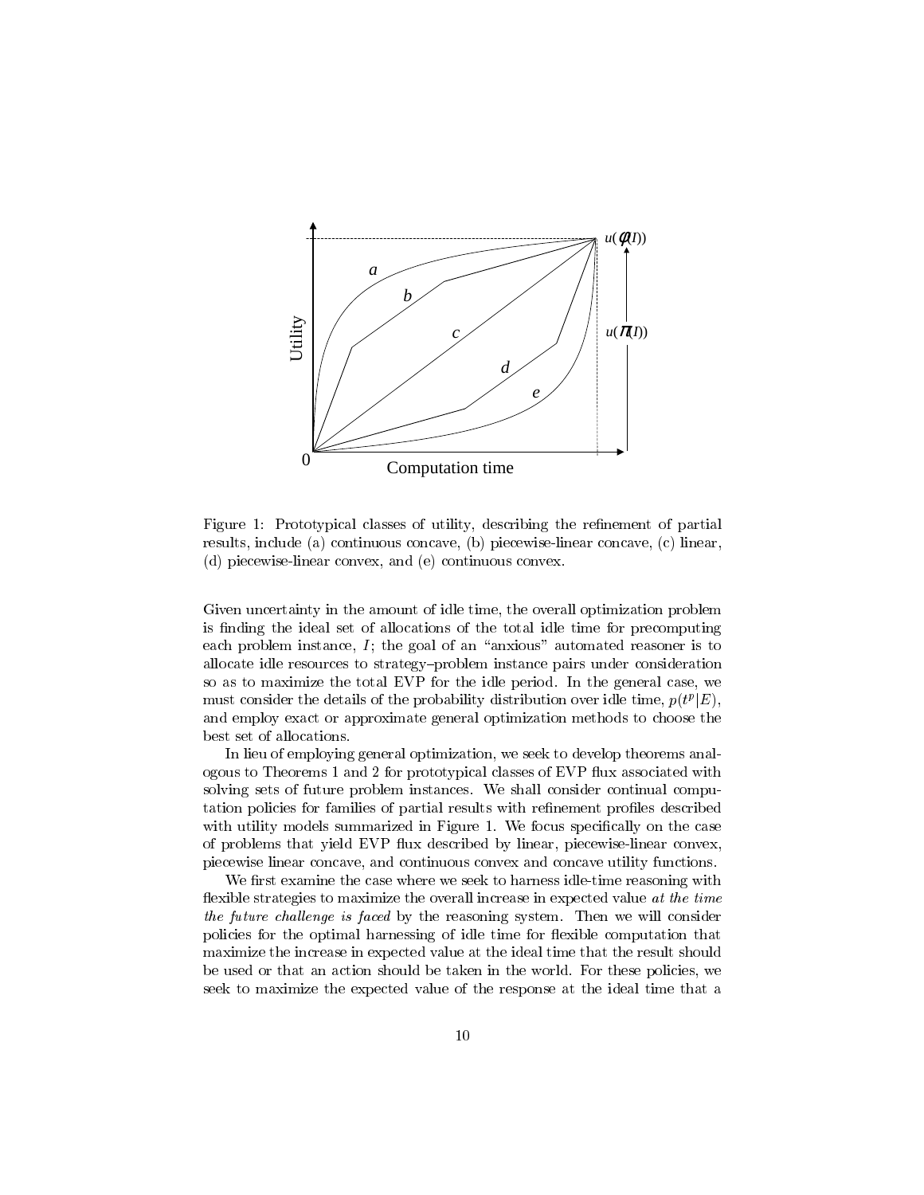Figure 1: Prototypical classes of utility, describing the refinement of partial results, include (a) continuous concave, (b) piecewise-linear concave, (c) linear, (d) piecewise-linear convex, and (e) continuous convex.

Given uncertainty in the amount of idle time, the overall optimization problem is finding the ideal set of allocations of the total idle time for precomputing each problem instance, $I$; the goal of an "anxious" automated reasoner is to allocate idle resources to strategy–problem instance pairs under consideration so as to maximize the total EVP for the idle period. In the general case, we must consider the details of the probability distribution over idle time, $p(t^p|E)$, and employ exact or approximate general optimization methods to choose the best set of allocations.

In lieu of employing general optimization, we seek to develop theorems analogous to Theorems 1 and 2 for prototypical classes of EVP flux associated with solving sets of future problem instances. We shall consider continual computation policies for families of partial results with refinement profiles described with utility models summarized in Figure 1. We focus specifically on the case of problems that yield EVP flux described by linear, piecewise-linear convex, piecewise linear concave, and continuous convex and concave utility functions.

We first examine the case where we seek to harness idle-time reasoning with flexible strategies to maximize the overall increase in expected value *at the time the future challenge is faced* by the reasoning system. Then we will consider policies for the optimal harnessing of idle time for flexible computation that maximize the increase in expected value at the ideal time that the result should be used or that an action should be taken in the world. For these policies, we seek to maximize the expected value of the response at the ideal time that a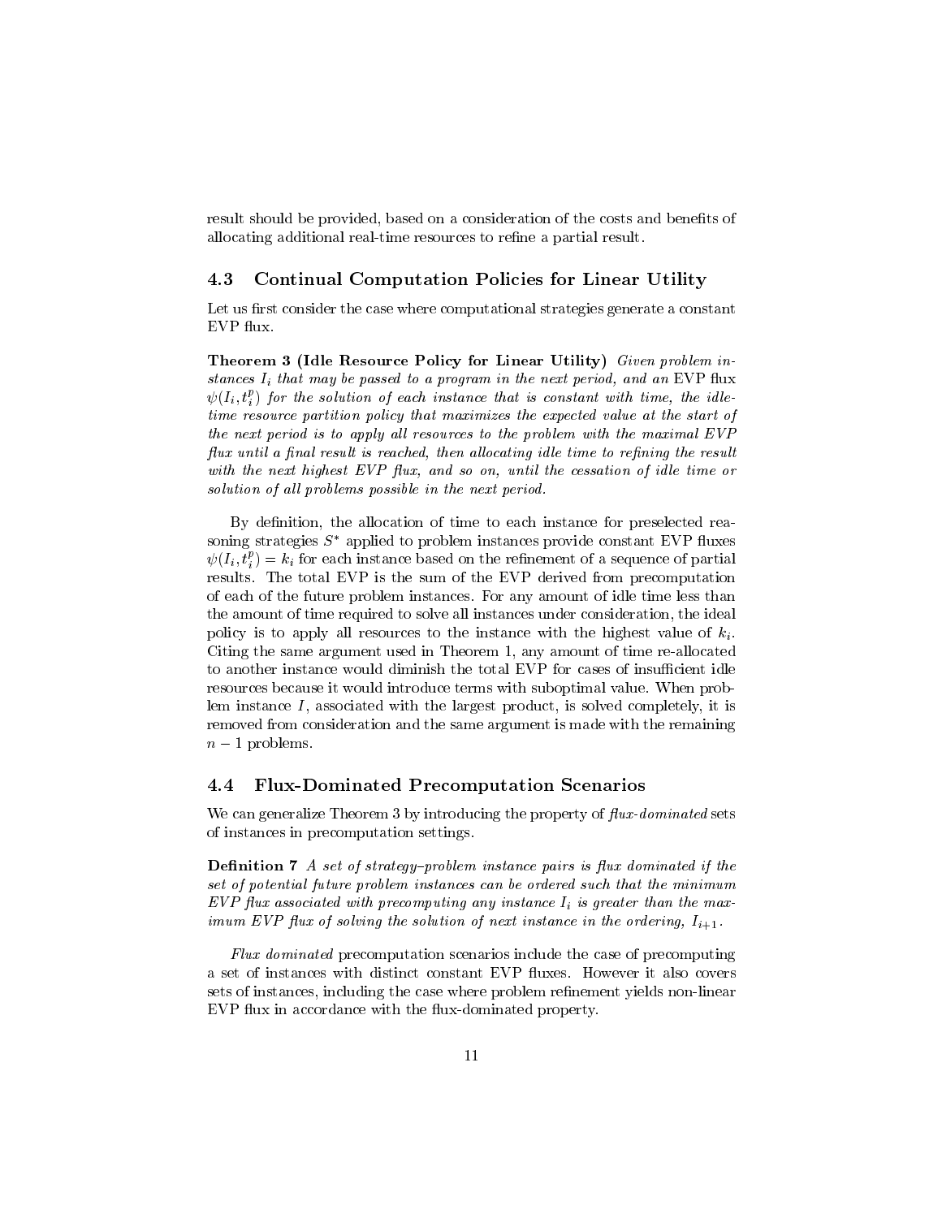result should be provided, based on a consideration of the costs and benefits of allocating additional real-time resources to refine a partial result.

### 4.3 Continual Computation Policies for Linear Utility

Let us first consider the case where computational strategies generate a constant EVP flux.

**Theorem 3 (Idle Resource Policy for Linear Utility)** *Given problem instances $I_i$ that may be passed to a program in the next period, and an* EVP *flux $\psi(I_i, t_i^p)$ for the solution of each instance that is constant with time, the idle-time resource partition policy that maximizes the expected value at the start of the next period is to apply all resources to the problem with the maximal EVP flux until a final result is reached, then allocating idle time to refining the result with the next highest EVP flux, and so on, until the cessation of idle time or solution of all problems possible in the next period.*

By definition, the allocation of time to each instance for preselected reasoning strategies $S^*$ applied to problem instances provide constant EVP fluxes $\psi(I_i, t_i^p) = k_i$ for each instance based on the refinement of a sequence of partial results. The total EVP is the sum of the EVP derived from precomputation of each of the future problem instances. For any amount of idle time less than the amount of time required to solve all instances under consideration, the ideal policy is to apply all resources to the instance with the highest value of $k_i$. Citing the same argument used in Theorem 1, any amount of time re-allocated to another instance would diminish the total EVP for cases of insufficient idle resources because it would introduce terms with suboptimal value. When problem instance $I$, associated with the largest product, is solved completely, it is removed from consideration and the same argument is made with the remaining $n - 1$ problems.

### 4.4 Flux-Dominated Precomputation Scenarios

We can generalize Theorem 3 by introducing the property of *flux-dominated* sets of instances in precomputation settings.

**Definition 7** *A set of strategy–problem instance pairs is flux dominated if the set of potential future problem instances can be ordered such that the minimum EVP flux associated with precomputing any instance $I_i$ is greater than the maximum EVP flux of solving the solution of next instance in the ordering, $I_{i+1}$.*

*Flux dominated* precomputation scenarios include the case of precomputing a set of instances with distinct constant EVP fluxes. However it also covers sets of instances, including the case where problem refinement yields non-linear EVP flux in accordance with the flux-dominated property.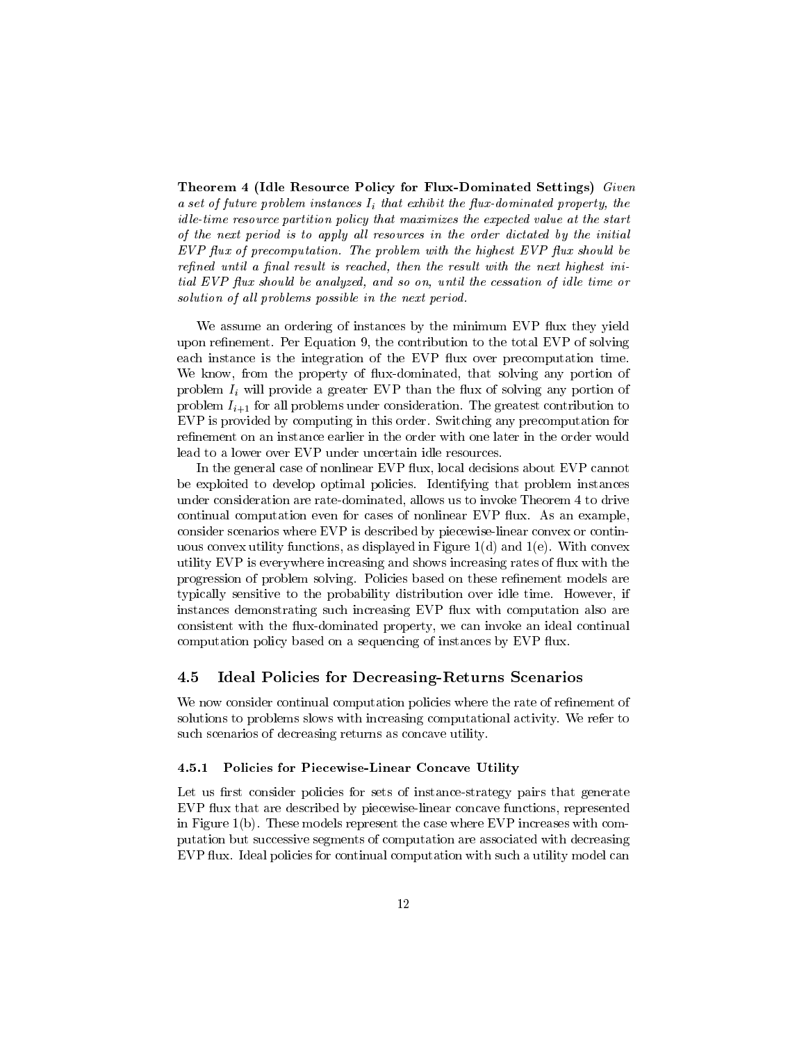**Theorem 4 (Idle Resource Policy for Flux-Dominated Settings)** *Given a set of future problem instances $I_i$ that exhibit the flux-dominated property, the idle-time resource partition policy that maximizes the expected value at the start of the next period is to apply all resources in the order dictated by the initial EVP flux of precomputation. The problem with the highest EVP flux should be refined until a final result is reached, then the result with the next highest initial EVP flux should be analyzed, and so on, until the cessation of idle time or solution of all problems possible in the next period.*

We assume an ordering of instances by the minimum EVP flux they yield upon refinement. Per Equation 9, the contribution to the total EVP of solving each instance is the integration of the EVP flux over precomputation time. We know, from the property of flux-dominated, that solving any portion of problem $I_i$ will provide a greater EVP than the flux of solving any portion of problem $I_{i+1}$ for all problems under consideration. The greatest contribution to EVP is provided by computing in this order. Switching any precomputation for refinement on an instance earlier in the order with one later in the order would lead to a lower over EVP under uncertain idle resources.

In the general case of nonlinear EVP flux, local decisions about EVP cannot be exploited to develop optimal policies. Identifying that problem instances under consideration are rate-dominated, allows us to invoke Theorem 4 to drive continual computation even for cases of nonlinear EVP flux. As an example, consider scenarios where EVP is described by piecewise-linear convex or continuous convex utility functions, as displayed in Figure 1(d) and 1(e). With convex utility EVP is everywhere increasing and shows increasing rates of flux with the progression of problem solving. Policies based on these refinement models are typically sensitive to the probability distribution over idle time. However, if instances demonstrating such increasing EVP flux with computation also are consistent with the flux-dominated property, we can invoke an ideal continual computation policy based on a sequencing of instances by EVP flux.

## 4.5 Ideal Policies for Decreasing-Returns Scenarios

We now consider continual computation policies where the rate of refinement of solutions to problems slows with increasing computational activity. We refer to such scenarios of decreasing returns as concave utility.

### 4.5.1 Policies for Piecewise-Linear Concave Utility

Let us first consider policies for sets of instance-strategy pairs that generate EVP flux that are described by piecewise-linear concave functions, represented in Figure 1(b). These models represent the case where EVP increases with computation but successive segments of computation are associated with decreasing EVP flux. Ideal policies for continual computation with such a utility model can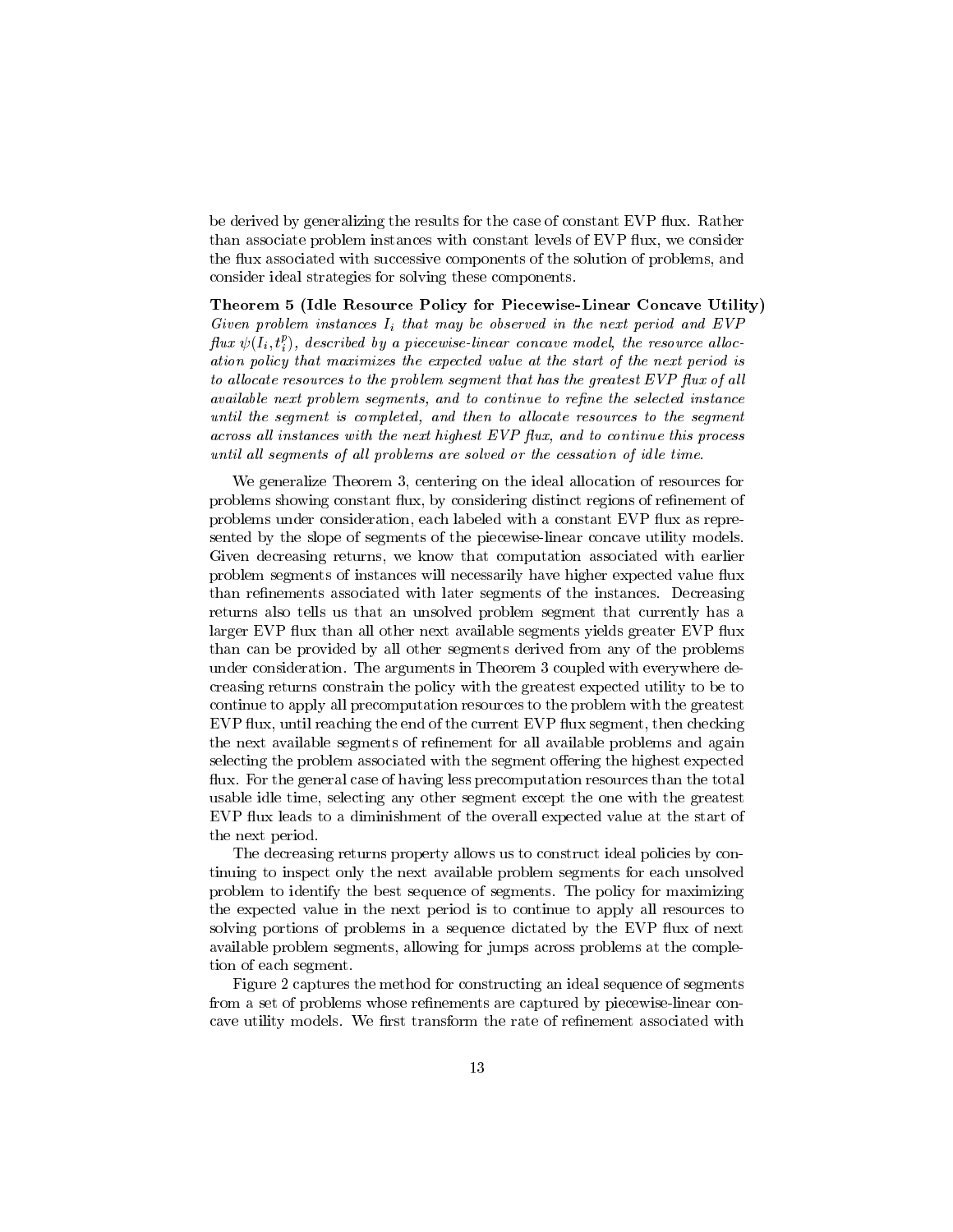be derived by generalizing the results for the case of constant EVP flux. Rather than associate problem instances with constant levels of EVP flux, we consider the flux associated with successive components of the solution of problems, and consider ideal strategies for solving these components.

**Theorem 5 (Idle Resource Policy for Piecewise-Linear Concave Utility)** *Given problem instances $I_i$ that may be observed in the next period and EVP flux $\psi(I_i, t_i^p)$, described by a piecewise-linear concave model, the resource allocation policy that maximizes the expected value at the start of the next period is to allocate resources to the problem segment that has the greatest EVP flux of all available next problem segments, and to continue to refine the selected instance until the segment is completed, and then to allocate resources to the segment across all instances with the next highest EVP flux, and to continue this process until all segments of all problems are solved or the cessation of idle time.*

We generalize Theorem 3, centering on the ideal allocation of resources for problems showing constant flux, by considering distinct regions of refinement of problems under consideration, each labeled with a constant EVP flux as represented by the slope of segments of the piecewise-linear concave utility models. Given decreasing returns, we know that computation associated with earlier problem segments of instances will necessarily have higher expected value flux than refinements associated with later segments of the instances. Decreasing returns also tells us that an unsolved problem segment that currently has a larger EVP flux than all other next available segments yields greater EVP flux than can be provided by all other segments derived from any of the problems under consideration. The arguments in Theorem 3 coupled with everywhere decreasing returns constrain the policy with the greatest expected utility to be to continue to apply all precomputation resources to the problem with the greatest EVP flux, until reaching the end of the current EVP flux segment, then checking the next available segments of refinement for all available problems and again selecting the problem associated with the segment offering the highest expected flux. For the general case of having less precomputation resources than the total usable idle time, selecting any other segment except the one with the greatest EVP flux leads to a diminishment of the overall expected value at the start of the next period.

The decreasing returns property allows us to construct ideal policies by continuing to inspect only the next available problem segments for each unsolved problem to identify the best sequence of segments. The policy for maximizing the expected value in the next period is to continue to apply all resources to solving portions of problems in a sequence dictated by the EVP flux of next available problem segments, allowing for jumps across problems at the completion of each segment.

Figure 2 captures the method for constructing an ideal sequence of segments from a set of problems whose refinements are captured by piecewise-linear concave utility models. We first transform the rate of refinement associated with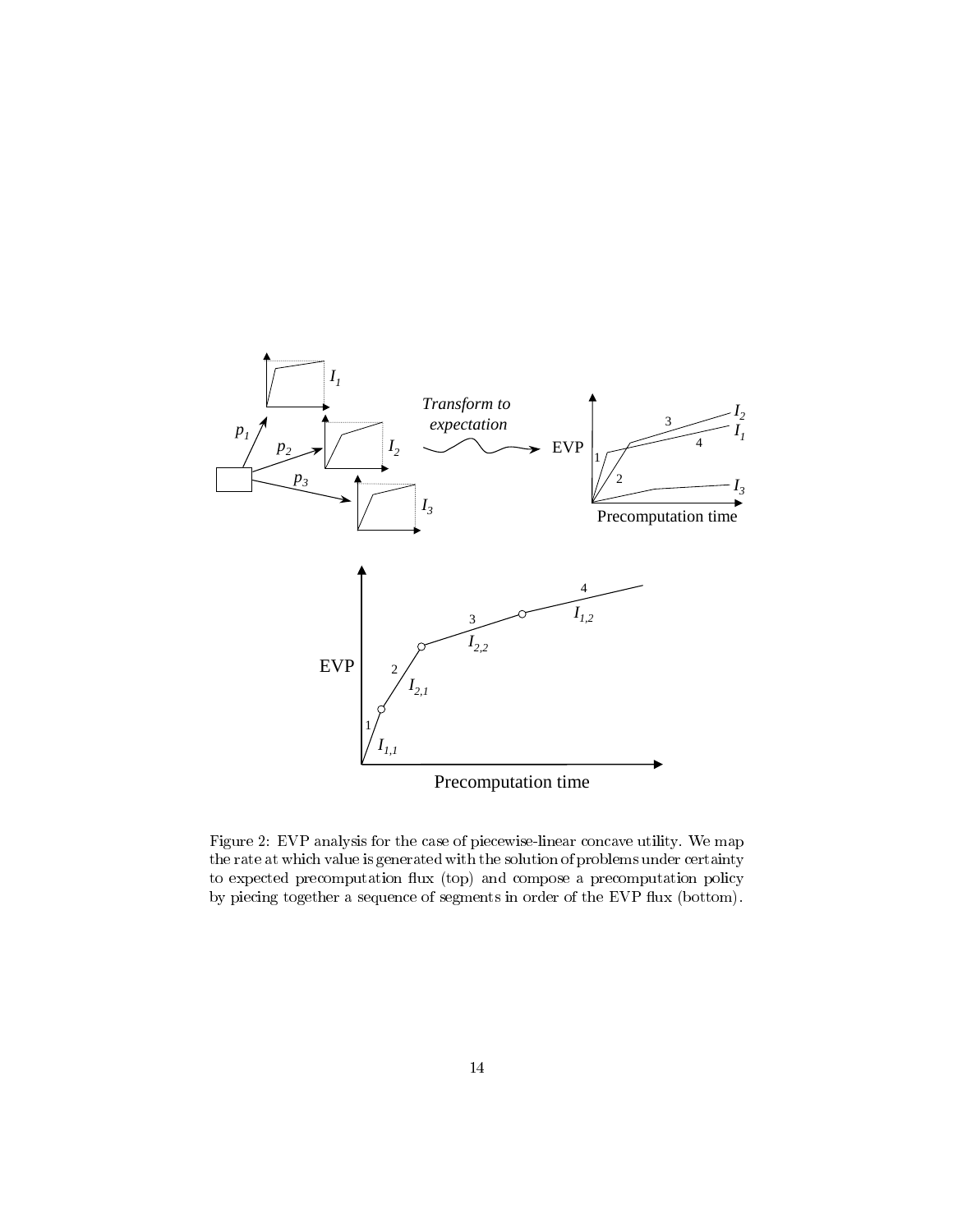Figure 2: EVP analysis for the case of piecewise-linear concave utility. We map the rate at which value is generated with the solution of problems under certainty to expected precomputation flux (top) and compose a precomputation policy by piecing together a sequence of segments in order of the EVP flux (bottom).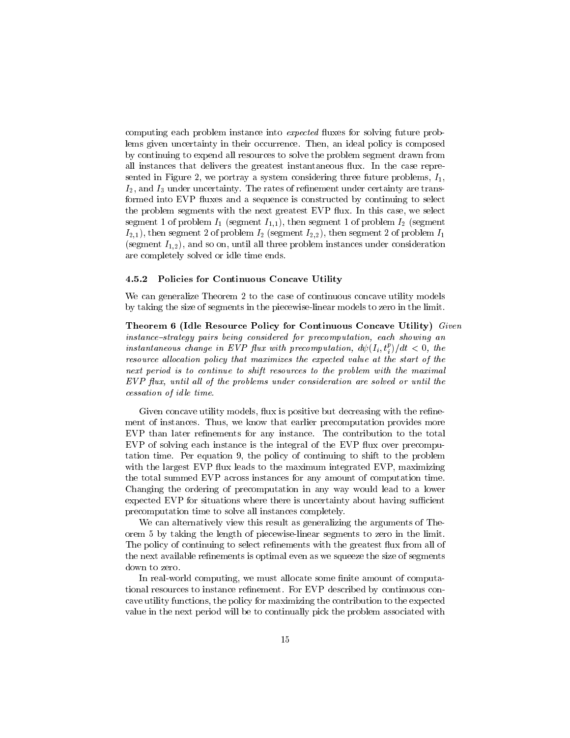computing each problem instance into *expected* fluxes for solving future problems given uncertainty in their occurrence. Then, an ideal policy is composed by continuing to expend all resources to solve the problem segment drawn from all instances that delivers the greatest instantaneous flux. In the case represented in Figure 2, we portray a system considering three future problems, $I_1$, $I_2$, and $I_3$ under uncertainty. The rates of refinement under certainty are transformed into EVP fluxes and a sequence is constructed by continuing to select the problem segments with the next greatest EVP flux. In this case, we select segment 1 of problem $I_1$ (segment $I_{1,1}$), then segment 1 of problem $I_2$ (segment $I_{2,1}$), then segment 2 of problem $I_2$ (segment $I_{2,2}$), then segment 2 of problem $I_1$ (segment $I_{1,2}$), and so on, until all three problem instances under consideration are completely solved or idle time ends.

### 4.5.2 Policies for Continuous Concave Utility

We can generalize Theorem 2 to the case of continuous concave utility models by taking the size of segments in the piecewise-linear models to zero in the limit.

**Theorem 6 (Idle Resource Policy for Continuous Concave Utility)** *Given instance–strategy pairs being considered for precomputation, each showing an instantaneous change in EVP flux with precomputation, $d\psi(I_i, t_i^p)/dt < 0$, the resource allocation policy that maximizes the expected value at the start of the next period is to continue to shift resources to the problem with the maximal EVP flux, until all of the problems under consideration are solved or until the cessation of idle time.*

Given concave utility models, flux is positive but decreasing with the refinement of instances. Thus, we know that earlier precomputation provides more EVP than later refinements for any instance. The contribution to the total EVP of solving each instance is the integral of the EVP flux over precomputation time. Per equation 9, the policy of continuing to shift to the problem with the largest EVP flux leads to the maximum integrated EVP, maximizing the total summed EVP across instances for any amount of computation time. Changing the ordering of precomputation in any way would lead to a lower expected EVP for situations where there is uncertainty about having sufficient precomputation time to solve all instances completely.

We can alternatively view this result as generalizing the arguments of Theorem 5 by taking the length of piecewise-linear segments to zero in the limit. The policy of continuing to select refinements with the greatest flux from all of the next available refinements is optimal even as we squeeze the size of segments down to zero.

In real-world computing, we must allocate some finite amount of computational resources to instance refinement. For EVP described by continuous concave utility functions, the policy for maximizing the contribution to the expected value in the next period will be to continually pick the problem associated with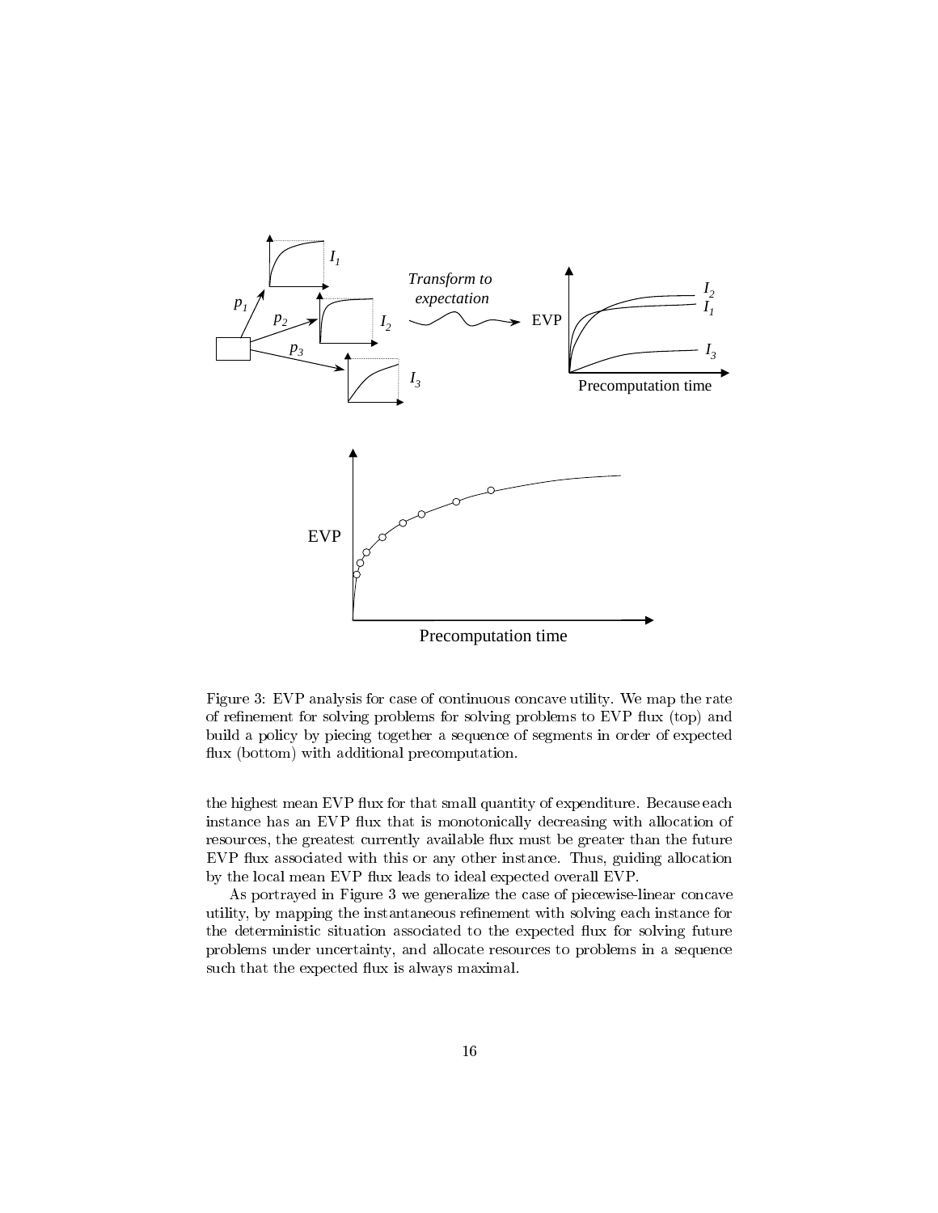Figure 3: EVP analysis for case of continuous concave utility. We map the rate of refinement for solving problems for solving problems to EVP flux (top) and build a policy by piecing together a sequence of segments in order of expected flux (bottom) with additional precomputation.

the highest mean EVP flux for that small quantity of expenditure. Because each instance has an EVP flux that is monotonically decreasing with allocation of resources, the greatest currently available flux must be greater than the future EVP flux associated with this or any other instance. Thus, guiding allocation by the local mean EVP flux leads to ideal expected overall EVP.

As portrayed in Figure 3 we generalize the case of piecewise-linear concave utility, by mapping the instantaneous refinement with solving each instance for the deterministic situation associated to the expected flux for solving future problems under uncertainty, and allocate resources to problems in a sequence such that the expected flux is always maximal.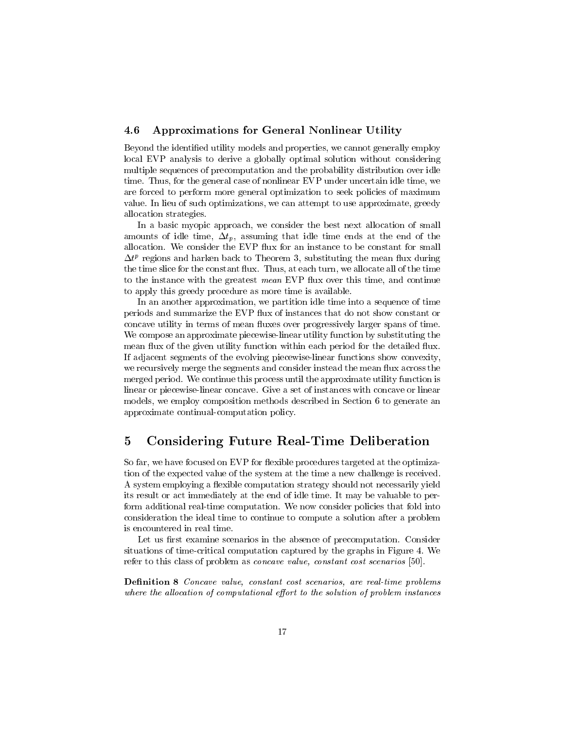### 4.6 Approximations for General Nonlinear Utility

Beyond the identified utility models and properties, we cannot generally employ local EVP analysis to derive a globally optimal solution without considering multiple sequences of precomputation and the probability distribution over idle time. Thus, for the general case of nonlinear EVP under uncertain idle time, we are forced to perform more general optimization to seek policies of maximum value. In lieu of such optimizations, we can attempt to use approximate, greedy allocation strategies.

In a basic myopic approach, we consider the best next allocation of small amounts of idle time, $\Delta t_p$, assuming that idle time ends at the end of the allocation. We consider the EVP flux for an instance to be constant for small $\Delta t^p$ regions and harken back to Theorem 3, substituting the mean flux during the time slice for the constant flux. Thus, at each turn, we allocate all of the time to the instance with the greatest *mean* EVP flux over this time, and continue to apply this greedy procedure as more time is available.

In an another approximation, we partition idle time into a sequence of time periods and summarize the EVP flux of instances that do not show constant or concave utility in terms of mean fluxes over progressively larger spans of time. We compose an approximate piecewise-linear utility function by substituting the mean flux of the given utility function within each period for the detailed flux. If adjacent segments of the evolving piecewise-linear functions show convexity, we recursively merge the segments and consider instead the mean flux across the merged period. We continue this process until the approximate utility function is linear or piecewise-linear concave. Give a set of instances with concave or linear models, we employ composition methods described in Section 6 to generate an approximate continual-computation policy.

## 5 Considering Future Real-Time Deliberation

So far, we have focused on EVP for flexible procedures targeted at the optimization of the expected value of the system at the time a new challenge is received. A system employing a flexible computation strategy should not necessarily yield its result or act immediately at the end of idle time. It may be valuable to perform additional real-time computation. We now consider policies that fold into consideration the ideal time to continue to compute a solution after a problem is encountered in real time.

Let us first examine scenarios in the absence of precomputation. Consider situations of time-critical computation captured by the graphs in Figure 4. We refer to this class of problem as *concave value, constant cost scenarios* [50].

**Definition 8** *Concave value, constant cost scenarios, are real-time problems where the allocation of computational effort to the solution of problem instances*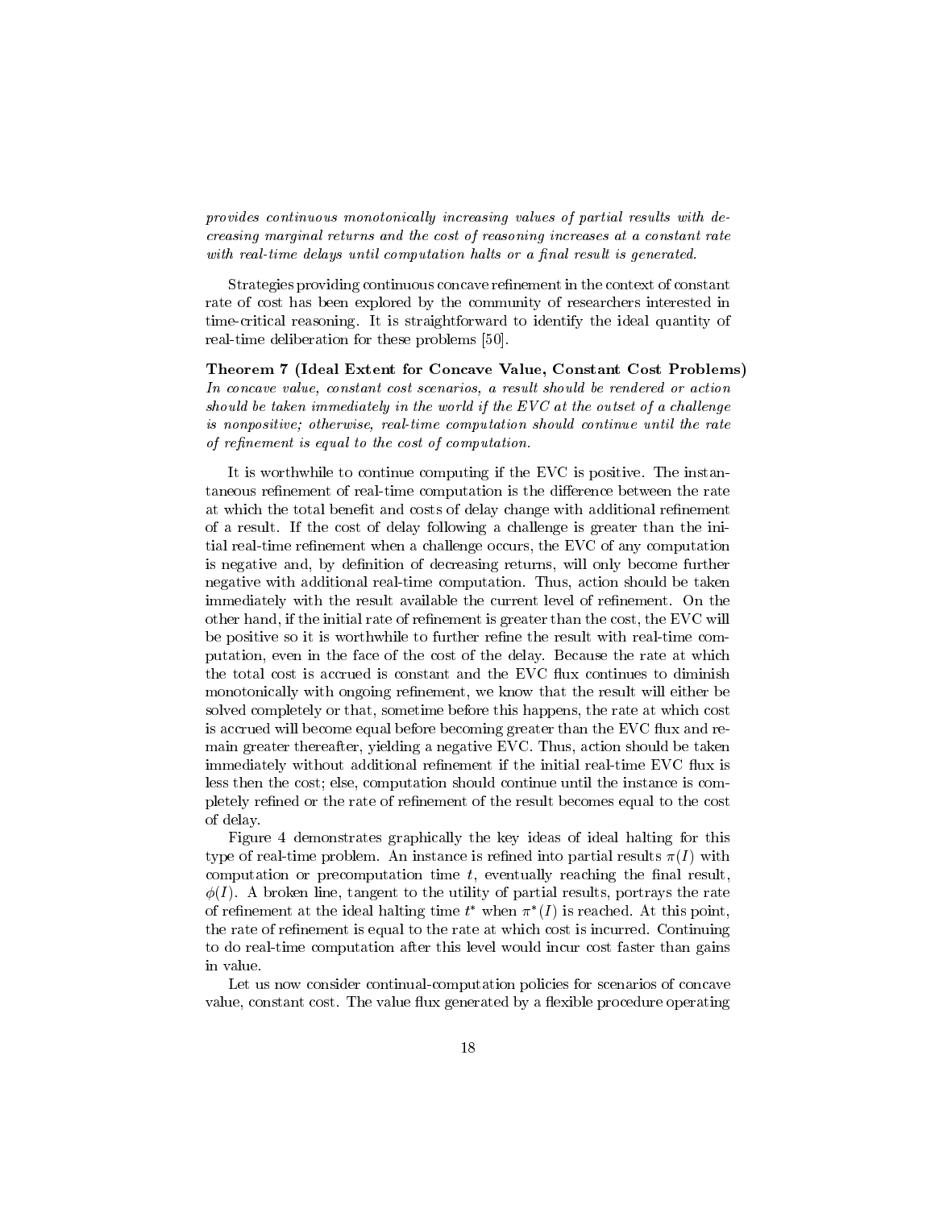*provides continuous monotonically increasing values of partial results with decreasing marginal returns and the cost of reasoning increases at a constant rate with real-time delays until computation halts or a final result is generated.*

Strategies providing continuous concave refinement in the context of constant rate of cost has been explored by the community of researchers interested in time-critical reasoning. It is straightforward to identify the ideal quantity of real-time deliberation for these problems [50].

**Theorem 7 (Ideal Extent for Concave Value, Constant Cost Problems)** *In concave value, constant cost scenarios, a result should be rendered or action should be taken immediately in the world if the EVC at the outset of a challenge is nonpositive; otherwise, real-time computation should continue until the rate of refinement is equal to the cost of computation.*

It is worthwhile to continue computing if the EVC is positive. The instantaneous refinement of real-time computation is the difference between the rate at which the total benefit and costs of delay change with additional refinement of a result. If the cost of delay following a challenge is greater than the initial real-time refinement when a challenge occurs, the EVC of any computation is negative and, by definition of decreasing returns, will only become further negative with additional real-time computation. Thus, action should be taken immediately with the result available the current level of refinement. On the other hand, if the initial rate of refinement is greater than the cost, the EVC will be positive so it is worthwhile to further refine the result with real-time computation, even in the face of the cost of the delay. Because the rate at which the total cost is accrued is constant and the EVC flux continues to diminish monotonically with ongoing refinement, we know that the result will either be solved completely or that, sometime before this happens, the rate at which cost is accrued will become equal before becoming greater than the EVC flux and remain greater thereafter, yielding a negative EVC. Thus, action should be taken immediately without additional refinement if the initial real-time EVC flux is less then the cost; else, computation should continue until the instance is completely refined or the rate of refinement of the result becomes equal to the cost of delay.

Figure 4 demonstrates graphically the key ideas of ideal halting for this type of real-time problem. An instance is refined into partial results $\pi(I)$ with computation or precomputation time $t$, eventually reaching the final result, $\phi(I)$. A broken line, tangent to the utility of partial results, portrays the rate of refinement at the ideal halting time $t^*$ when $\pi^*(I)$ is reached. At this point, the rate of refinement is equal to the rate at which cost is incurred. Continuing to do real-time computation after this level would incur cost faster than gains in value.

Let us now consider continual-computation policies for scenarios of concave value, constant cost. The value flux generated by a flexible procedure operating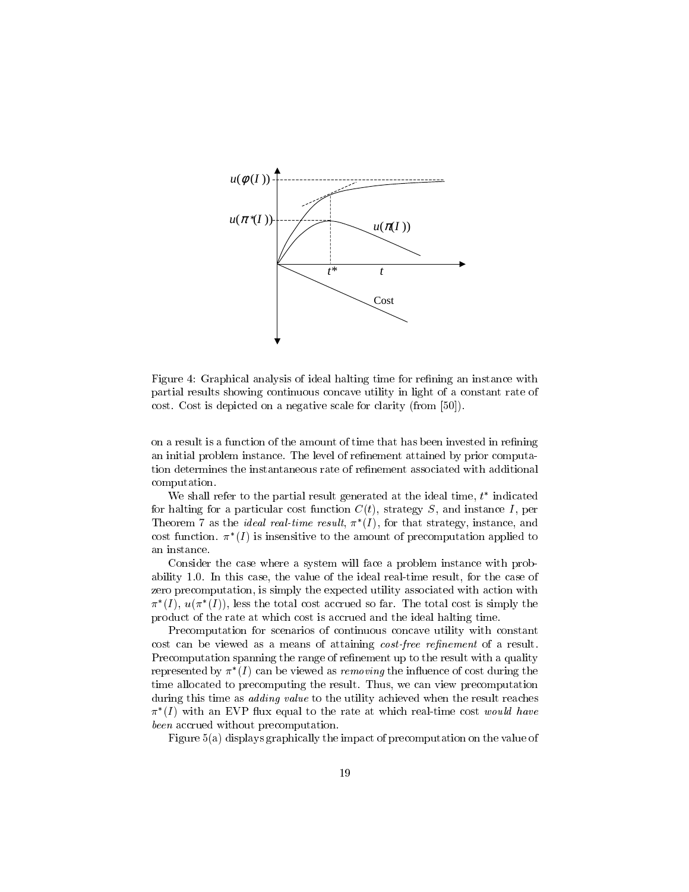Figure 4: Graphical analysis of ideal halting time for refining an instance with partial results showing continuous concave utility in light of a constant rate of cost. Cost is depicted on a negative scale for clarity (from [50]).

on a result is a function of the amount of time that has been invested in refining an initial problem instance. The level of refinement attained by prior computation determines the instantaneous rate of refinement associated with additional computation.

We shall refer to the partial result generated at the ideal time, $t^*$ indicated for halting for a particular cost function $C(t)$, strategy $S$, and instance $I$, per Theorem 7 as the *ideal real-time result*, $\pi^*(I)$, for that strategy, instance, and cost function. $\pi^*(I)$ is insensitive to the amount of precomputation applied to an instance.

Consider the case where a system will face a problem instance with probability 1.0. In this case, the value of the ideal real-time result, for the case of zero precomputation, is simply the expected utility associated with action with $\pi^*(I)$, $u(\pi^*(I))$, less the total cost accrued so far. The total cost is simply the product of the rate at which cost is accrued and the ideal halting time.

Precomputation for scenarios of continuous concave utility with constant cost can be viewed as a means of attaining *cost-free refinement* of a result. Precomputation spanning the range of refinement up to the result with a quality represented by $\pi^*(I)$ can be viewed as *removing* the influence of cost during the time allocated to precomputing the result. Thus, we can view precomputation during this time as *adding value* to the utility achieved when the result reaches $\pi^*(I)$ with an EVP flux equal to the rate at which real-time cost *would have been* accrued without precomputation.

Figure 5(a) displays graphically the impact of precomputation on the value of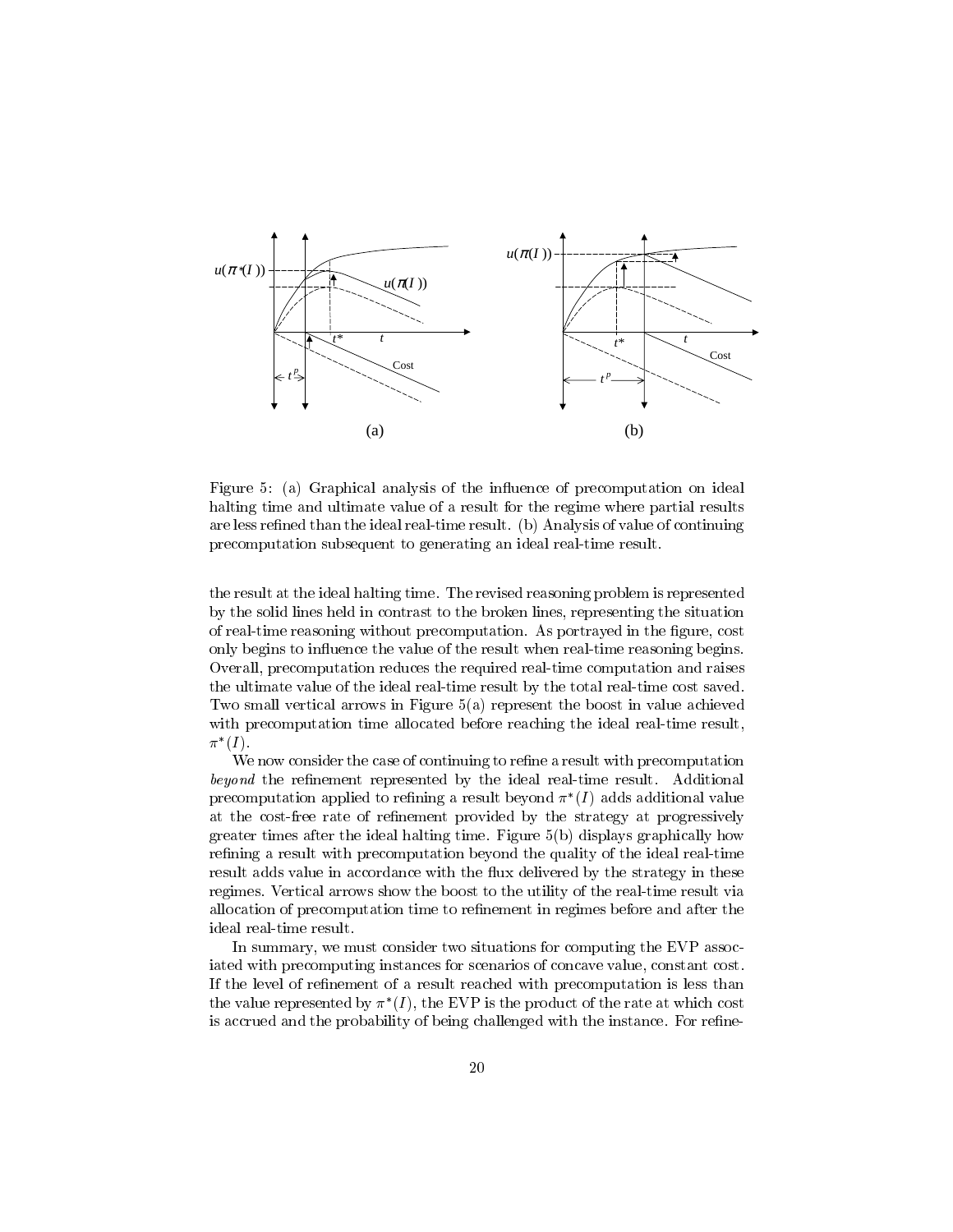Figure 5: (a) Graphical analysis of the influence of precomputation on ideal halting time and ultimate value of a result for the regime where partial results are less refined than the ideal real-time result. (b) Analysis of value of continuing precomputation subsequent to generating an ideal real-time result.

the result at the ideal halting time. The revised reasoning problem is represented by the solid lines held in contrast to the broken lines, representing the situation of real-time reasoning without precomputation. As portrayed in the figure, cost only begins to influence the value of the result when real-time reasoning begins. Overall, precomputation reduces the required real-time computation and raises the ultimate value of the ideal real-time result by the total real-time cost saved. Two small vertical arrows in Figure 5(a) represent the boost in value achieved with precomputation time allocated before reaching the ideal real-time result, $\pi^*(I)$.

We now consider the case of continuing to refine a result with precomputation *beyond* the refinement represented by the ideal real-time result. Additional precomputation applied to refining a result beyond $\pi^*(I)$ adds additional value at the cost-free rate of refinement provided by the strategy at progressively greater times after the ideal halting time. Figure 5(b) displays graphically how refining a result with precomputation beyond the quality of the ideal real-time result adds value in accordance with the flux delivered by the strategy in these regimes. Vertical arrows show the boost to the utility of the real-time result via allocation of precomputation time to refinement in regimes before and after the ideal real-time result.

In summary, we must consider two situations for computing the EVP associated with precomputing instances for scenarios of concave value, constant cost. If the level of refinement of a result reached with precomputation is less than the value represented by $\pi^*(I)$, the EVP is the product of the rate at which cost is accrued and the probability of being challenged with the instance. For refine-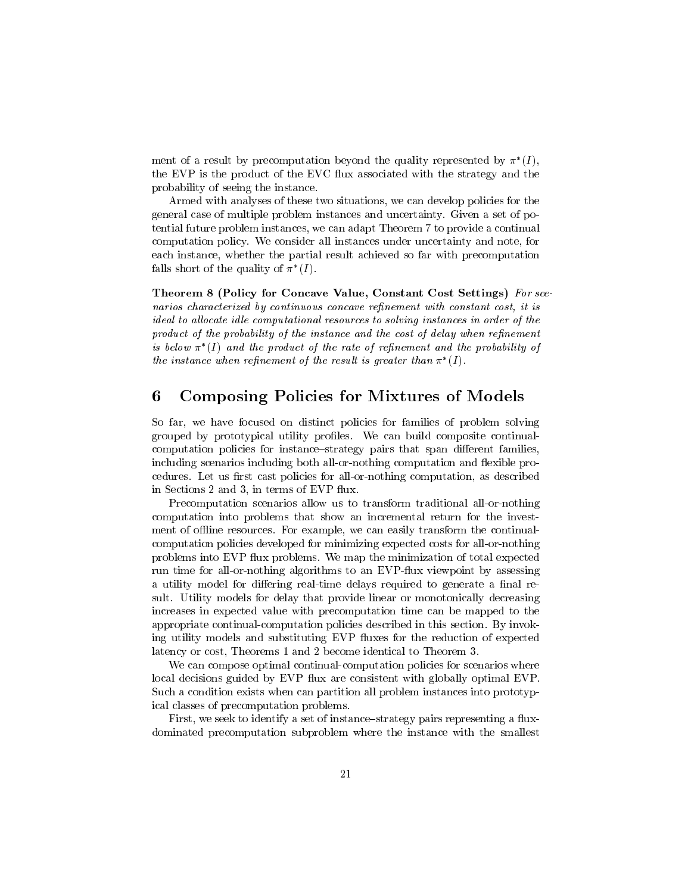ment of a result by precomputation beyond the quality represented by $\pi^*(I)$, the EVP is the product of the EVC flux associated with the strategy and the probability of seeing the instance.

Armed with analyses of these two situations, we can develop policies for the general case of multiple problem instances and uncertainty. Given a set of potential future problem instances, we can adapt Theorem 7 to provide a continual computation policy. We consider all instances under uncertainty and note, for each instance, whether the partial result achieved so far with precomputation falls short of the quality of $\pi^*(I)$.

**Theorem 8 (Policy for Concave Value, Constant Cost Settings)** *For scenarios characterized by continuous concave refinement with constant cost, it is ideal to allocate idle computational resources to solving instances in order of the product of the probability of the instance and the cost of delay when refinement is below $\pi^*(I)$ and the product of the rate of refinement and the probability of the instance when refinement of the result is greater than $\pi^*(I)$.*

# 6 Composing Policies for Mixtures of Models

So far, we have focused on distinct policies for families of problem solving grouped by prototypical utility profiles. We can build composite continual-computation policies for instance–strategy pairs that span different families, including scenarios including both all-or-nothing computation and flexible procedures. Let us first cast policies for all-or-nothing computation, as described in Sections 2 and 3, in terms of EVP flux.

Precomputation scenarios allow us to transform traditional all-or-nothing computation into problems that show an incremental return for the investment of offline resources. For example, we can easily transform the continual-computation policies developed for minimizing expected costs for all-or-nothing problems into EVP flux problems. We map the minimization of total expected run time for all-or-nothing algorithms to an EVP-flux viewpoint by assessing a utility model for differing real-time delays required to generate a final result. Utility models for delay that provide linear or monotonically decreasing increases in expected value with precomputation time can be mapped to the appropriate continual-computation policies described in this section. By invoking utility models and substituting EVP fluxes for the reduction of expected latency or cost, Theorems 1 and 2 become identical to Theorem 3.

We can compose optimal continual-computation policies for scenarios where local decisions guided by EVP flux are consistent with globally optimal EVP. Such a condition exists when can partition all problem instances into prototypical classes of precomputation problems.

First, we seek to identify a set of instance–strategy pairs representing a flux-dominated precomputation subproblem where the instance with the smallest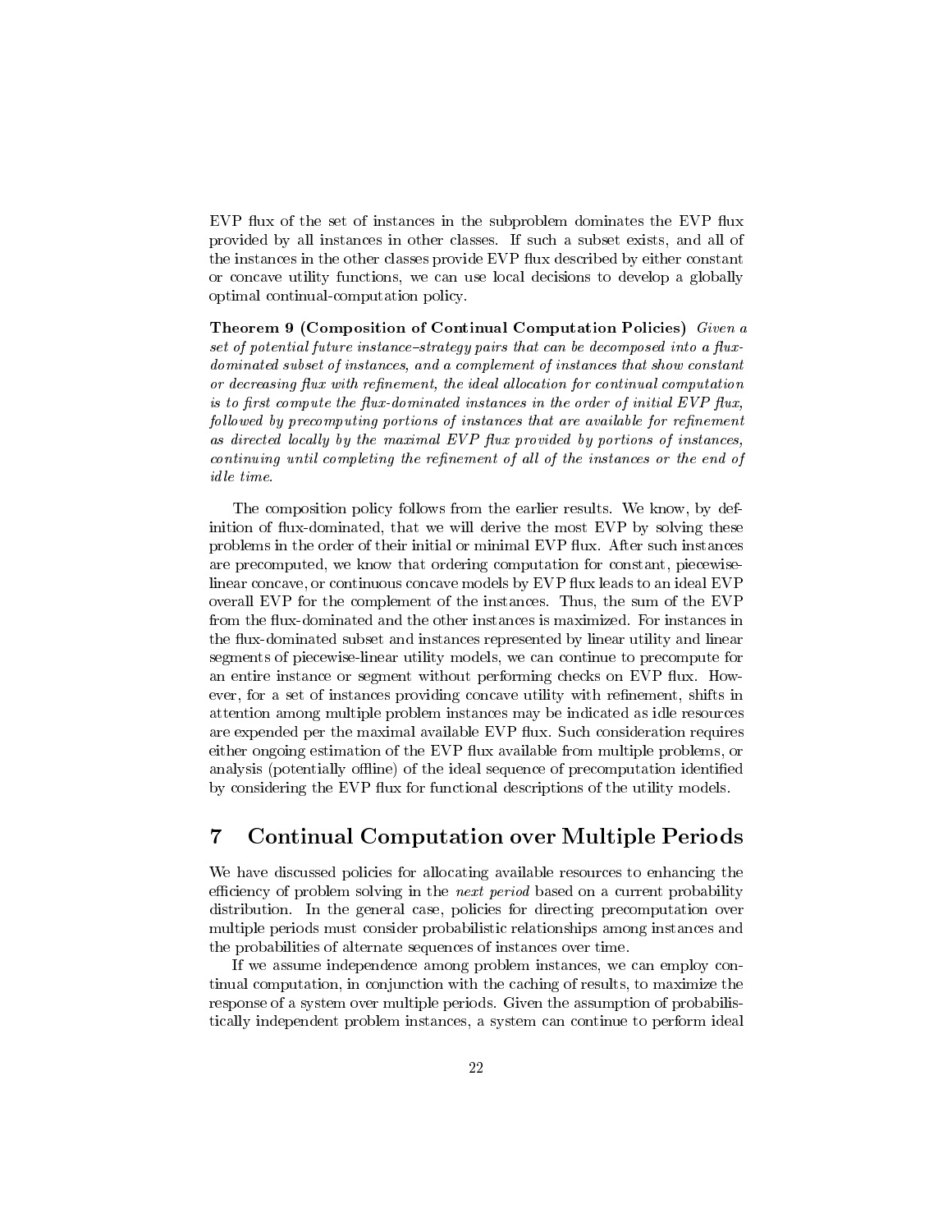EVP flux of the set of instances in the subproblem dominates the EVP flux provided by all instances in other classes. If such a subset exists, and all of the instances in the other classes provide EVP flux described by either constant or concave utility functions, we can use local decisions to develop a globally optimal continual-computation policy.

**Theorem 9 (Composition of Continual Computation Policies)** *Given a set of potential future instance–strategy pairs that can be decomposed into a flux-dominated subset of instances, and a complement of instances that show constant or decreasing flux with refinement, the ideal allocation for continual computation is to first compute the flux-dominated instances in the order of initial EVP flux, followed by precomputing portions of instances that are available for refinement as directed locally by the maximal EVP flux provided by portions of instances, continuing until completing the refinement of all of the instances or the end of idle time.*

The composition policy follows from the earlier results. We know, by definition of flux-dominated, that we will derive the most EVP by solving these problems in the order of their initial or minimal EVP flux. After such instances are precomputed, we know that ordering computation for constant, piecewise-linear concave, or continuous concave models by EVP flux leads to an ideal EVP overall EVP for the complement of the instances. Thus, the sum of the EVP from the flux-dominated and the other instances is maximized. For instances in the flux-dominated subset and instances represented by linear utility and linear segments of piecewise-linear utility models, we can continue to precompute for an entire instance or segment without performing checks on EVP flux. However, for a set of instances providing concave utility with refinement, shifts in attention among multiple problem instances may be indicated as idle resources are expended per the maximal available EVP flux. Such consideration requires either ongoing estimation of the EVP flux available from multiple problems, or analysis (potentially offline) of the ideal sequence of precomputation identified by considering the EVP flux for functional descriptions of the utility models.

# 7 Continual Computation over Multiple Periods

We have discussed policies for allocating available resources to enhancing the efficiency of problem solving in the *next period* based on a current probability distribution. In the general case, policies for directing precomputation over multiple periods must consider probabilistic relationships among instances and the probabilities of alternate sequences of instances over time.

If we assume independence among problem instances, we can employ continual computation, in conjunction with the caching of results, to maximize the response of a system over multiple periods. Given the assumption of probabilistically independent problem instances, a system can continue to perform ideal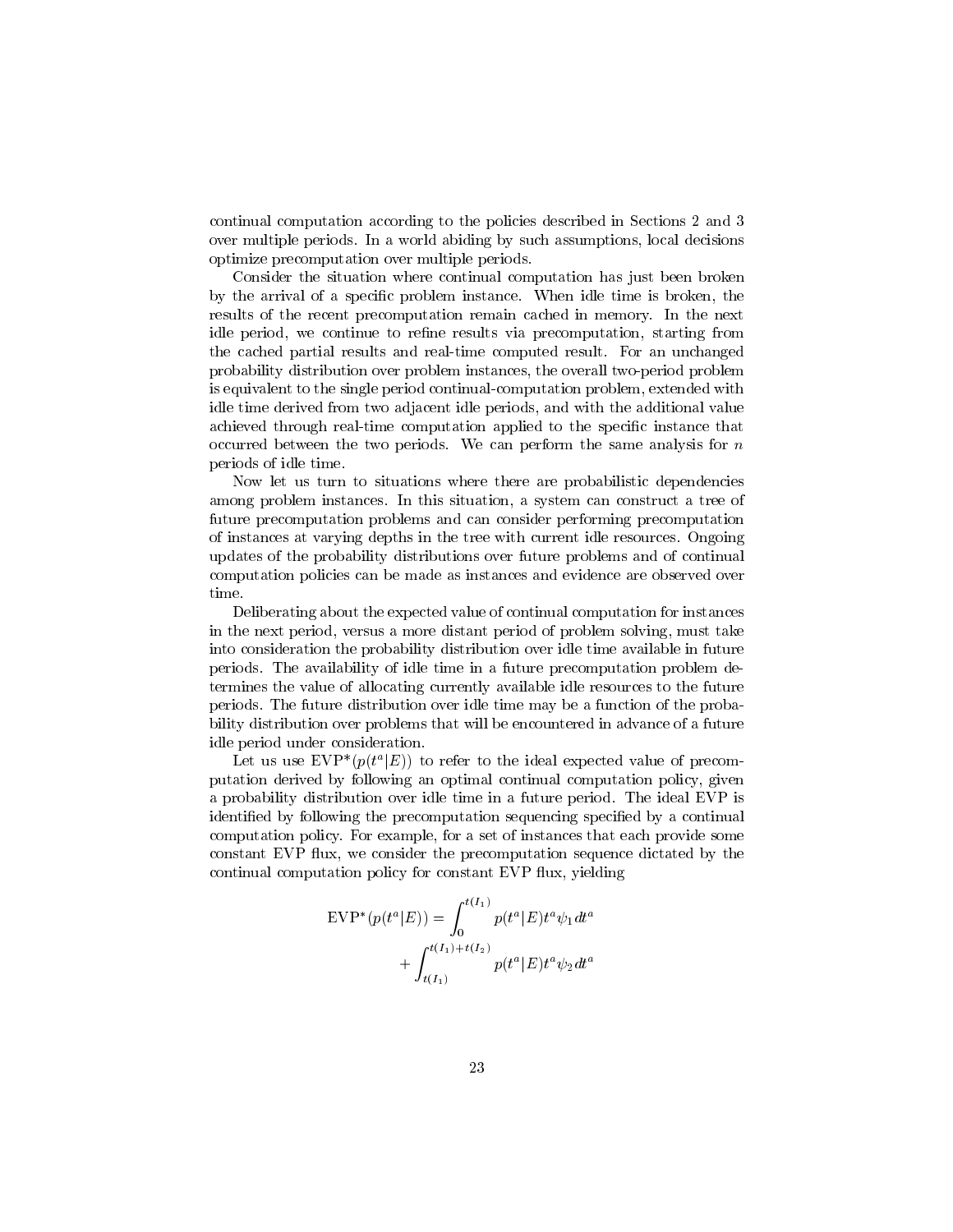continual computation according to the policies described in Sections 2 and 3 over multiple periods. In a world abiding by such assumptions, local decisions optimize precomputation over multiple periods.

Consider the situation where continual computation has just been broken by the arrival of a specific problem instance. When idle time is broken, the results of the recent precomputation remain cached in memory. In the next idle period, we continue to refine results via precomputation, starting from the cached partial results and real-time computed result. For an unchanged probability distribution over problem instances, the overall two-period problem is equivalent to the single period continual-computation problem, extended with idle time derived from two adjacent idle periods, and with the additional value achieved through real-time computation applied to the specific instance that occurred between the two periods. We can perform the same analysis for $n$ periods of idle time.

Now let us turn to situations where there are probabilistic dependencies among problem instances. In this situation, a system can construct a tree of future precomputation problems and can consider performing precomputation of instances at varying depths in the tree with current idle resources. Ongoing updates of the probability distributions over future problems and of continual computation policies can be made as instances and evidence are observed over time.

Deliberating about the expected value of continual computation for instances in the next period, versus a more distant period of problem solving, must take into consideration the probability distribution over idle time available in future periods. The availability of idle time in a future precomputation problem determines the value of allocating currently available idle resources to the future periods. The future distribution over idle time may be a function of the probability distribution over problems that will be encountered in advance of a future idle period under consideration.

Let us use $\text{EVP}^*(p(t^a|E))$ to refer to the ideal expected value of precomputation derived by following an optimal continual computation policy, given a probability distribution over idle time in a future period. The ideal EVP is identified by following the precomputation sequencing specified by a continual computation policy. For example, for a set of instances that each provide some constant EVP flux, we consider the precomputation sequence dictated by the continual computation policy for constant EVP flux, yielding

$$
\begin{aligned}
\text{EVP}^*(p(t^a|E)) = & \int_0^{t(I_1)} p(t^a|E) t^a \psi_1 \, dt^a \\
& + \int_{t(I_1)}^{t(I_1)+t(I_2)} p(t^a|E) t^a \psi_2 \, dt^a
\end{aligned}
$$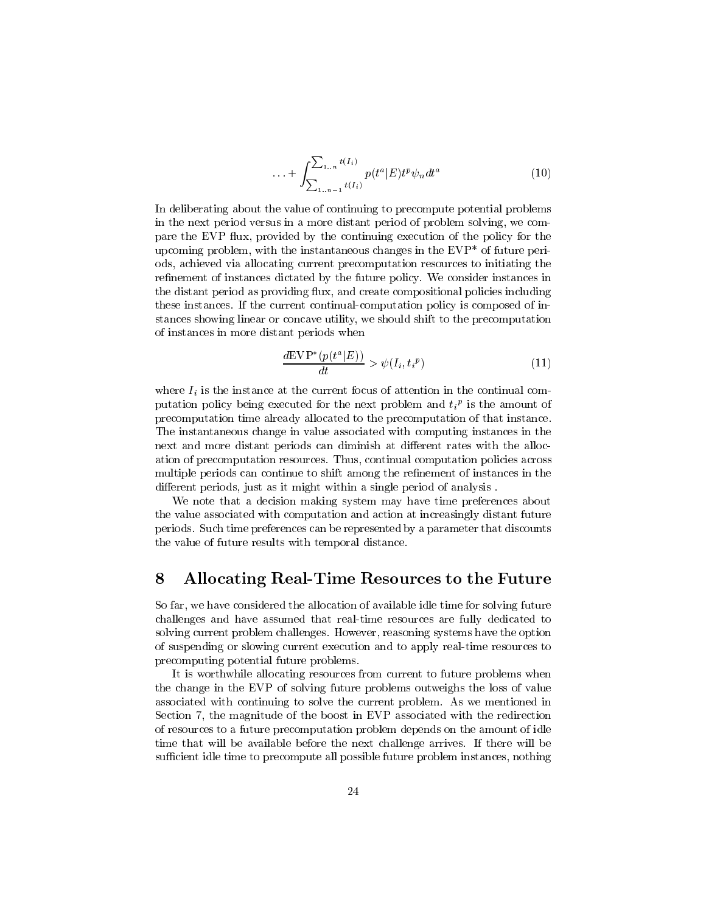$$\ldots + \int_{\sum_{1..n-1} t(I_i)}^{\sum_{1..n} t(I_i)} p(t^a|E) t^p \psi_n dt^a \tag{10}$$

In deliberating about the value of continuing to precompute potential problems in the next period versus in a more distant period of problem solving, we compare the EVP flux, provided by the continuing execution of the policy for the upcoming problem, with the instantaneous changes in the EVP* of future periods, achieved via allocating current precomputation resources to initiating the refinement of instances dictated by the future policy. We consider instances in the distant period as providing flux, and create compositional policies including these instances. If the current continual-computation policy is composed of instances showing linear or concave utility, we should shift to the precomputation of instances in more distant periods when

$$\frac{d\text{EVP}^*(p(t^a|E))}{dt} > \psi(I_i, t_i{}^p) \tag{11}$$

where $I_i$ is the instance at the current focus of attention in the continual computation policy being executed for the next problem and $t_i{}^p$ is the amount of precomputation time already allocated to the precomputation of that instance. The instantaneous change in value associated with computing instances in the next and more distant periods can diminish at different rates with the allocation of precomputation resources. Thus, continual computation policies across multiple periods can continue to shift among the refinement of instances in the different periods, just as it might within a single period of analysis .

We note that a decision making system may have time preferences about the value associated with computation and action at increasingly distant future periods. Such time preferences can be represented by a parameter that discounts the value of future results with temporal distance.

## 8 Allocating Real-Time Resources to the Future

So far, we have considered the allocation of available idle time for solving future challenges and have assumed that real-time resources are fully dedicated to solving current problem challenges. However, reasoning systems have the option of suspending or slowing current execution and to apply real-time resources to precomputing potential future problems.

It is worthwhile allocating resources from current to future problems when the change in the EVP of solving future problems outweighs the loss of value associated with continuing to solve the current problem. As we mentioned in Section 7, the magnitude of the boost in EVP associated with the redirection of resources to a future precomputation problem depends on the amount of idle time that will be available before the next challenge arrives. If there will be sufficient idle time to precompute all possible future problem instances, nothing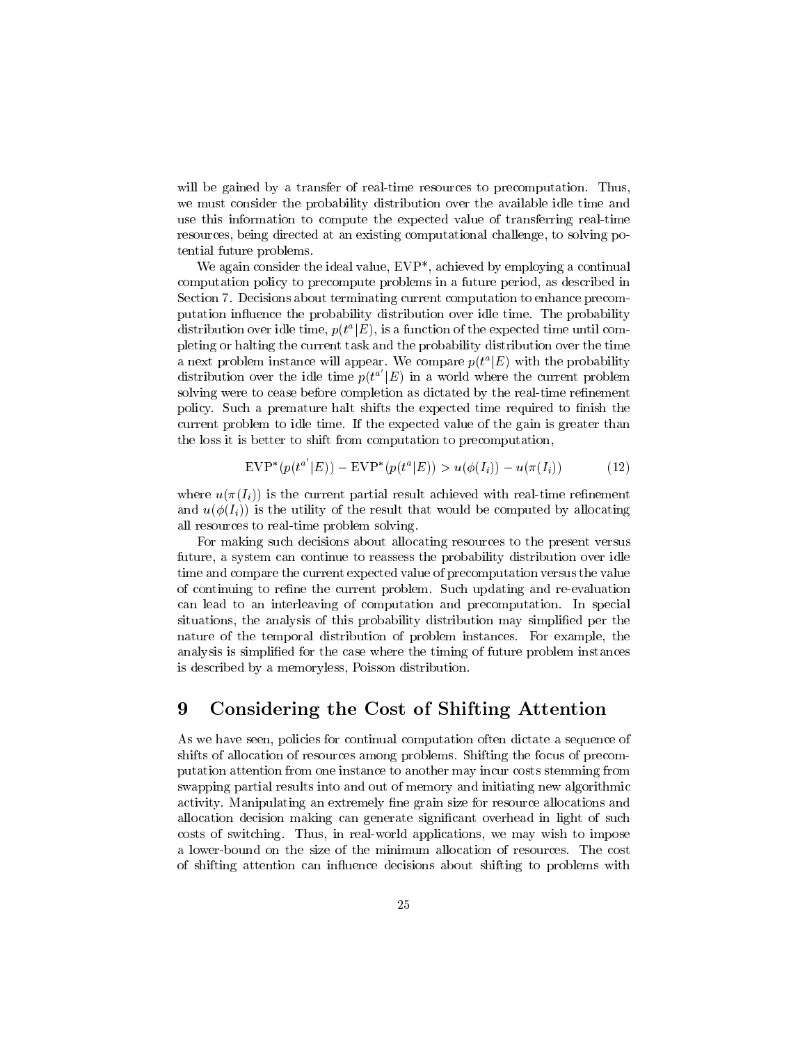will be gained by a transfer of real-time resources to precomputation. Thus, we must consider the probability distribution over the available idle time and use this information to compute the expected value of transferring real-time resources, being directed at an existing computational challenge, to solving potential future problems.

We again consider the ideal value, EVP*, achieved by employing a continual computation policy to precompute problems in a future period, as described in Section 7. Decisions about terminating current computation to enhance precomputation influence the probability distribution over idle time. The probability distribution over idle time, $p(t^a|E)$, is a function of the expected time until completing or halting the current task and the probability distribution over the time a next problem instance will appear. We compare $p(t^a|E)$ with the probability distribution over the idle time $p(t^{a'}|E)$ in a world where the current problem solving were to cease before completion as dictated by the real-time refinement policy. Such a premature halt shifts the expected time required to finish the current problem to idle time. If the expected value of the gain is greater than the loss it is better to shift from computation to precomputation,

$$\text{EVP}^*(p(t^{a'}|E)) - \text{EVP}^*(p(t^a|E)) > u(\phi(I_i)) - u(\pi(I_i)) \tag{12}$$

where $u(\pi(I_i))$ is the current partial result achieved with real-time refinement and $u(\phi(I_i))$ is the utility of the result that would be computed by allocating all resources to real-time problem solving.

For making such decisions about allocating resources to the present versus future, a system can continue to reassess the probability distribution over idle time and compare the current expected value of precomputation versus the value of continuing to refine the current problem. Such updating and re-evaluation can lead to an interleaving of computation and precomputation. In special situations, the analysis of this probability distribution may simplified per the nature of the temporal distribution of problem instances. For example, the analysis is simplified for the case where the timing of future problem instances is described by a memoryless, Poisson distribution.

# 9 Considering the Cost of Shifting Attention

As we have seen, policies for continual computation often dictate a sequence of shifts of allocation of resources among problems. Shifting the focus of precomputation attention from one instance to another may incur costs stemming from swapping partial results into and out of memory and initiating new algorithmic activity. Manipulating an extremely fine grain size for resource allocations and allocation decision making can generate significant overhead in light of such costs of switching. Thus, in real-world applications, we may wish to impose a lower-bound on the size of the minimum allocation of resources. The cost of shifting attention can influence decisions about shifting to problems with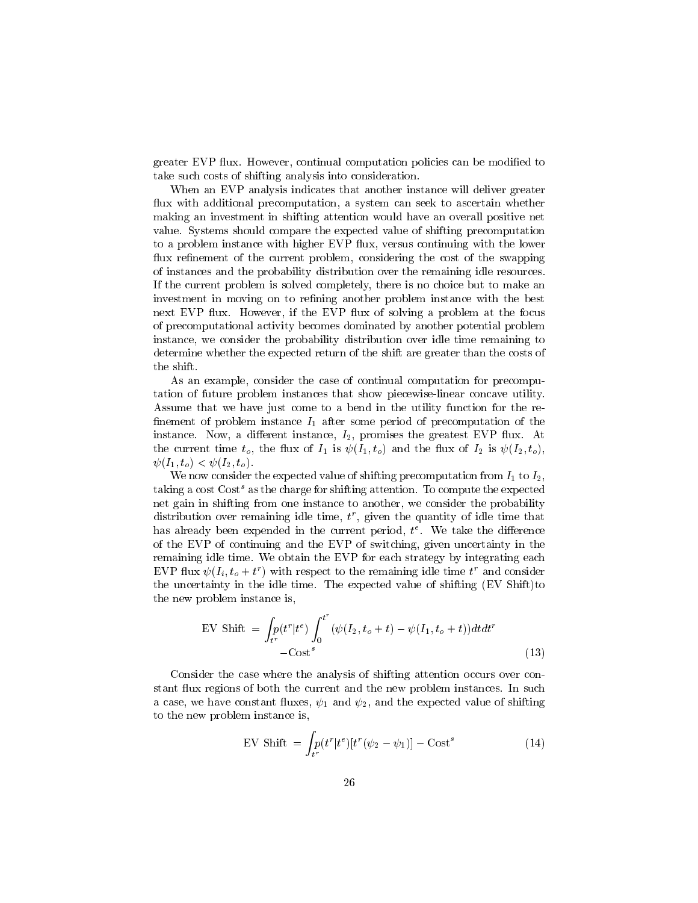greater EVP flux. However, continual computation policies can be modified to take such costs of shifting analysis into consideration.

When an EVP analysis indicates that another instance will deliver greater flux with additional precomputation, a system can seek to ascertain whether making an investment in shifting attention would have an overall positive net value. Systems should compare the expected value of shifting precomputation to a problem instance with higher EVP flux, versus continuing with the lower flux refinement of the current problem, considering the cost of the swapping of instances and the probability distribution over the remaining idle resources. If the current problem is solved completely, there is no choice but to make an investment in moving on to refining another problem instance with the best next EVP flux. However, if the EVP flux of solving a problem at the focus of precomputational activity becomes dominated by another potential problem instance, we consider the probability distribution over idle time remaining to determine whether the expected return of the shift are greater than the costs of the shift.

As an example, consider the case of continual computation for precomputation of future problem instances that show piecewise-linear concave utility. Assume that we have just come to a bend in the utility function for the refinement of problem instance $I_1$ after some period of precomputation of the instance. Now, a different instance, $I_2$, promises the greatest EVP flux. At the current time $t_o$, the flux of $I_1$ is $\psi(I_1, t_o)$ and the flux of $I_2$ is $\psi(I_2, t_o)$, $\psi(I_1, t_o) < \psi(I_2, t_o)$.

We now consider the expected value of shifting precomputation from $I_1$ to $I_2$, taking a cost $\text{Cost}^s$ as the charge for shifting attention. To compute the expected net gain in shifting from one instance to another, we consider the probability distribution over remaining idle time, $t^r$, given the quantity of idle time that has already been expended in the current period, $t^e$. We take the difference of the EVP of continuing and the EVP of switching, given uncertainty in the remaining idle time. We obtain the EVP for each strategy by integrating each EVP flux $\psi(I_i, t_o + t^r)$ with respect to the remaining idle time $t^r$ and consider the uncertainty in the idle time. The expected value of shifting (EV Shift)to the new problem instance is,

$$\text{EV Shift} = \int_{t^r} p(t^r|t^e) \int_0^{t^r} (\psi(I_2, t_o + t) - \psi(I_1, t_o + t)) dt dt^r - \text{Cost}^s \tag{13}$$

Consider the case where the analysis of shifting attention occurs over constant flux regions of both the current and the new problem instances. In such a case, we have constant fluxes, $\psi_1$ and $\psi_2$, and the expected value of shifting to the new problem instance is,

$$\text{EV Shift} = \int_{t^r} p(t^r|t^e)[t^r(\psi_2 - \psi_1)] - \text{Cost}^s \tag{14}$$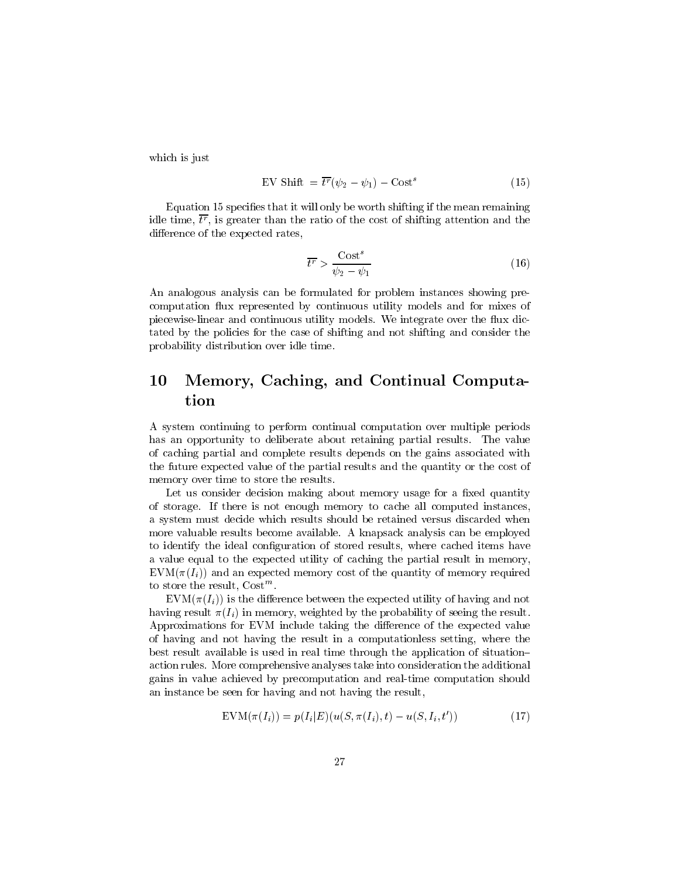which is just

$$\text{EV Shift } = \overline{t^r}(\psi_2 - \psi_1) - \text{Cost}^s \tag{15}$$

Equation 15 specifies that it will only be worth shifting if the mean remaining idle time, $\overline{t^r}$, is greater than the ratio of the cost of shifting attention and the difference of the expected rates,

$$\overline{t^r} > \frac{\text{Cost}^s}{\psi_2 - \psi_1} \tag{16}$$

An analogous analysis can be formulated for problem instances showing precomputation flux represented by continuous utility models and for mixes of piecewise-linear and continuous utility models. We integrate over the flux dictated by the policies for the case of shifting and not shifting and consider the probability distribution over idle time.

## 10 Memory, Caching, and Continual Computation

A system continuing to perform continual computation over multiple periods has an opportunity to deliberate about retaining partial results. The value of caching partial and complete results depends on the gains associated with the future expected value of the partial results and the quantity or the cost of memory over time to store the results.

Let us consider decision making about memory usage for a fixed quantity of storage. If there is not enough memory to cache all computed instances, a system must decide which results should be retained versus discarded when more valuable results become available. A knapsack analysis can be employed to identify the ideal configuration of stored results, where cached items have a value equal to the expected utility of caching the partial result in memory, $\text{EVM}(\pi(I_i))$ and an expected memory cost of the quantity of memory required to store the result, $\text{Cost}^m$.

$\text{EVM}(\pi(I_i))$ is the difference between the expected utility of having and not having result $\pi(I_i)$ in memory, weighted by the probability of seeing the result. Approximations for EVM include taking the difference of the expected value of having and not having the result in a computationless setting, where the best result available is used in real time through the application of situation–action rules. More comprehensive analyses take into consideration the additional gains in value achieved by precomputation and real-time computation should an instance be seen for having and not having the result,

$$\text{EVM}(\pi(I_i)) = p(I_i|E)(u(S, \pi(I_i), t) - u(S, I_i, t')) \tag{17}$$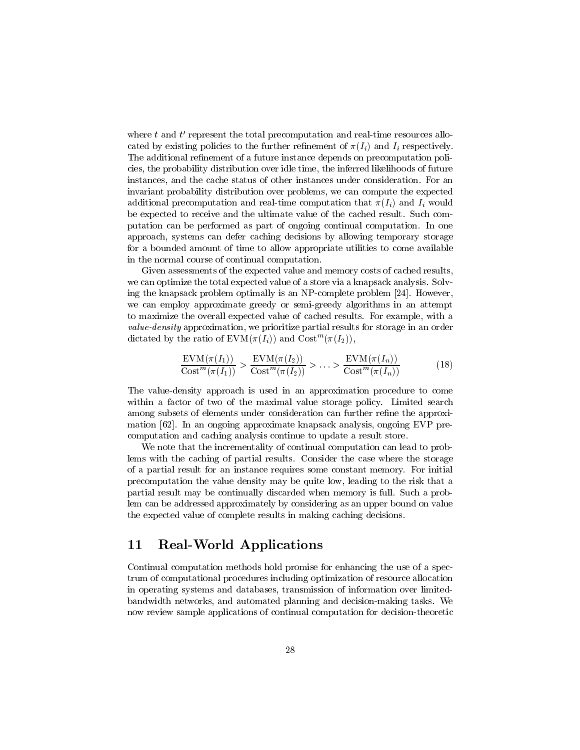where $t$ and $t'$ represent the total precomputation and real-time resources allocated by existing policies to the further refinement of $\pi(I_i)$ and $I_i$ respectively. The additional refinement of a future instance depends on precomputation policies, the probability distribution over idle time, the inferred likelihoods of future instances, and the cache status of other instances under consideration. For an invariant probability distribution over problems, we can compute the expected additional precomputation and real-time computation that $\pi(I_i)$ and $I_i$ would be expected to receive and the ultimate value of the cached result. Such computation can be performed as part of ongoing continual computation. In one approach, systems can defer caching decisions by allowing temporary storage for a bounded amount of time to allow appropriate utilities to come available in the normal course of continual computation.

Given assessments of the expected value and memory costs of cached results, we can optimize the total expected value of a store via a knapsack analysis. Solving the knapsack problem optimally is an NP-complete problem [24]. However, we can employ approximate greedy or semi-greedy algorithms in an attempt to maximize the overall expected value of cached results. For example, with a *value-density* approximation, we prioritize partial results for storage in an order dictated by the ratio of $\mathrm{EVM}(\pi(I_i))$ and $\mathrm{Cost}^m(\pi(I_2))$,

$$\frac{\mathrm{EVM}(\pi(I_1))}{\mathrm{Cost}^m(\pi(I_1))} > \frac{\mathrm{EVM}(\pi(I_2))}{\mathrm{Cost}^m(\pi(I_2))} > \ldots > \frac{\mathrm{EVM}(\pi(I_n))}{\mathrm{Cost}^m(\pi(I_n))} \tag{18}$$

The value-density approach is used in an approximation procedure to come within a factor of two of the maximal value storage policy. Limited search among subsets of elements under consideration can further refine the approximation [62]. In an ongoing approximate knapsack analysis, ongoing EVP precomputation and caching analysis continue to update a result store.

We note that the incrementality of continual computation can lead to problems with the caching of partial results. Consider the case where the storage of a partial result for an instance requires some constant memory. For initial precomputation the value density may be quite low, leading to the risk that a partial result may be continually discarded when memory is full. Such a problem can be addressed approximately by considering as an upper bound on value the expected value of complete results in making caching decisions.

## 11 Real-World Applications

Continual computation methods hold promise for enhancing the use of a spectrum of computational procedures including optimization of resource allocation in operating systems and databases, transmission of information over limited-bandwidth networks, and automated planning and decision-making tasks. We now review sample applications of continual computation for decision-theoretic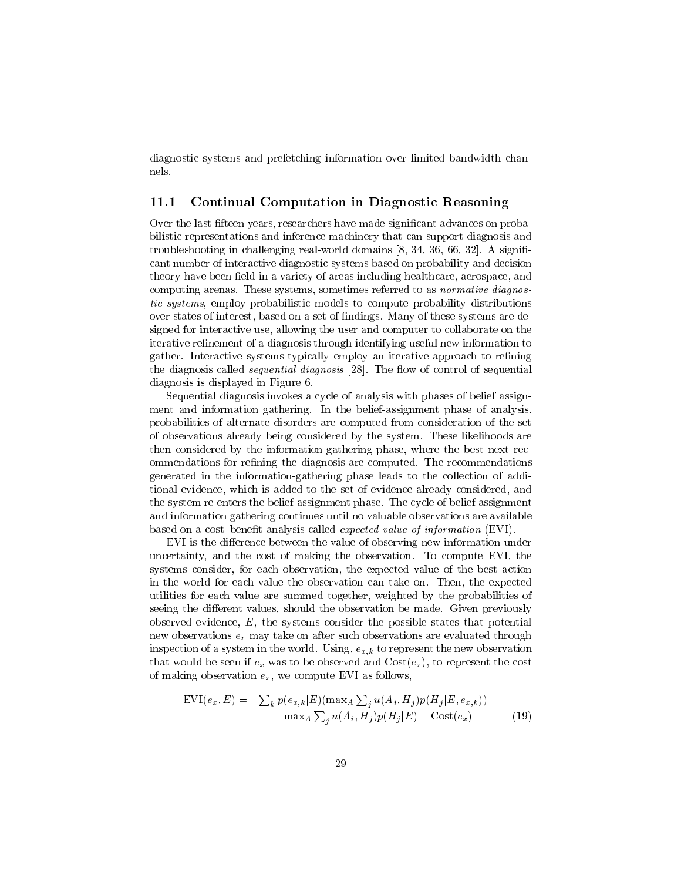diagnostic systems and prefetching information over limited bandwidth channels.

### 11.1 Continual Computation in Diagnostic Reasoning

Over the last fifteen years, researchers have made significant advances on probabilistic representations and inference machinery that can support diagnosis and troubleshooting in challenging real-world domains [8, 34, 36, 66, 32]. A significant number of interactive diagnostic systems based on probability and decision theory have been field in a variety of areas including healthcare, aerospace, and computing arenas. These systems, sometimes referred to as *normative diagnostic systems*, employ probabilistic models to compute probability distributions over states of interest, based on a set of findings. Many of these systems are designed for interactive use, allowing the user and computer to collaborate on the iterative refinement of a diagnosis through identifying useful new information to gather. Interactive systems typically employ an iterative approach to refining the diagnosis called *sequential diagnosis* [28]. The flow of control of sequential diagnosis is displayed in Figure 6.

Sequential diagnosis invokes a cycle of analysis with phases of belief assignment and information gathering. In the belief-assignment phase of analysis, probabilities of alternate disorders are computed from consideration of the set of observations already being considered by the system. These likelihoods are then considered by the information-gathering phase, where the best next recommendations for refining the diagnosis are computed. The recommendations generated in the information-gathering phase leads to the collection of additional evidence, which is added to the set of evidence already considered, and the system re-enters the belief-assignment phase. The cycle of belief assignment and information gathering continues until no valuable observations are available based on a cost–benefit analysis called *expected value of information* (EVI).

EVI is the difference between the value of observing new information under uncertainty, and the cost of making the observation. To compute EVI, the systems consider, for each observation, the expected value of the best action in the world for each value the observation can take on. Then, the expected utilities for each value are summed together, weighted by the probabilities of seeing the different values, should the observation be made. Given previously observed evidence, $E$, the systems consider the possible states that potential new observations $e_x$ may take on after such observations are evaluated through inspection of a system in the world. Using, $e_{x,k}$ to represent the new observation that would be seen if $e_x$ was to be observed and $\text{Cost}(e_x)$, to represent the cost of making observation $e_x$, we compute EVI as follows,

$$\begin{aligned} \text{EVI}(e_x, E) = \quad & \textstyle\sum_k p(e_{x,k}|E)(\max_A \sum_j u(A_i, H_j) p(H_j|E, e_{x,k})) \\ & - \max_A \textstyle\sum_j u(A_i, H_j) p(H_j|E) - \text{Cost}(e_x) \end{aligned} \tag{19}$$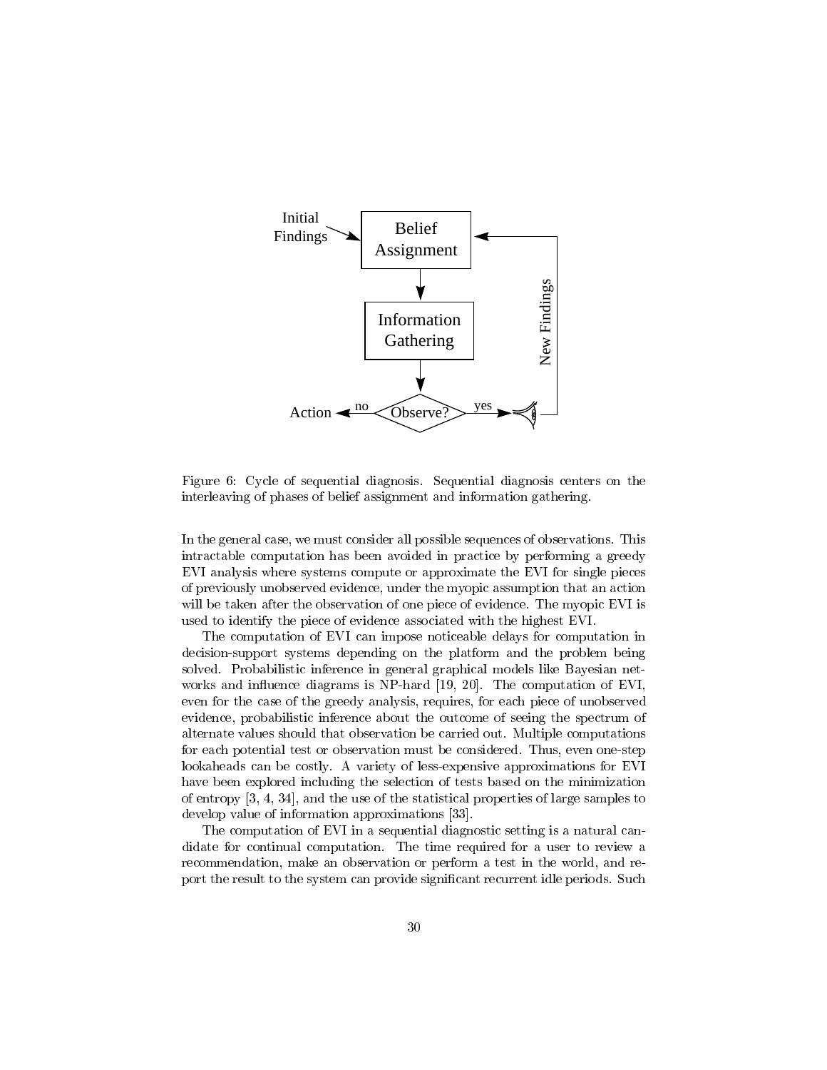Figure 6: Cycle of sequential diagnosis. Sequential diagnosis centers on the interleaving of phases of belief assignment and information gathering.

In the general case, we must consider all possible sequences of observations. This intractable computation has been avoided in practice by performing a greedy EVI analysis where systems compute or approximate the EVI for single pieces of previously unobserved evidence, under the myopic assumption that an action will be taken after the observation of one piece of evidence. The myopic EVI is used to identify the piece of evidence associated with the highest EVI.

The computation of EVI can impose noticeable delays for computation in decision-support systems depending on the platform and the problem being solved. Probabilistic inference in general graphical models like Bayesian networks and influence diagrams is NP-hard [19, 20]. The computation of EVI, even for the case of the greedy analysis, requires, for each piece of unobserved evidence, probabilistic inference about the outcome of seeing the spectrum of alternate values should that observation be carried out. Multiple computations for each potential test or observation must be considered. Thus, even one-step lookaheads can be costly. A variety of less-expensive approximations for EVI have been explored including the selection of tests based on the minimization of entropy [3, 4, 34], and the use of the statistical properties of large samples to develop value of information approximations [33].

The computation of EVI in a sequential diagnostic setting is a natural candidate for continual computation. The time required for a user to review a recommendation, make an observation or perform a test in the world, and report the result to the system can provide significant recurrent idle periods. Such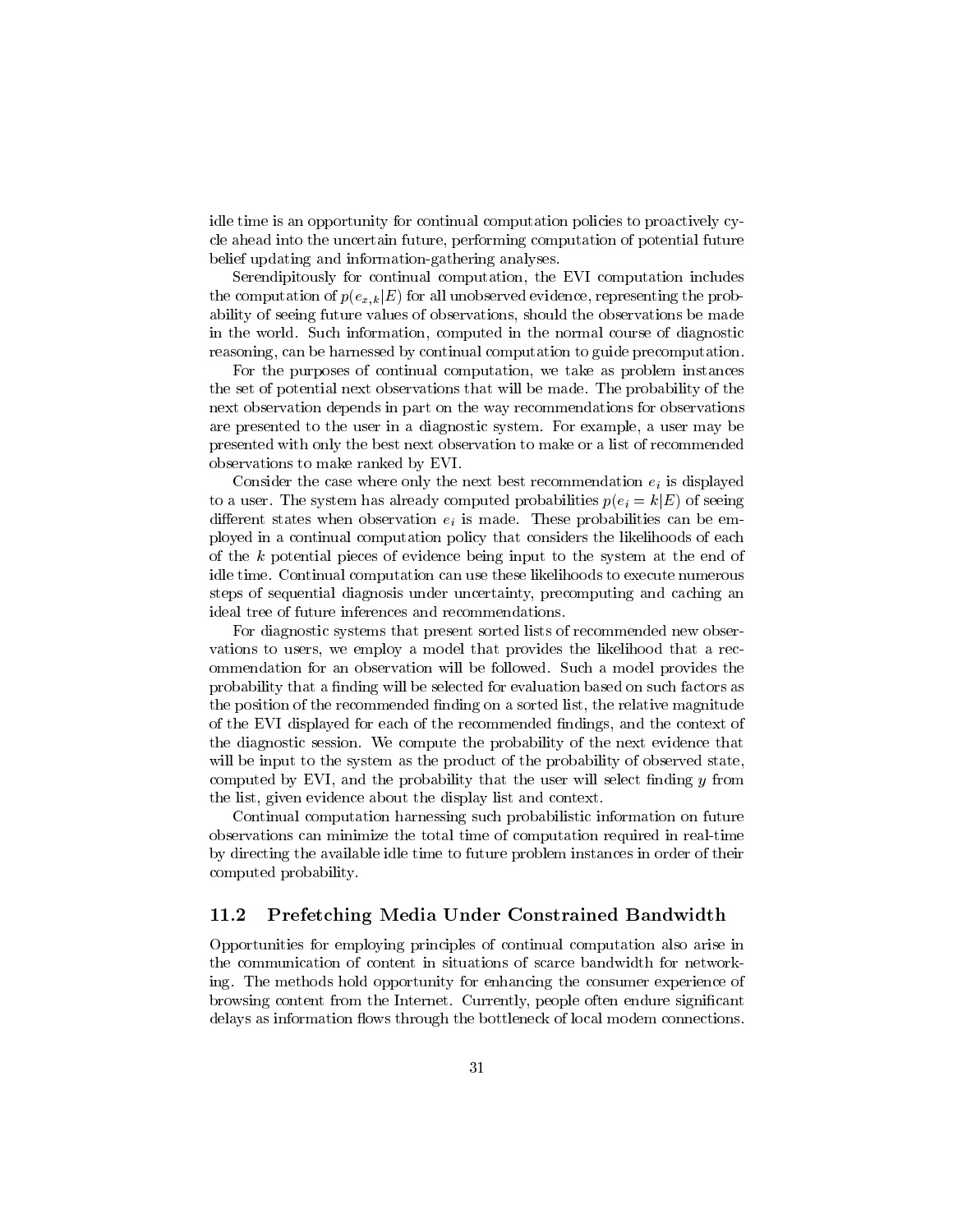idle time is an opportunity for continual computation policies to proactively cycle ahead into the uncertain future, performing computation of potential future belief updating and information-gathering analyses.

Serendipitously for continual computation, the EVI computation includes the computation of $p(e_{x,k}|E)$ for all unobserved evidence, representing the probability of seeing future values of observations, should the observations be made in the world. Such information, computed in the normal course of diagnostic reasoning, can be harnessed by continual computation to guide precomputation.

For the purposes of continual computation, we take as problem instances the set of potential next observations that will be made. The probability of the next observation depends in part on the way recommendations for observations are presented to the user in a diagnostic system. For example, a user may be presented with only the best next observation to make or a list of recommended observations to make ranked by EVI.

Consider the case where only the next best recommendation $e_i$ is displayed to a user. The system has already computed probabilities $p(e_i = k|E)$ of seeing different states when observation $e_i$ is made. These probabilities can be employed in a continual computation policy that considers the likelihoods of each of the $k$ potential pieces of evidence being input to the system at the end of idle time. Continual computation can use these likelihoods to execute numerous steps of sequential diagnosis under uncertainty, precomputing and caching an ideal tree of future inferences and recommendations.

For diagnostic systems that present sorted lists of recommended new observations to users, we employ a model that provides the likelihood that a recommendation for an observation will be followed. Such a model provides the probability that a finding will be selected for evaluation based on such factors as the position of the recommended finding on a sorted list, the relative magnitude of the EVI displayed for each of the recommended findings, and the context of the diagnostic session. We compute the probability of the next evidence that will be input to the system as the product of the probability of observed state, computed by EVI, and the probability that the user will select finding $y$ from the list, given evidence about the display list and context.

Continual computation harnessing such probabilistic information on future observations can minimize the total time of computation required in real-time by directing the available idle time to future problem instances in order of their computed probability.

## 11.2 Prefetching Media Under Constrained Bandwidth

Opportunities for employing principles of continual computation also arise in the communication of content in situations of scarce bandwidth for networking. The methods hold opportunity for enhancing the consumer experience of browsing content from the Internet. Currently, people often endure significant delays as information flows through the bottleneck of local modem connections.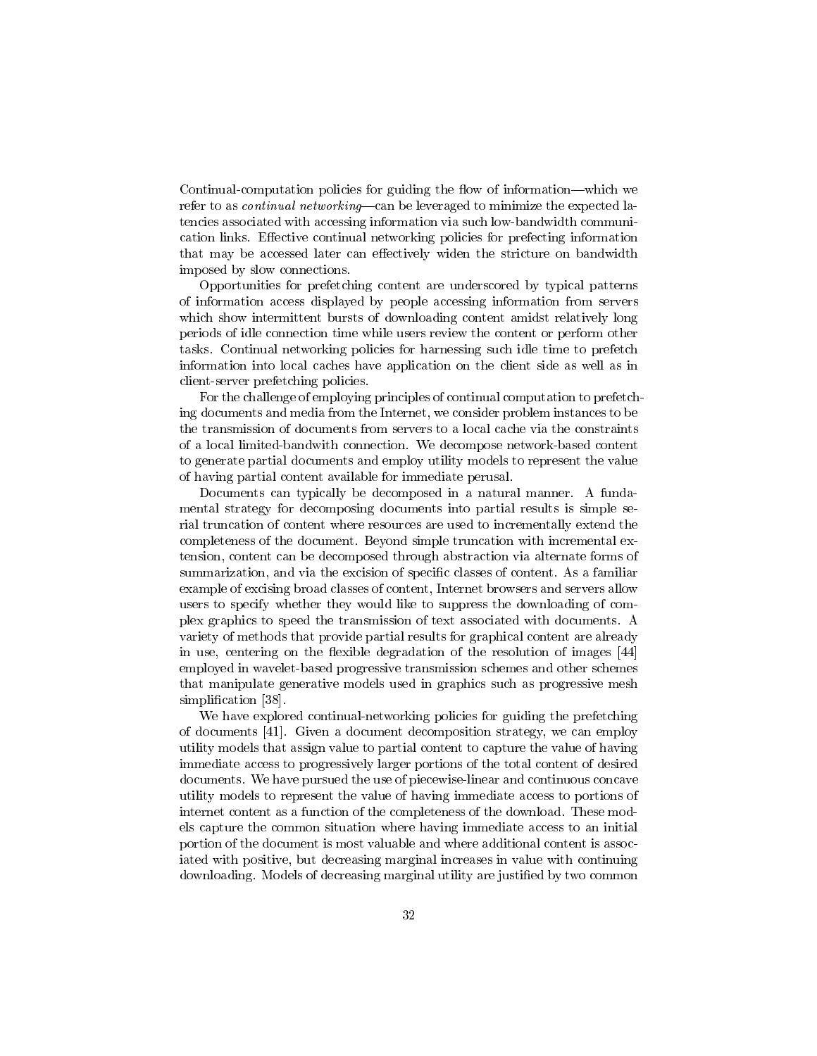Continual-computation policies for guiding the flow of information—which we refer to as *continual networking*—can be leveraged to minimize the expected latencies associated with accessing information via such low-bandwidth communication links. Effective continual networking policies for prefecting information that may be accessed later can effectively widen the stricture on bandwidth imposed by slow connections.

Opportunities for prefetching content are underscored by typical patterns of information access displayed by people accessing information from servers which show intermittent bursts of downloading content amidst relatively long periods of idle connection time while users review the content or perform other tasks. Continual networking policies for harnessing such idle time to prefetch information into local caches have application on the client side as well as in client-server prefetching policies.

For the challenge of employing principles of continual computation to prefetching documents and media from the Internet, we consider problem instances to be the transmission of documents from servers to a local cache via the constraints of a local limited-bandwith connection. We decompose network-based content to generate partial documents and employ utility models to represent the value of having partial content available for immediate perusal.

Documents can typically be decomposed in a natural manner. A fundamental strategy for decomposing documents into partial results is simple serial truncation of content where resources are used to incrementally extend the completeness of the document. Beyond simple truncation with incremental extension, content can be decomposed through abstraction via alternate forms of summarization, and via the excision of specific classes of content. As a familiar example of excising broad classes of content, Internet browsers and servers allow users to specify whether they would like to suppress the downloading of complex graphics to speed the transmission of text associated with documents. A variety of methods that provide partial results for graphical content are already in use, centering on the flexible degradation of the resolution of images [44] employed in wavelet-based progressive transmission schemes and other schemes that manipulate generative models used in graphics such as progressive mesh simplification [38].

We have explored continual-networking policies for guiding the prefetching of documents [41]. Given a document decomposition strategy, we can employ utility models that assign value to partial content to capture the value of having immediate access to progressively larger portions of the total content of desired documents. We have pursued the use of piecewise-linear and continuous concave utility models to represent the value of having immediate access to portions of internet content as a function of the completeness of the download. These models capture the common situation where having immediate access to an initial portion of the document is most valuable and where additional content is associated with positive, but decreasing marginal increases in value with continuing downloading. Models of decreasing marginal utility are justified by two common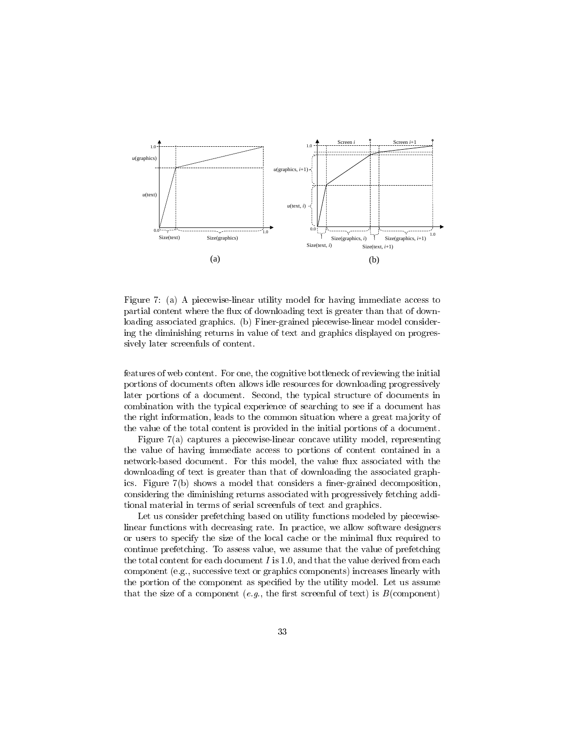Figure 7: (a) A piecewise-linear utility model for having immediate access to partial content where the flux of downloading text is greater than that of downloading associated graphics. (b) Finer-grained piecewise-linear model considering the diminishing returns in value of text and graphics displayed on progressively later screenfuls of content.

features of web content. For one, the cognitive bottleneck of reviewing the initial portions of documents often allows idle resources for downloading progressively later portions of a document. Second, the typical structure of documents in combination with the typical experience of searching to see if a document has the right information, leads to the common situation where a great majority of the value of the total content is provided in the initial portions of a document.

Figure 7(a) captures a piecewise-linear concave utility model, representing the value of having immediate access to portions of content contained in a network-based document. For this model, the value flux associated with the downloading of text is greater than that of downloading the associated graphics. Figure 7(b) shows a model that considers a finer-grained decomposition, considering the diminishing returns associated with progressively fetching additional material in terms of serial screenfuls of text and graphics.

Let us consider prefetching based on utility functions modeled by piecewise-linear functions with decreasing rate. In practice, we allow software designers or users to specify the size of the local cache or the minimal flux required to continue prefetching. To assess value, we assume that the value of prefetching the total content for each document $I$ is 1.0, and that the value derived from each component (e.g., successive text or graphics components) increases linearly with the portion of the component as specified by the utility model. Let us assume that the size of a component (*e.g.*, the first screenful of text) is $B(\text{component})$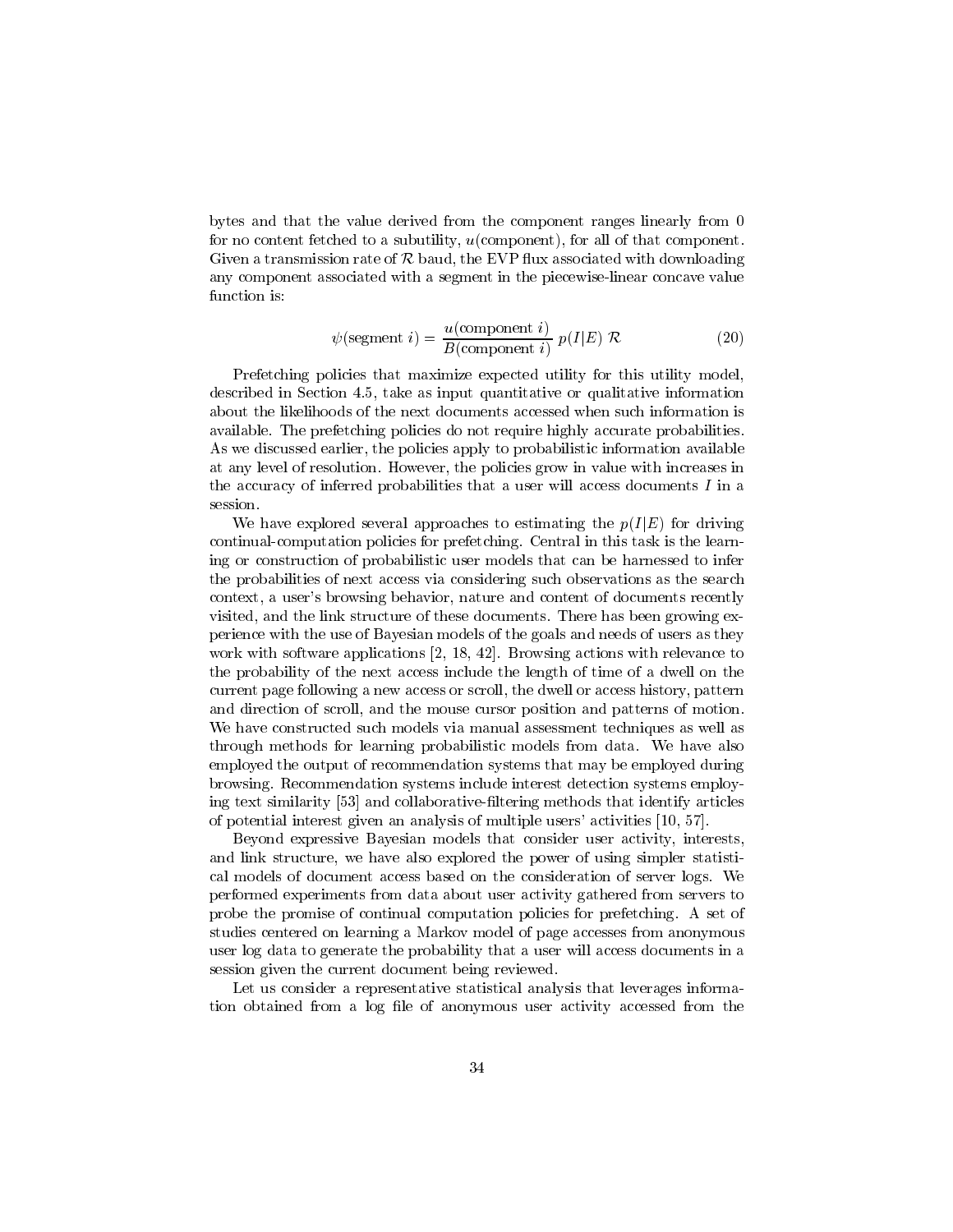bytes and that the value derived from the component ranges linearly from 0 for no content fetched to a subutility, $u(\text{component})$, for all of that component. Given a transmission rate of $\mathcal{R}$ baud, the EVP flux associated with downloading any component associated with a segment in the piecewise-linear concave value function is:

$$\psi(\text{segment } i) = \frac{u(\text{component } i)}{B(\text{component } i)}\; p(I|E)\; \mathcal{R} \tag{20}$$

Prefetching policies that maximize expected utility for this utility model, described in Section 4.5, take as input quantitative or qualitative information about the likelihoods of the next documents accessed when such information is available. The prefetching policies do not require highly accurate probabilities. As we discussed earlier, the policies apply to probabilistic information available at any level of resolution. However, the policies grow in value with increases in the accuracy of inferred probabilities that a user will access documents $I$ in a session.

We have explored several approaches to estimating the $p(I|E)$ for driving continual-computation policies for prefetching. Central in this task is the learning or construction of probabilistic user models that can be harnessed to infer the probabilities of next access via considering such observations as the search context, a user's browsing behavior, nature and content of documents recently visited, and the link structure of these documents. There has been growing experience with the use of Bayesian models of the goals and needs of users as they work with software applications [2, 18, 42]. Browsing actions with relevance to the probability of the next access include the length of time of a dwell on the current page following a new access or scroll, the dwell or access history, pattern and direction of scroll, and the mouse cursor position and patterns of motion. We have constructed such models via manual assessment techniques as well as through methods for learning probabilistic models from data. We have also employed the output of recommendation systems that may be employed during browsing. Recommendation systems include interest detection systems employing text similarity [53] and collaborative-filtering methods that identify articles of potential interest given an analysis of multiple users' activities [10, 57].

Beyond expressive Bayesian models that consider user activity, interests, and link structure, we have also explored the power of using simpler statistical models of document access based on the consideration of server logs. We performed experiments from data about user activity gathered from servers to probe the promise of continual computation policies for prefetching. A set of studies centered on learning a Markov model of page accesses from anonymous user log data to generate the probability that a user will access documents in a session given the current document being reviewed.

Let us consider a representative statistical analysis that leverages information obtained from a log file of anonymous user activity accessed from the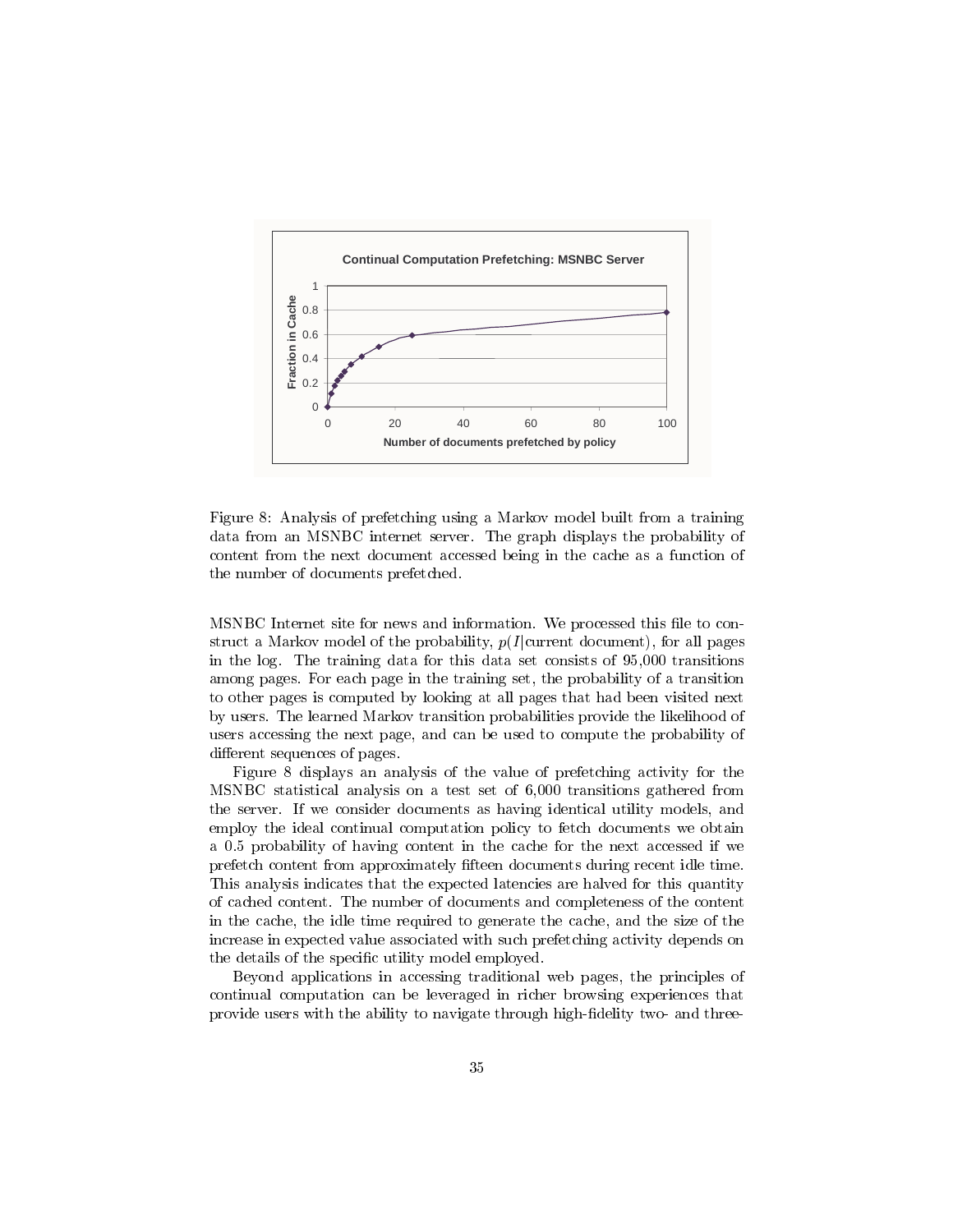Figure 8: Analysis of prefetching using a Markov model built from a training data from an MSNBC internet server. The graph displays the probability of content from the next document accessed being in the cache as a function of the number of documents prefetched.

MSNBC Internet site for news and information. We processed this file to construct a Markov model of the probability, $p(I|\text{current document})$, for all pages in the log. The training data for this data set consists of 95,000 transitions among pages. For each page in the training set, the probability of a transition to other pages is computed by looking at all pages that had been visited next by users. The learned Markov transition probabilities provide the likelihood of users accessing the next page, and can be used to compute the probability of different sequences of pages.

Figure 8 displays an analysis of the value of prefetching activity for the MSNBC statistical analysis on a test set of 6,000 transitions gathered from the server. If we consider documents as having identical utility models, and employ the ideal continual computation policy to fetch documents we obtain a 0.5 probability of having content in the cache for the next accessed if we prefetch content from approximately fifteen documents during recent idle time. This analysis indicates that the expected latencies are halved for this quantity of cached content. The number of documents and completeness of the content in the cache, the idle time required to generate the cache, and the size of the increase in expected value associated with such prefetching activity depends on the details of the specific utility model employed.

Beyond applications in accessing traditional web pages, the principles of continual computation can be leveraged in richer browsing experiences that provide users with the ability to navigate through high-fidelity two- and three-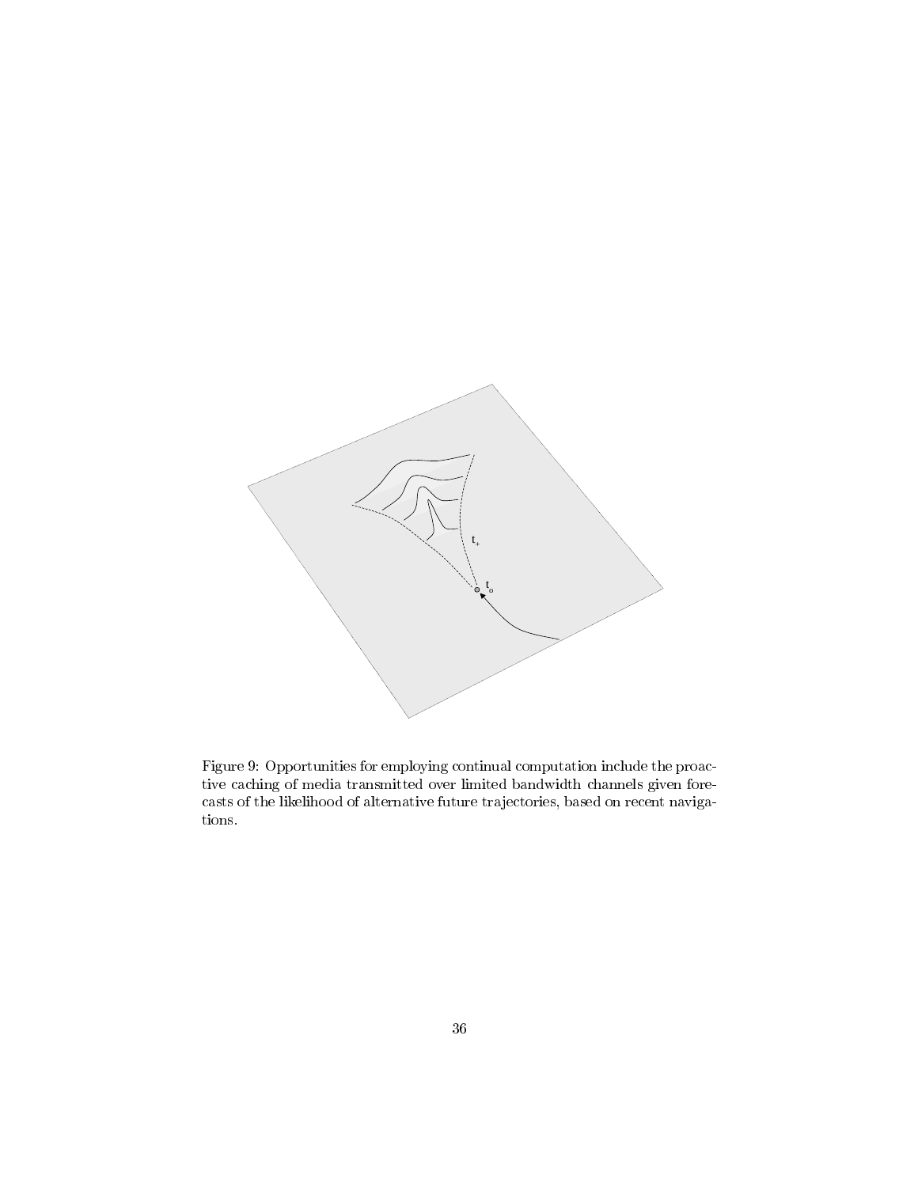Figure 9: Opportunities for employing continual computation include the proactive caching of media transmitted over limited bandwidth channels given forecasts of the likelihood of alternative future trajectories, based on recent navigations.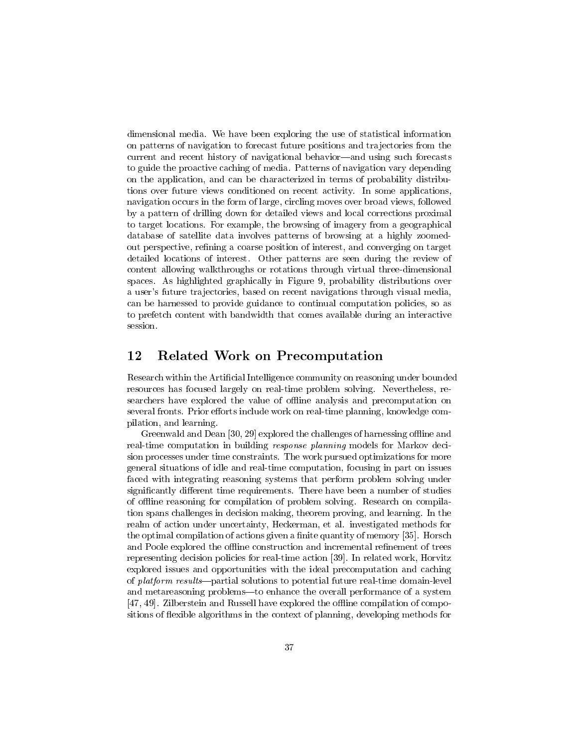dimensional media. We have been exploring the use of statistical information on patterns of navigation to forecast future positions and trajectories from the current and recent history of navigational behavior—and using such forecasts to guide the proactive caching of media. Patterns of navigation vary depending on the application, and can be characterized in terms of probability distributions over future views conditioned on recent activity. In some applications, navigation occurs in the form of large, circling moves over broad views, followed by a pattern of drilling down for detailed views and local corrections proximal to target locations. For example, the browsing of imagery from a geographical database of satellite data involves patterns of browsing at a highly zoomed-out perspective, refining a coarse position of interest, and converging on target detailed locations of interest. Other patterns are seen during the review of content allowing walkthroughs or rotations through virtual three-dimensional spaces. As highlighted graphically in Figure 9, probability distributions over a user's future trajectories, based on recent navigations through visual media, can be harnessed to provide guidance to continual computation policies, so as to prefetch content with bandwidth that comes available during an interactive session.

## 12 Related Work on Precomputation

Research within the Artificial Intelligence community on reasoning under bounded resources has focused largely on real-time problem solving. Nevertheless, researchers have explored the value of offline analysis and precomputation on several fronts. Prior efforts include work on real-time planning, knowledge compilation, and learning.

Greenwald and Dean [30, 29] explored the challenges of harnessing offline and real-time computation in building *response planning* models for Markov decision processes under time constraints. The work pursued optimizations for more general situations of idle and real-time computation, focusing in part on issues faced with integrating reasoning systems that perform problem solving under significantly different time requirements. There have been a number of studies of offline reasoning for compilation of problem solving. Research on compilation spans challenges in decision making, theorem proving, and learning. In the realm of action under uncertainty, Heckerman, et al. investigated methods for the optimal compilation of actions given a finite quantity of memory [35]. Horsch and Poole explored the offline construction and incremental refinement of trees representing decision policies for real-time action [39]. In related work, Horvitz explored issues and opportunities with the ideal precomputation and caching of *platform results*—partial solutions to potential future real-time domain-level and metareasoning problems—to enhance the overall performance of a system [47, 49]. Zilberstein and Russell have explored the offline compilation of compositions of flexible algorithms in the context of planning, developing methods for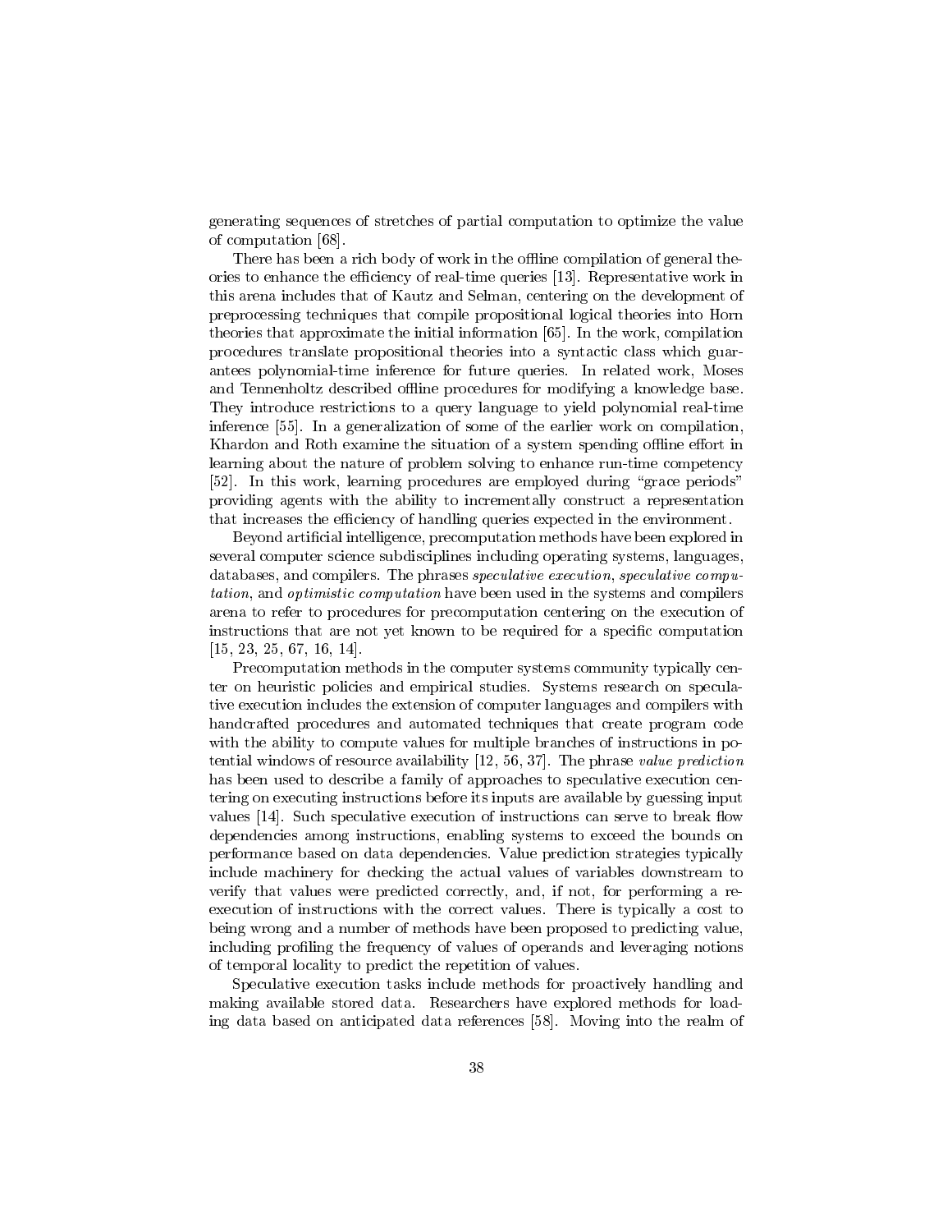generating sequences of stretches of partial computation to optimize the value of computation [68].

There has been a rich body of work in the offline compilation of general theories to enhance the efficiency of real-time queries [13]. Representative work in this arena includes that of Kautz and Selman, centering on the development of preprocessing techniques that compile propositional logical theories into Horn theories that approximate the initial information [65]. In the work, compilation procedures translate propositional theories into a syntactic class which guarantees polynomial-time inference for future queries. In related work, Moses and Tennenholtz described offline procedures for modifying a knowledge base. They introduce restrictions to a query language to yield polynomial real-time inference [55]. In a generalization of some of the earlier work on compilation, Khardon and Roth examine the situation of a system spending offline effort in learning about the nature of problem solving to enhance run-time competency [52]. In this work, learning procedures are employed during "grace periods" providing agents with the ability to incrementally construct a representation that increases the efficiency of handling queries expected in the environment.

Beyond artificial intelligence, precomputation methods have been explored in several computer science subdisciplines including operating systems, languages, databases, and compilers. The phrases *speculative execution*, *speculative computation*, and *optimistic computation* have been used in the systems and compilers arena to refer to procedures for precomputation centering on the execution of instructions that are not yet known to be required for a specific computation [15, 23, 25, 67, 16, 14].

Precomputation methods in the computer systems community typically center on heuristic policies and empirical studies. Systems research on speculative execution includes the extension of computer languages and compilers with handcrafted procedures and automated techniques that create program code with the ability to compute values for multiple branches of instructions in potential windows of resource availability [12, 56, 37]. The phrase *value prediction* has been used to describe a family of approaches to speculative execution centering on executing instructions before its inputs are available by guessing input values [14]. Such speculative execution of instructions can serve to break flow dependencies among instructions, enabling systems to exceed the bounds on performance based on data dependencies. Value prediction strategies typically include machinery for checking the actual values of variables downstream to verify that values were predicted correctly, and, if not, for performing a re-execution of instructions with the correct values. There is typically a cost to being wrong and a number of methods have been proposed to predicting value, including profiling the frequency of values of operands and leveraging notions of temporal locality to predict the repetition of values.

Speculative execution tasks include methods for proactively handling and making available stored data. Researchers have explored methods for loading data based on anticipated data references [58]. Moving into the realm of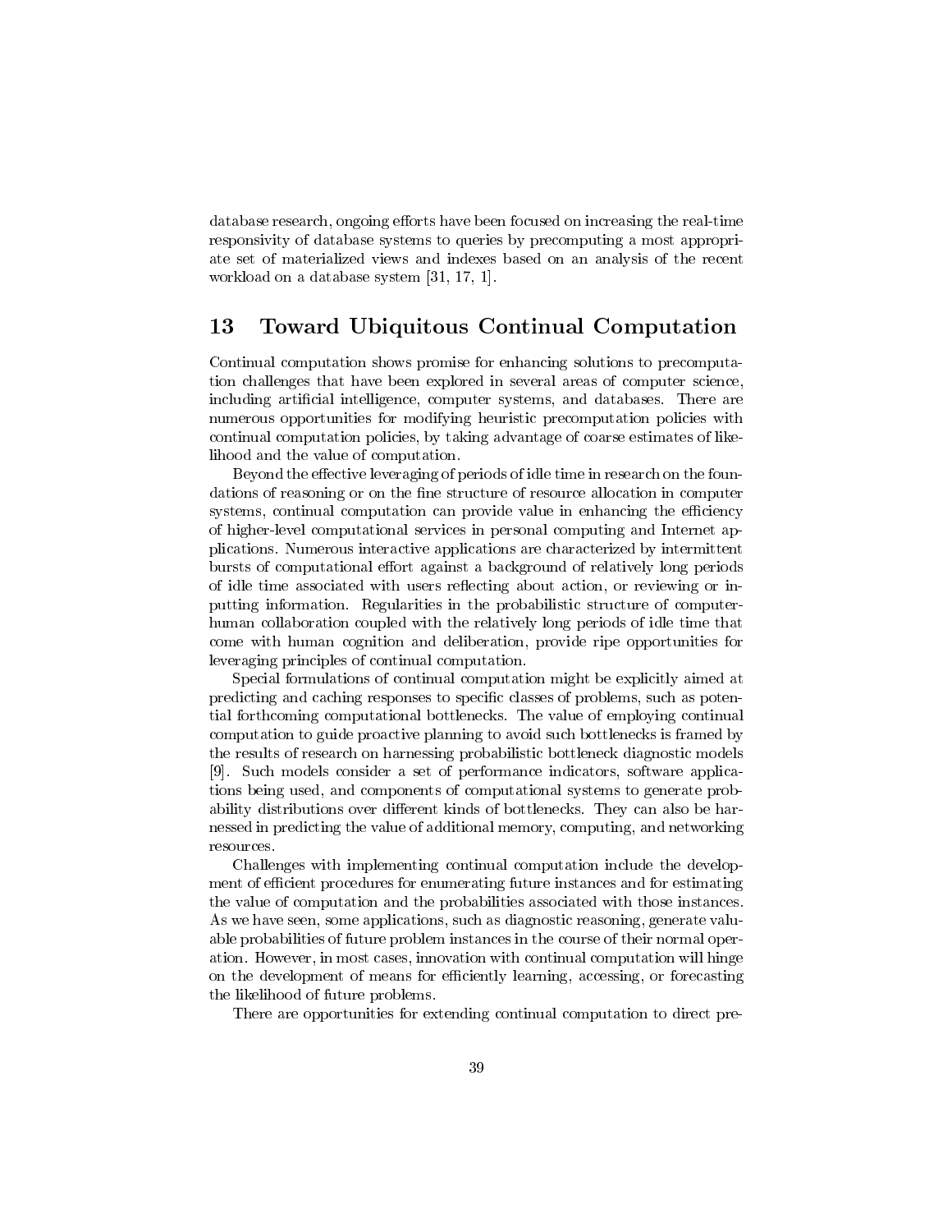database research, ongoing efforts have been focused on increasing the real-time responsivity of database systems to queries by precomputing a most appropriate set of materialized views and indexes based on an analysis of the recent workload on a database system [31, 17, 1].

## 13 Toward Ubiquitous Continual Computation

Continual computation shows promise for enhancing solutions to precomputation challenges that have been explored in several areas of computer science, including artificial intelligence, computer systems, and databases. There are numerous opportunities for modifying heuristic precomputation policies with continual computation policies, by taking advantage of coarse estimates of likelihood and the value of computation.

Beyond the effective leveraging of periods of idle time in research on the foundations of reasoning or on the fine structure of resource allocation in computer systems, continual computation can provide value in enhancing the efficiency of higher-level computational services in personal computing and Internet applications. Numerous interactive applications are characterized by intermittent bursts of computational effort against a background of relatively long periods of idle time associated with users reflecting about action, or reviewing or inputting information. Regularities in the probabilistic structure of computer-human collaboration coupled with the relatively long periods of idle time that come with human cognition and deliberation, provide ripe opportunities for leveraging principles of continual computation.

Special formulations of continual computation might be explicitly aimed at predicting and caching responses to specific classes of problems, such as potential forthcoming computational bottlenecks. The value of employing continual computation to guide proactive planning to avoid such bottlenecks is framed by the results of research on harnessing probabilistic bottleneck diagnostic models [9]. Such models consider a set of performance indicators, software applications being used, and components of computational systems to generate probability distributions over different kinds of bottlenecks. They can also be harnessed in predicting the value of additional memory, computing, and networking resources.

Challenges with implementing continual computation include the development of efficient procedures for enumerating future instances and for estimating the value of computation and the probabilities associated with those instances. As we have seen, some applications, such as diagnostic reasoning, generate valuable probabilities of future problem instances in the course of their normal operation. However, in most cases, innovation with continual computation will hinge on the development of means for efficiently learning, accessing, or forecasting the likelihood of future problems.

There are opportunities for extending continual computation to direct pre-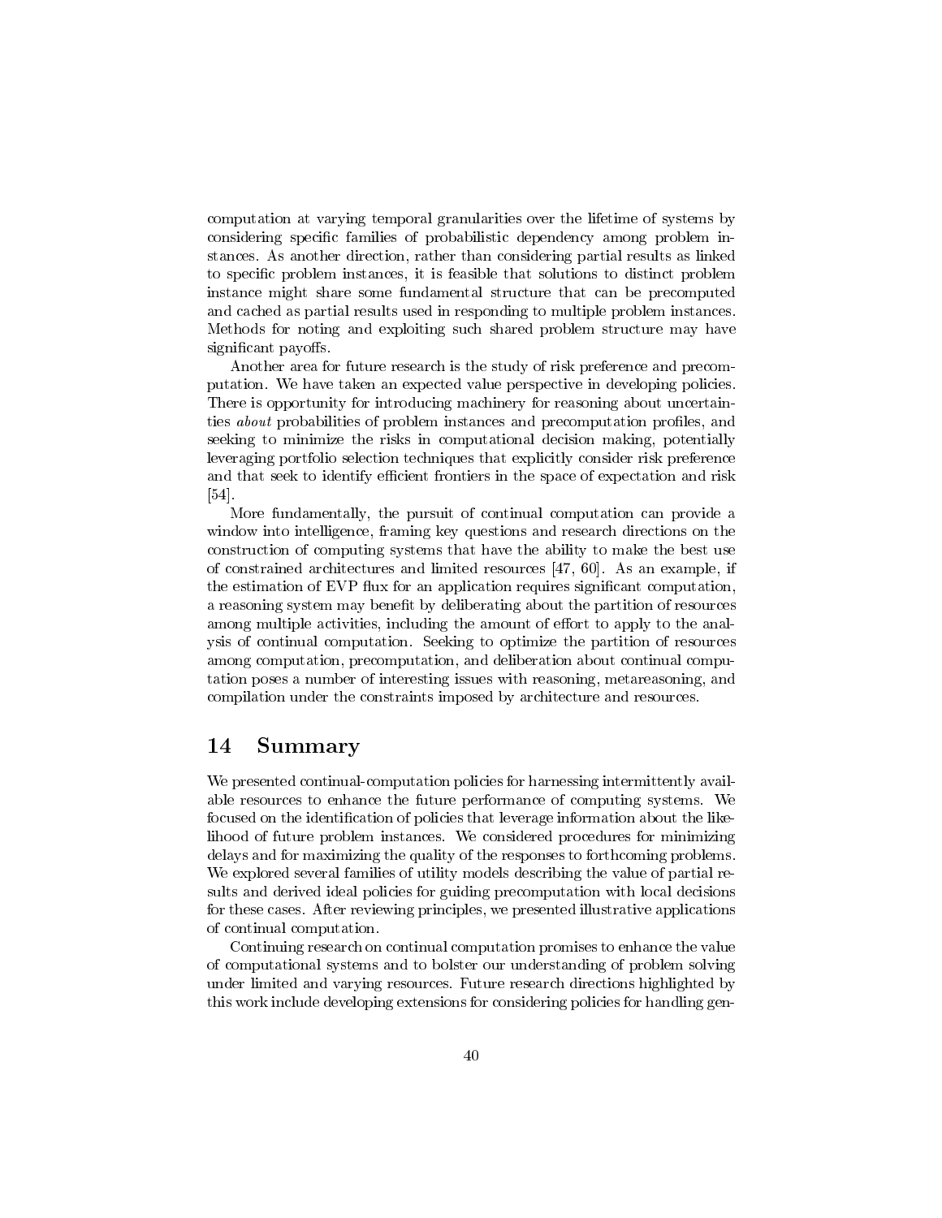computation at varying temporal granularities over the lifetime of systems by considering specific families of probabilistic dependency among problem instances. As another direction, rather than considering partial results as linked to specific problem instances, it is feasible that solutions to distinct problem instance might share some fundamental structure that can be precomputed and cached as partial results used in responding to multiple problem instances. Methods for noting and exploiting such shared problem structure may have significant payoffs.

Another area for future research is the study of risk preference and precomputation. We have taken an expected value perspective in developing policies. There is opportunity for introducing machinery for reasoning about uncertainties *about* probabilities of problem instances and precomputation profiles, and seeking to minimize the risks in computational decision making, potentially leveraging portfolio selection techniques that explicitly consider risk preference and that seek to identify efficient frontiers in the space of expectation and risk [54].

More fundamentally, the pursuit of continual computation can provide a window into intelligence, framing key questions and research directions on the construction of computing systems that have the ability to make the best use of constrained architectures and limited resources [47, 60]. As an example, if the estimation of EVP flux for an application requires significant computation, a reasoning system may benefit by deliberating about the partition of resources among multiple activities, including the amount of effort to apply to the analysis of continual computation. Seeking to optimize the partition of resources among computation, precomputation, and deliberation about continual computation poses a number of interesting issues with reasoning, metareasoning, and compilation under the constraints imposed by architecture and resources.

## 14 Summary

We presented continual-computation policies for harnessing intermittently available resources to enhance the future performance of computing systems. We focused on the identification of policies that leverage information about the likelihood of future problem instances. We considered procedures for minimizing delays and for maximizing the quality of the responses to forthcoming problems. We explored several families of utility models describing the value of partial results and derived ideal policies for guiding precomputation with local decisions for these cases. After reviewing principles, we presented illustrative applications of continual computation.

Continuing research on continual computation promises to enhance the value of computational systems and to bolster our understanding of problem solving under limited and varying resources. Future research directions highlighted by this work include developing extensions for considering policies for handling gen-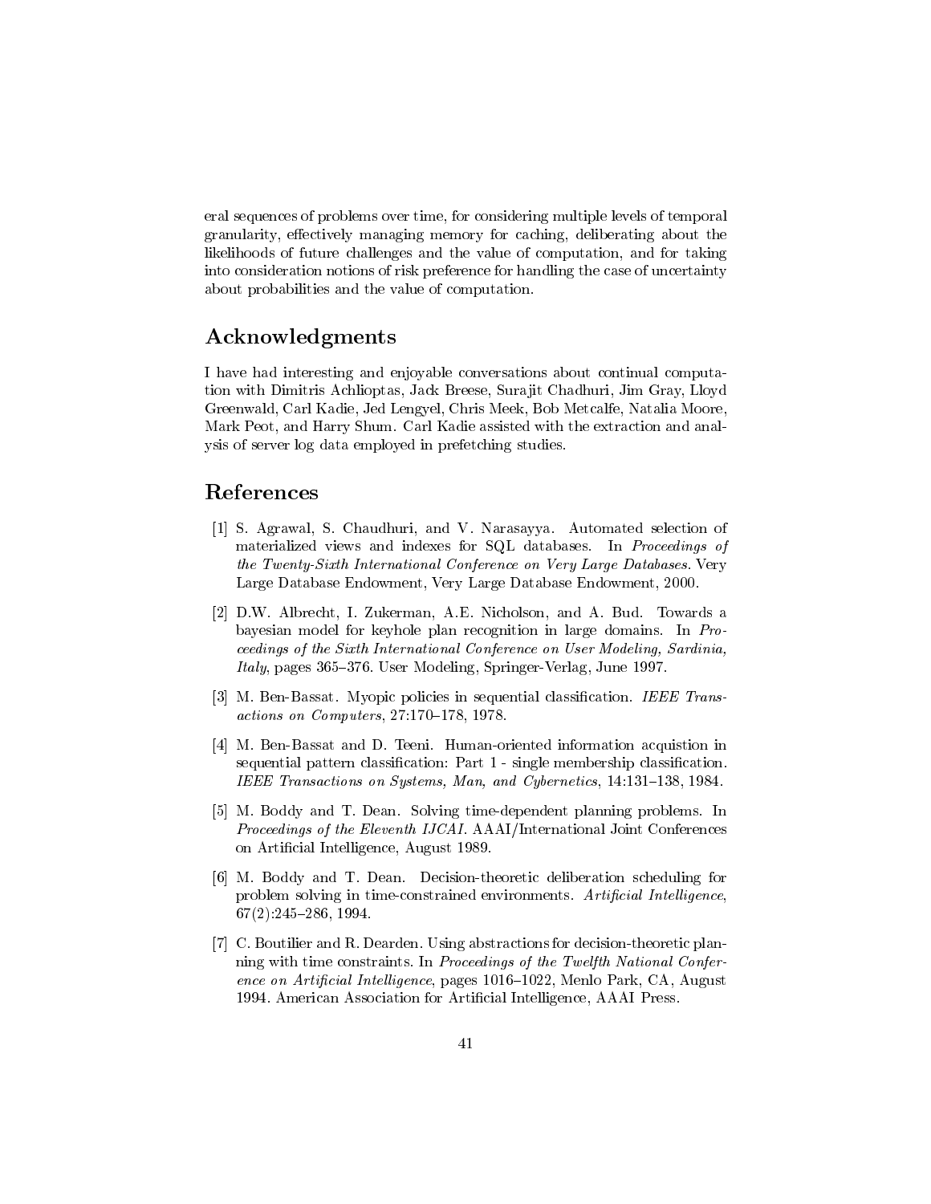eral sequences of problems over time, for considering multiple levels of temporal granularity, effectively managing memory for caching, deliberating about the likelihoods of future challenges and the value of computation, and for taking into consideration notions of risk preference for handling the case of uncertainty about probabilities and the value of computation.

## Acknowledgments

I have had interesting and enjoyable conversations about continual computation with Dimitris Achlioptas, Jack Breese, Surajit Chadhuri, Jim Gray, Lloyd Greenwald, Carl Kadie, Jed Lengyel, Chris Meek, Bob Metcalfe, Natalia Moore, Mark Peot, and Harry Shum. Carl Kadie assisted with the extraction and analysis of server log data employed in prefetching studies.

## References

[1] S. Agrawal, S. Chaudhuri, and V. Narasayya. Automated selection of materialized views and indexes for SQL databases. In *Proceedings of the Twenty-Sixth International Conference on Very Large Databases*. Very Large Database Endowment, Very Large Database Endowment, 2000.

[2] D.W. Albrecht, I. Zukerman, A.E. Nicholson, and A. Bud. Towards a bayesian model for keyhole plan recognition in large domains. In *Proceedings of the Sixth International Conference on User Modeling, Sardinia, Italy*, pages 365–376. User Modeling, Springer-Verlag, June 1997.

[3] M. Ben-Bassat. Myopic policies in sequential classification. *IEEE Transactions on Computers*, 27:170–178, 1978.

[4] M. Ben-Bassat and D. Teeni. Human-oriented information acquistion in sequential pattern classification: Part 1 - single membership classification. *IEEE Transactions on Systems, Man, and Cybernetics*, 14:131–138, 1984.

[5] M. Boddy and T. Dean. Solving time-dependent planning problems. In *Proceedings of the Eleventh IJCAI*. AAAI/International Joint Conferences on Artificial Intelligence, August 1989.

[6] M. Boddy and T. Dean. Decision-theoretic deliberation scheduling for problem solving in time-constrained environments. *Artificial Intelligence*, 67(2):245–286, 1994.

[7] C. Boutilier and R. Dearden. Using abstractions for decision-theoretic planning with time constraints. In *Proceedings of the Twelfth National Conference on Artificial Intelligence*, pages 1016–1022, Menlo Park, CA, August 1994. American Association for Artificial Intelligence, AAAI Press.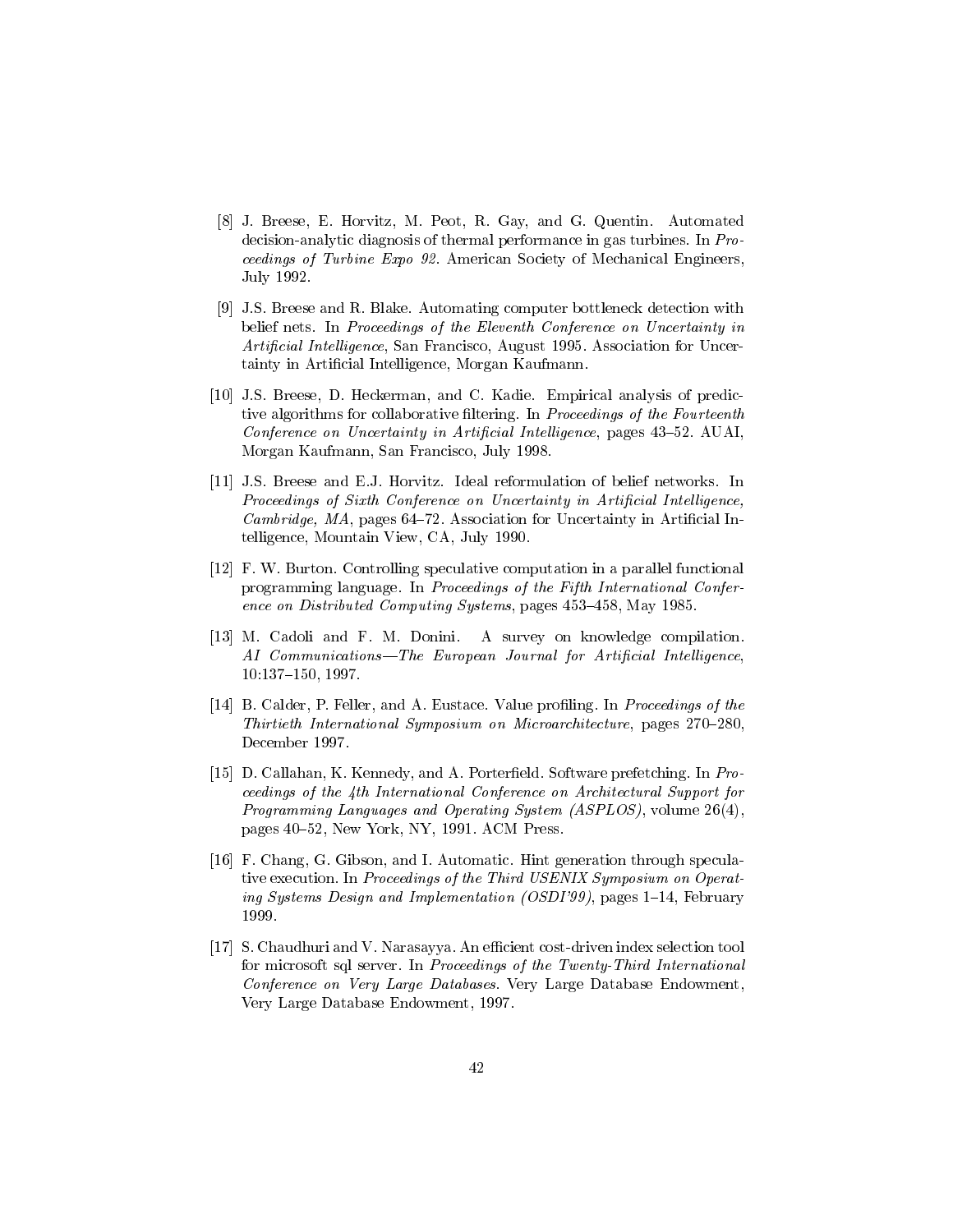[8] J. Breese, E. Horvitz, M. Peot, R. Gay, and G. Quentin. Automated decision-analytic diagnosis of thermal performance in gas turbines. In *Proceedings of Turbine Expo 92*. American Society of Mechanical Engineers, July 1992.

[9] J.S. Breese and R. Blake. Automating computer bottleneck detection with belief nets. In *Proceedings of the Eleventh Conference on Uncertainty in Artificial Intelligence*, San Francisco, August 1995. Association for Uncertainty in Artificial Intelligence, Morgan Kaufmann.

[10] J.S. Breese, D. Heckerman, and C. Kadie. Empirical analysis of predictive algorithms for collaborative filtering. In *Proceedings of the Fourteenth Conference on Uncertainty in Artificial Intelligence*, pages 43–52. AUAI, Morgan Kaufmann, San Francisco, July 1998.

[11] J.S. Breese and E.J. Horvitz. Ideal reformulation of belief networks. In *Proceedings of Sixth Conference on Uncertainty in Artificial Intelligence, Cambridge, MA*, pages 64–72. Association for Uncertainty in Artificial Intelligence, Mountain View, CA, July 1990.

[12] F. W. Burton. Controlling speculative computation in a parallel functional programming language. In *Proceedings of the Fifth International Conference on Distributed Computing Systems*, pages 453–458, May 1985.

[13] M. Cadoli and F. M. Donini. A survey on knowledge compilation. *AI Communications—The European Journal for Artificial Intelligence*, 10:137–150, 1997.

[14] B. Calder, P. Feller, and A. Eustace. Value profiling. In *Proceedings of the Thirtieth International Symposium on Microarchitecture*, pages 270–280, December 1997.

[15] D. Callahan, K. Kennedy, and A. Porterfield. Software prefetching. In *Proceedings of the 4th International Conference on Architectural Support for Programming Languages and Operating System (ASPLOS)*, volume 26(4), pages 40–52, New York, NY, 1991. ACM Press.

[16] F. Chang, G. Gibson, and I. Automatic. Hint generation through speculative execution. In *Proceedings of the Third USENIX Symposium on Operating Systems Design and Implementation (OSDI'99)*, pages 1–14, February 1999.

[17] S. Chaudhuri and V. Narasayya. An efficient cost-driven index selection tool for microsoft sql server. In *Proceedings of the Twenty-Third International Conference on Very Large Databases*. Very Large Database Endowment, Very Large Database Endowment, 1997.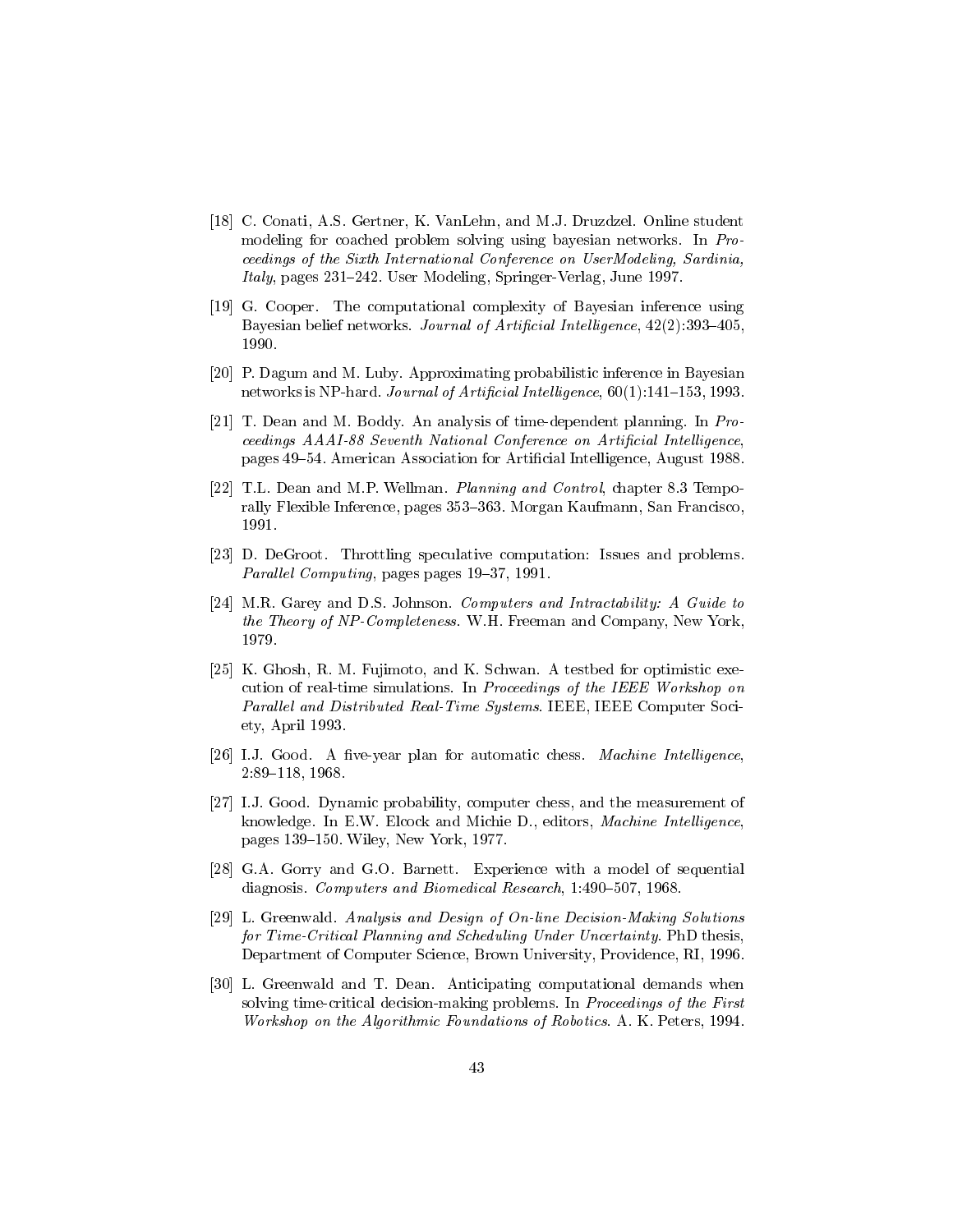[18] C. Conati, A.S. Gertner, K. VanLehn, and M.J. Druzdzel. Online student modeling for coached problem solving using bayesian networks. In *Proceedings of the Sixth International Conference on UserModeling, Sardinia, Italy*, pages 231–242. User Modeling, Springer-Verlag, June 1997.

[19] G. Cooper. The computational complexity of Bayesian inference using Bayesian belief networks. *Journal of Artificial Intelligence*, 42(2):393–405, 1990.

[20] P. Dagum and M. Luby. Approximating probabilistic inference in Bayesian networks is NP-hard. *Journal of Artificial Intelligence*, 60(1):141–153, 1993.

[21] T. Dean and M. Boddy. An analysis of time-dependent planning. In *Proceedings AAAI-88 Seventh National Conference on Artificial Intelligence*, pages 49–54. American Association for Artificial Intelligence, August 1988.

[22] T.L. Dean and M.P. Wellman. *Planning and Control*, chapter 8.3 Temporally Flexible Inference, pages 353–363. Morgan Kaufmann, San Francisco, 1991.

[23] D. DeGroot. Throttling speculative computation: Issues and problems. *Parallel Computing*, pages pages 19–37, 1991.

[24] M.R. Garey and D.S. Johnson. *Computers and Intractability: A Guide to the Theory of NP-Completeness*. W.H. Freeman and Company, New York, 1979.

[25] K. Ghosh, R. M. Fujimoto, and K. Schwan. A testbed for optimistic execution of real-time simulations. In *Proceedings of the IEEE Workshop on Parallel and Distributed Real-Time Systems*. IEEE, IEEE Computer Society, April 1993.

[26] I.J. Good. A five-year plan for automatic chess. *Machine Intelligence*, 2:89–118, 1968.

[27] I.J. Good. Dynamic probability, computer chess, and the measurement of knowledge. In E.W. Elcock and Michie D., editors, *Machine Intelligence*, pages 139–150. Wiley, New York, 1977.

[28] G.A. Gorry and G.O. Barnett. Experience with a model of sequential diagnosis. *Computers and Biomedical Research*, 1:490–507, 1968.

[29] L. Greenwald. *Analysis and Design of On-line Decision-Making Solutions for Time-Critical Planning and Scheduling Under Uncertainty*. PhD thesis, Department of Computer Science, Brown University, Providence, RI, 1996.

[30] L. Greenwald and T. Dean. Anticipating computational demands when solving time-critical decision-making problems. In *Proceedings of the First Workshop on the Algorithmic Foundations of Robotics*. A. K. Peters, 1994.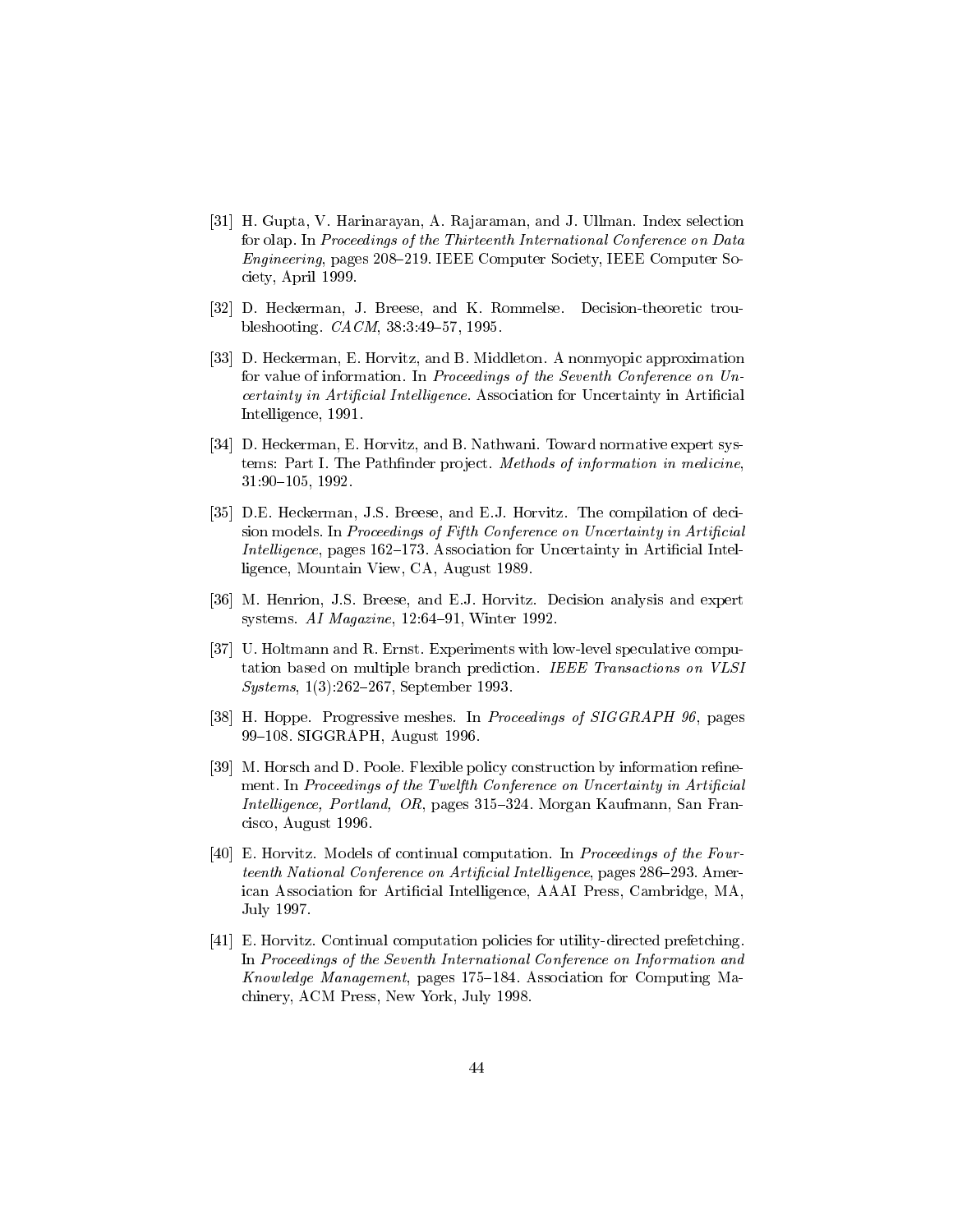[31] H. Gupta, V. Harinarayan, A. Rajaraman, and J. Ullman. Index selection for olap. In *Proceedings of the Thirteenth International Conference on Data Engineering*, pages 208–219. IEEE Computer Society, IEEE Computer Society, April 1999.

[32] D. Heckerman, J. Breese, and K. Rommelse. Decision-theoretic troubleshooting. *CACM*, 38:3:49–57, 1995.

[33] D. Heckerman, E. Horvitz, and B. Middleton. A nonmyopic approximation for value of information. In *Proceedings of the Seventh Conference on Uncertainty in Artificial Intelligence*. Association for Uncertainty in Artificial Intelligence, 1991.

[34] D. Heckerman, E. Horvitz, and B. Nathwani. Toward normative expert systems: Part I. The Pathfinder project. *Methods of information in medicine*, 31:90–105, 1992.

[35] D.E. Heckerman, J.S. Breese, and E.J. Horvitz. The compilation of decision models. In *Proceedings of Fifth Conference on Uncertainty in Artificial Intelligence*, pages 162–173. Association for Uncertainty in Artificial Intelligence, Mountain View, CA, August 1989.

[36] M. Henrion, J.S. Breese, and E.J. Horvitz. Decision analysis and expert systems. *AI Magazine*, 12:64–91, Winter 1992.

[37] U. Holtmann and R. Ernst. Experiments with low-level speculative computation based on multiple branch prediction. *IEEE Transactions on VLSI Systems*, 1(3):262–267, September 1993.

[38] H. Hoppe. Progressive meshes. In *Proceedings of SIGGRAPH 96*, pages 99–108. SIGGRAPH, August 1996.

[39] M. Horsch and D. Poole. Flexible policy construction by information refinement. In *Proceedings of the Twelfth Conference on Uncertainty in Artificial Intelligence, Portland, OR*, pages 315–324. Morgan Kaufmann, San Francisco, August 1996.

[40] E. Horvitz. Models of continual computation. In *Proceedings of the Fourteenth National Conference on Artificial Intelligence*, pages 286–293. American Association for Artificial Intelligence, AAAI Press, Cambridge, MA, July 1997.

[41] E. Horvitz. Continual computation policies for utility-directed prefetching. In *Proceedings of the Seventh International Conference on Information and Knowledge Management*, pages 175–184. Association for Computing Machinery, ACM Press, New York, July 1998.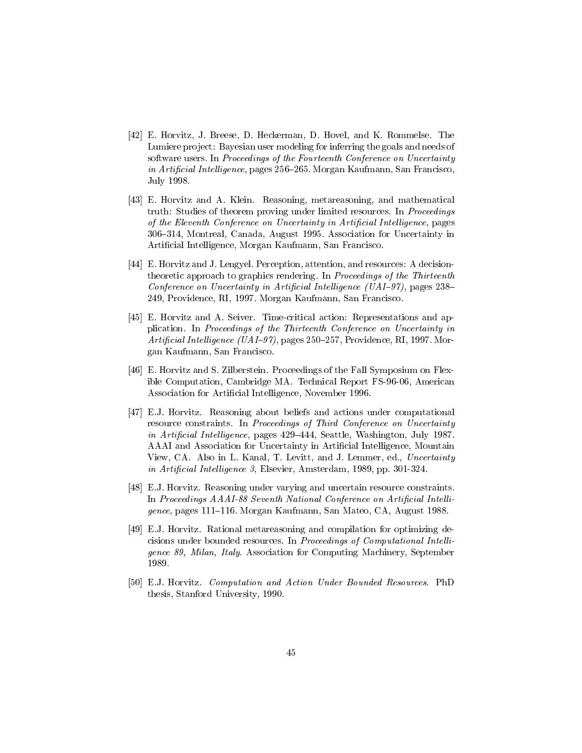[42] E. Horvitz, J. Breese, D. Heckerman, D. Hovel, and K. Rommelse. The Lumiere project: Bayesian user modeling for inferring the goals and needs of software users. In *Proceedings of the Fourteenth Conference on Uncertainty in Artificial Intelligence*, pages 256–265. Morgan Kaufmann, San Francisco, July 1998.

[43] E. Horvitz and A. Klein. Reasoning, metareasoning, and mathematical truth: Studies of theorem proving under limited resources. In *Proceedings of the Eleventh Conference on Uncertainty in Artificial Intelligence*, pages 306–314, Montreal, Canada, August 1995. Association for Uncertainty in Artificial Intelligence, Morgan Kaufmann, San Francisco.

[44] E. Horvitz and J. Lengyel. Perception, attention, and resources: A decision-theoretic approach to graphics rendering. In *Proceedings of the Thirteenth Conference on Uncertainty in Artificial Intelligence (UAI–97)*, pages 238–249, Providence, RI, 1997. Morgan Kaufmann, San Francisco.

[45] E. Horvitz and A. Seiver. Time-critical action: Representations and application. In *Proceedings of the Thirteenth Conference on Uncertainty in Artificial Intelligence (UAI–97)*, pages 250–257, Providence, RI, 1997. Morgan Kaufmann, San Francisco.

[46] E. Horvitz and S. Zilberstein. Proceedings of the Fall Symposium on Flexible Computation, Cambridge MA. Technical Report FS-96-06, American Association for Artificial Intelligence, November 1996.

[47] E.J. Horvitz. Reasoning about beliefs and actions under computational resource constraints. In *Proceedings of Third Conference on Uncertainty in Artificial Intelligence*, pages 429–444, Seattle, Washington, July 1987. AAAI and Association for Uncertainty in Artificial Intelligence, Mountain View, CA. Also in L. Kanal, T. Levitt, and J. Lemmer, ed., *Uncertainty in Artificial Intelligence 3*, Elsevier, Amsterdam, 1989, pp. 301-324.

[48] E.J. Horvitz. Reasoning under varying and uncertain resource constraints. In *Proceedings AAAI-88 Seventh National Conference on Artificial Intelligence*, pages 111–116. Morgan Kaufmann, San Mateo, CA, August 1988.

[49] E.J. Horvitz. Rational metareasoning and compilation for optimizing decisions under bounded resources. In *Proceedings of Computational Intelligence 89, Milan, Italy*. Association for Computing Machinery, September 1989.

[50] E.J. Horvitz. *Computation and Action Under Bounded Resources*. PhD thesis, Stanford University, 1990.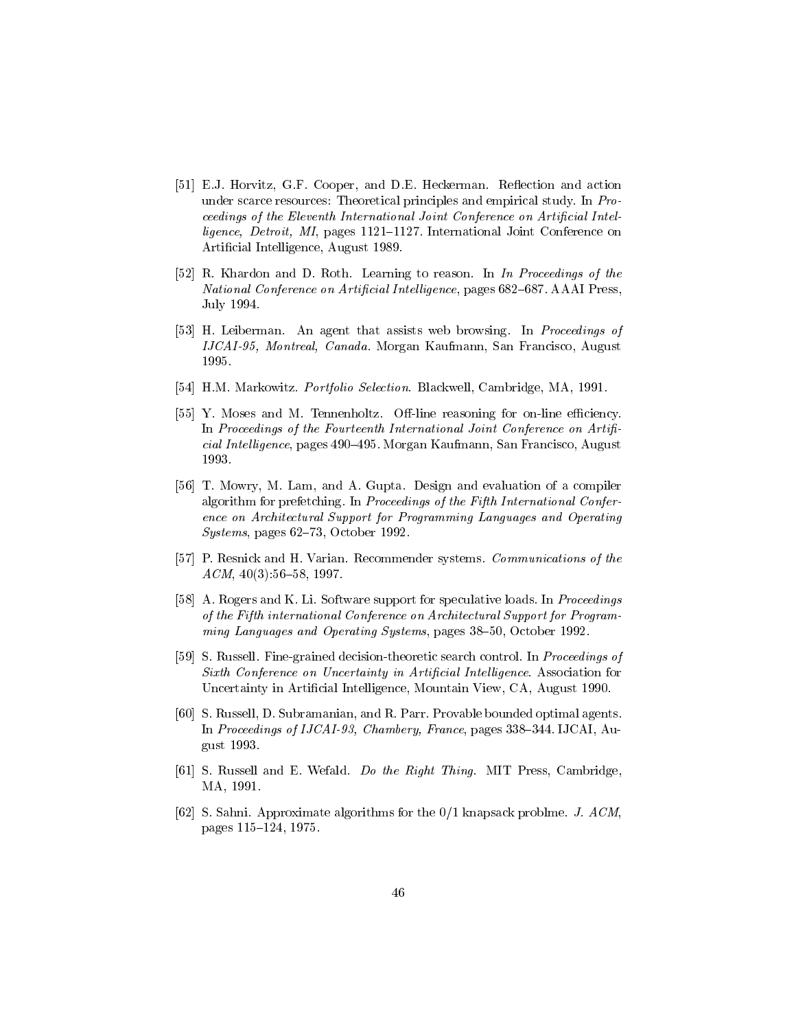[51] E.J. Horvitz, G.F. Cooper, and D.E. Heckerman. Reflection and action under scarce resources: Theoretical principles and empirical study. In *Proceedings of the Eleventh International Joint Conference on Artificial Intelligence, Detroit, MI*, pages 1121–1127. International Joint Conference on Artificial Intelligence, August 1989.

[52] R. Khardon and D. Roth. Learning to reason. In *In Proceedings of the National Conference on Artificial Intelligence*, pages 682–687. AAAI Press, July 1994.

[53] H. Leiberman. An agent that assists web browsing. In *Proceedings of IJCAI-95, Montreal, Canada*. Morgan Kaufmann, San Francisco, August 1995.

[54] H.M. Markowitz. *Portfolio Selection*. Blackwell, Cambridge, MA, 1991.

[55] Y. Moses and M. Tennenholtz. Off-line reasoning for on-line efficiency. In *Proceedings of the Fourteenth International Joint Conference on Artificial Intelligence*, pages 490–495. Morgan Kaufmann, San Francisco, August 1993.

[56] T. Mowry, M. Lam, and A. Gupta. Design and evaluation of a compiler algorithm for prefetching. In *Proceedings of the Fifth International Conference on Architectural Support for Programming Languages and Operating Systems*, pages 62–73, October 1992.

[57] P. Resnick and H. Varian. Recommender systems. *Communications of the ACM*, 40(3):56–58, 1997.

[58] A. Rogers and K. Li. Software support for speculative loads. In *Proceedings of the Fifth international Conference on Architectural Support for Programming Languages and Operating Systems*, pages 38–50, October 1992.

[59] S. Russell. Fine-grained decision-theoretic search control. In *Proceedings of Sixth Conference on Uncertainty in Artificial Intelligence*. Association for Uncertainty in Artificial Intelligence, Mountain View, CA, August 1990.

[60] S. Russell, D. Subramanian, and R. Parr. Provable bounded optimal agents. In *Proceedings of IJCAI-93, Chambery, France*, pages 338–344. IJCAI, August 1993.

[61] S. Russell and E. Wefald. *Do the Right Thing*. MIT Press, Cambridge, MA, 1991.

[62] S. Sahni. Approximate algorithms for the 0/1 knapsack problme. *J. ACM*, pages 115–124, 1975.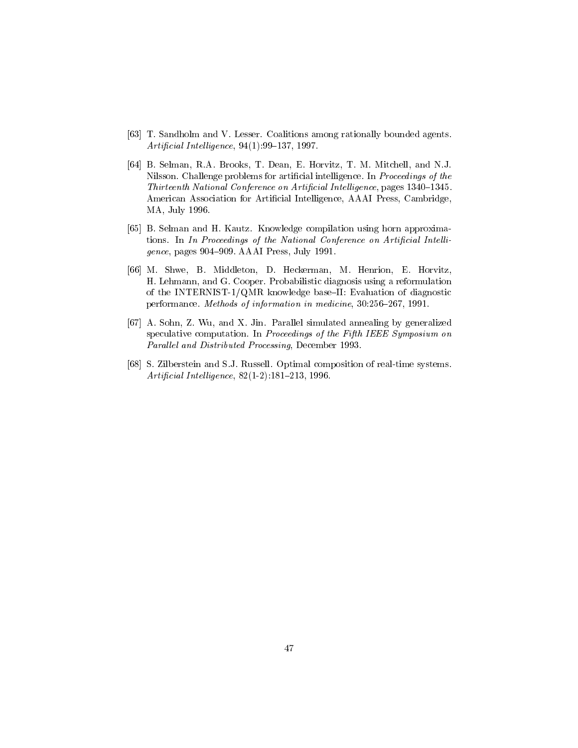[63] T. Sandholm and V. Lesser. Coalitions among rationally bounded agents. *Artificial Intelligence*, 94(1):99–137, 1997.

[64] B. Selman, R.A. Brooks, T. Dean, E. Horvitz, T. M. Mitchell, and N.J. Nilsson. Challenge problems for artificial intelligence. In *Proceedings of the Thirteenth National Conference on Artificial Intelligence*, pages 1340–1345. American Association for Artificial Intelligence, AAAI Press, Cambridge, MA, July 1996.

[65] B. Selman and H. Kautz. Knowledge compilation using horn approximations. In *In Proceedings of the National Conference on Artificial Intelligence*, pages 904–909. AAAI Press, July 1991.

[66] M. Shwe, B. Middleton, D. Heckerman, M. Henrion, E. Horvitz, H. Lehmann, and G. Cooper. Probabilistic diagnosis using a reformulation of the INTERNIST-1/QMR knowledge base–II: Evaluation of diagnostic performance. *Methods of information in medicine*, 30:256–267, 1991.

[67] A. Sohn, Z. Wu, and X. Jin. Parallel simulated annealing by generalized speculative computation. In *Proceedings of the Fifth IEEE Symposium on Parallel and Distributed Processing*, December 1993.

[68] S. Zilberstein and S.J. Russell. Optimal composition of real-time systems. *Artificial Intelligence*, 82(1-2):181–213, 1996.